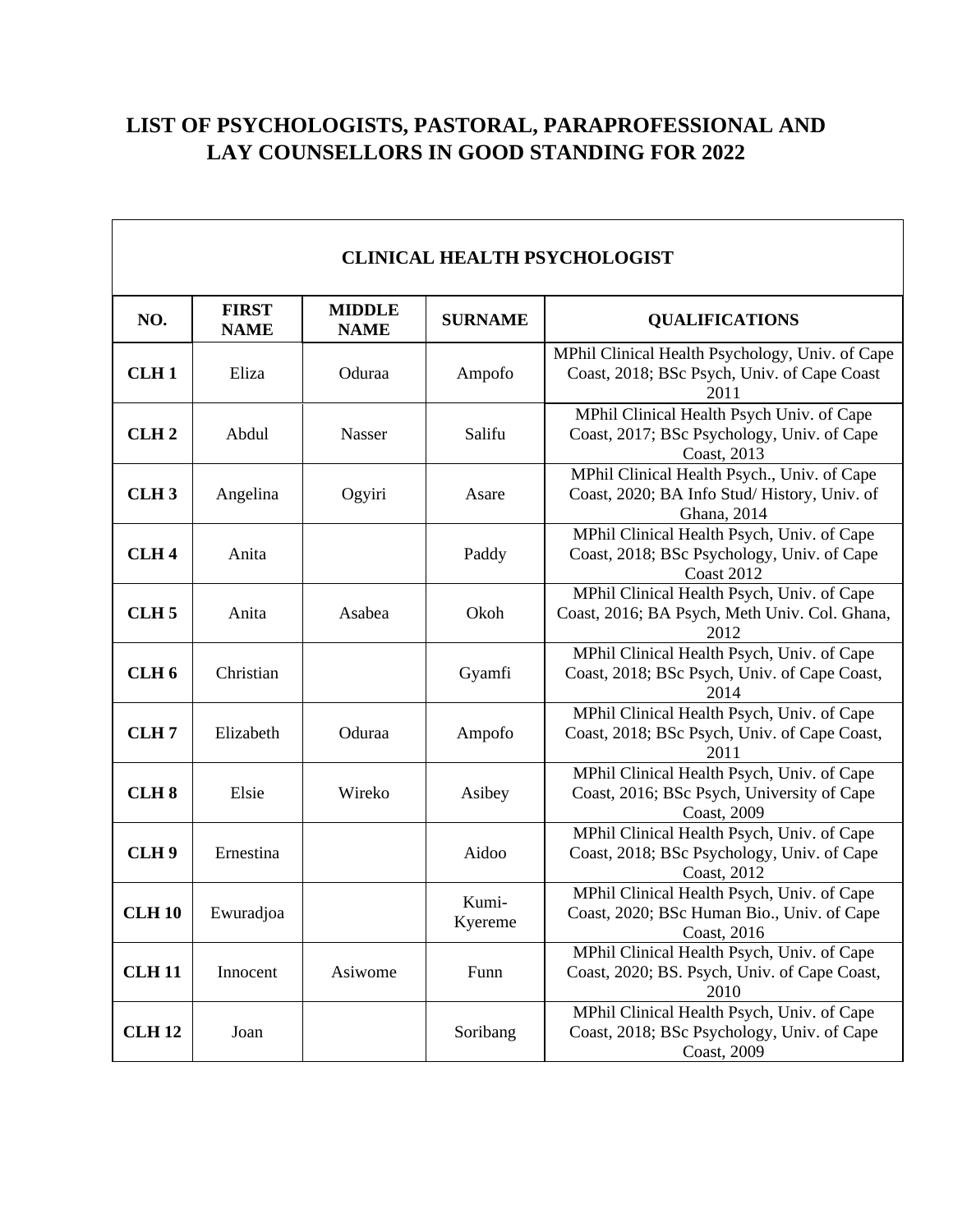# LIST OF PSYCHOLOGISTS, PASTORAL, PARAPROFESSIONAL AND LAY COUNSELLORS IN GOOD STANDING FOR 2022

| CLINICAL HEALTH PSYCHOLOGIST | | | | |
|---|---|---|---|---|
| **NO.** | **FIRST NAME** | **MIDDLE NAME** | **SURNAME** | **QUALIFICATIONS** |
| **CLH 1** | Eliza | Oduraa | Ampofo | MPhil Clinical Health Psychology, Univ. of Cape Coast, 2018; BSc Psych, Univ. of Cape Coast 2011 |
| **CLH 2** | Abdul | Nasser | Salifu | MPhil Clinical Health Psych Univ. of Cape Coast, 2017; BSc Psychology, Univ. of Cape Coast, 2013 |
| **CLH 3** | Angelina | Ogyiri | Asare | MPhil Clinical Health Psych., Univ. of Cape Coast, 2020; BA Info Stud/ History, Univ. of Ghana, 2014 |
| **CLH 4** | Anita | | Paddy | MPhil Clinical Health Psych, Univ. of Cape Coast, 2018; BSc Psychology, Univ. of Cape Coast 2012 |
| **CLH 5** | Anita | Asabea | Okoh | MPhil Clinical Health Psych, Univ. of Cape Coast, 2016; BA Psych, Meth Univ. Col. Ghana, 2012 |
| **CLH 6** | Christian | | Gyamfi | MPhil Clinical Health Psych, Univ. of Cape Coast, 2018; BSc Psych, Univ. of Cape Coast, 2014 |
| **CLH 7** | Elizabeth | Oduraa | Ampofo | MPhil Clinical Health Psych, Univ. of Cape Coast, 2018; BSc Psych, Univ. of Cape Coast, 2011 |
| **CLH 8** | Elsie | Wireko | Asibey | MPhil Clinical Health Psych, Univ. of Cape Coast, 2016; BSc Psych, University of Cape Coast, 2009 |
| **CLH 9** | Ernestina | | Aidoo | MPhil Clinical Health Psych, Univ. of Cape Coast, 2018; BSc Psychology, Univ. of Cape Coast, 2012 |
| **CLH 10** | Ewuradjoa | | Kumi-Kyereme | MPhil Clinical Health Psych, Univ. of Cape Coast, 2020; BSc Human Bio., Univ. of Cape Coast, 2016 |
| **CLH 11** | Innocent | Asiwome | Funn | MPhil Clinical Health Psych, Univ. of Cape Coast, 2020; BS. Psych, Univ. of Cape Coast, 2010 |
| **CLH 12** | Joan | | Soribang | MPhil Clinical Health Psych, Univ. of Cape Coast, 2018; BSc Psychology, Univ. of Cape Coast, 2009 |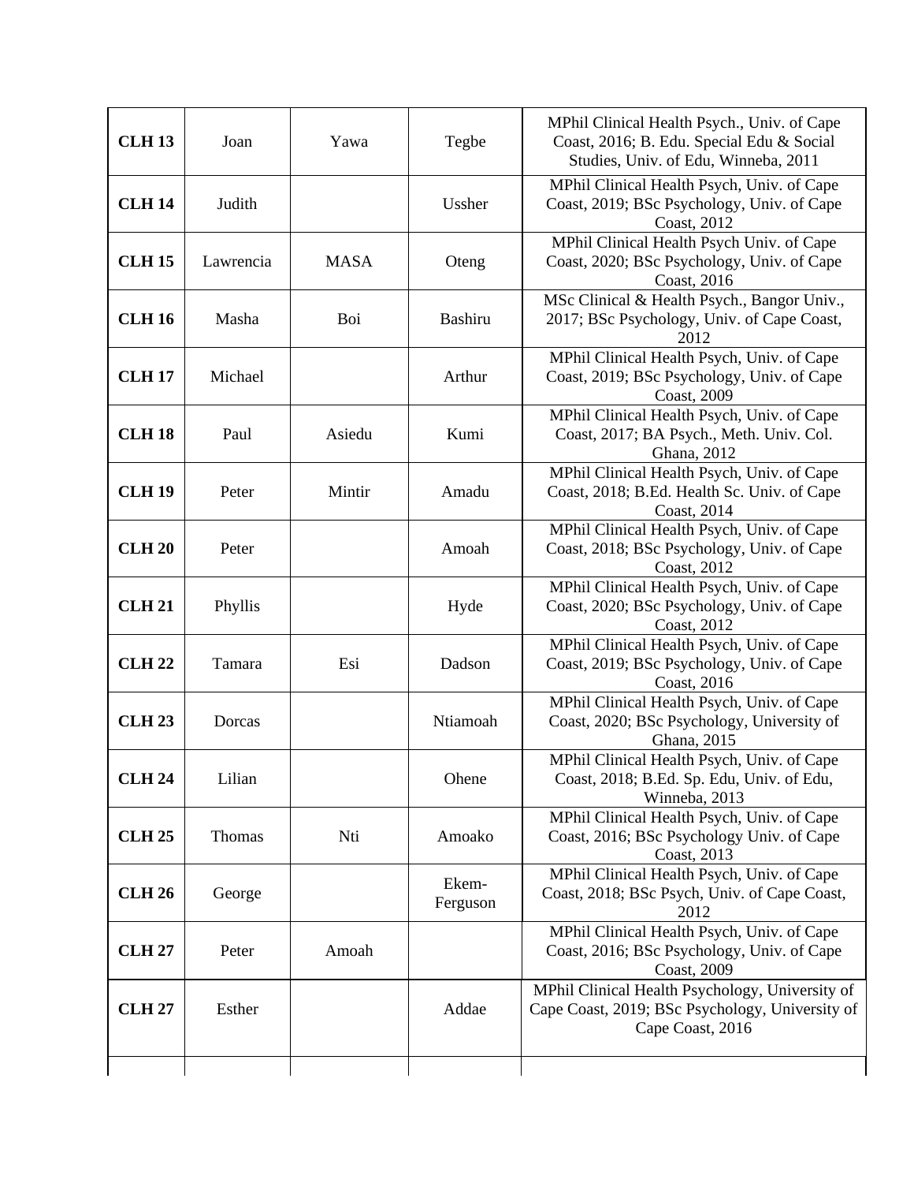| | | | | |
|---|---|---|---|---|
| **CLH 13** | Joan | Yawa | Tegbe | MPhil Clinical Health Psych., Univ. of Cape Coast, 2016; B. Edu. Special Edu & Social Studies, Univ. of Edu, Winneba, 2011 |
| **CLH 14** | Judith | | Ussher | MPhil Clinical Health Psych, Univ. of Cape Coast, 2019; BSc Psychology, Univ. of Cape Coast, 2012 |
| **CLH 15** | Lawrencia | MASA | Oteng | MPhil Clinical Health Psych Univ. of Cape Coast, 2020; BSc Psychology, Univ. of Cape Coast, 2016 |
| **CLH 16** | Masha | Boi | Bashiru | MSc Clinical & Health Psych., Bangor Univ., 2017; BSc Psychology, Univ. of Cape Coast, 2012 |
| **CLH 17** | Michael | | Arthur | MPhil Clinical Health Psych, Univ. of Cape Coast, 2019; BSc Psychology, Univ. of Cape Coast, 2009 |
| **CLH 18** | Paul | Asiedu | Kumi | MPhil Clinical Health Psych, Univ. of Cape Coast, 2017; BA Psych., Meth. Univ. Col. Ghana, 2012 |
| **CLH 19** | Peter | Mintir | Amadu | MPhil Clinical Health Psych, Univ. of Cape Coast, 2018; B.Ed. Health Sc. Univ. of Cape Coast, 2014 |
| **CLH 20** | Peter | | Amoah | MPhil Clinical Health Psych, Univ. of Cape Coast, 2018; BSc Psychology, Univ. of Cape Coast, 2012 |
| **CLH 21** | Phyllis | | Hyde | MPhil Clinical Health Psych, Univ. of Cape Coast, 2020; BSc Psychology, Univ. of Cape Coast, 2012 |
| **CLH 22** | Tamara | Esi | Dadson | MPhil Clinical Health Psych, Univ. of Cape Coast, 2019; BSc Psychology, Univ. of Cape Coast, 2016 |
| **CLH 23** | Dorcas | | Ntiamoah | MPhil Clinical Health Psych, Univ. of Cape Coast, 2020; BSc Psychology, University of Ghana, 2015 |
| **CLH 24** | Lilian | | Ohene | MPhil Clinical Health Psych, Univ. of Cape Coast, 2018; B.Ed. Sp. Edu, Univ. of Edu, Winneba, 2013 |
| **CLH 25** | Thomas | Nti | Amoako | MPhil Clinical Health Psych, Univ. of Cape Coast, 2016; BSc Psychology Univ. of Cape Coast, 2013 |
| **CLH 26** | George | | Ekem-Ferguson | MPhil Clinical Health Psych, Univ. of Cape Coast, 2018; BSc Psych, Univ. of Cape Coast, 2012 |
| **CLH 27** | Peter | Amoah | | MPhil Clinical Health Psych, Univ. of Cape Coast, 2016; BSc Psychology, Univ. of Cape Coast, 2009 |
| **CLH 27** | Esther | | Addae | MPhil Clinical Health Psychology, University of Cape Coast, 2019; BSc Psychology, University of Cape Coast, 2016 |
| | | | | |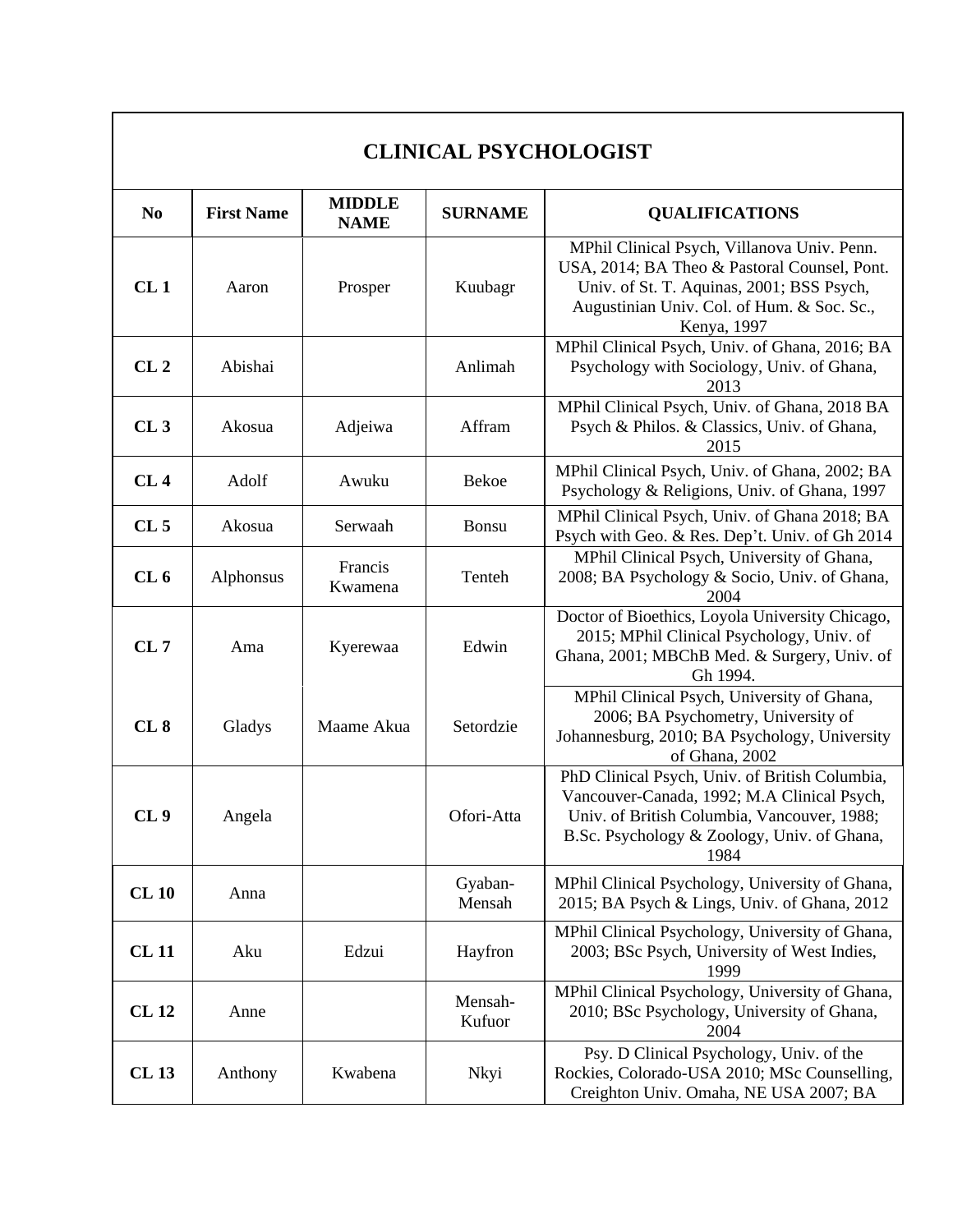| CLINICAL PSYCHOLOGIST | | | | |
|---|---|---|---|---|
| **No** | **First Name** | **MIDDLE NAME** | **SURNAME** | **QUALIFICATIONS** |
| **CL 1** | Aaron | Prosper | Kuubagr | MPhil Clinical Psych, Villanova Univ. Penn. USA, 2014; BA Theo & Pastoral Counsel, Pont. Univ. of St. T. Aquinas, 2001; BSS Psych, Augustinian Univ. Col. of Hum. & Soc. Sc., Kenya, 1997 |
| **CL 2** | Abishai | | Anlimah | MPhil Clinical Psych, Univ. of Ghana, 2016; BA Psychology with Sociology, Univ. of Ghana, 2013 |
| **CL 3** | Akosua | Adjeiwa | Affram | MPhil Clinical Psych, Univ. of Ghana, 2018 BA Psych & Philos. & Classics, Univ. of Ghana, 2015 |
| **CL 4** | Adolf | Awuku | Bekoe | MPhil Clinical Psych, Univ. of Ghana, 2002; BA Psychology & Religions, Univ. of Ghana, 1997 |
| **CL 5** | Akosua | Serwaah | Bonsu | MPhil Clinical Psych, Univ. of Ghana 2018; BA Psych with Geo. & Res. Dep't. Univ. of Gh 2014 |
| **CL 6** | Alphonsus | Francis Kwamena | Tenteh | MPhil Clinical Psych, University of Ghana, 2008; BA Psychology & Socio, Univ. of Ghana, 2004 |
| **CL 7** | Ama | Kyerewaa | Edwin | Doctor of Bioethics, Loyola University Chicago, 2015; MPhil Clinical Psychology, Univ. of Ghana, 2001; MBChB Med. & Surgery, Univ. of Gh 1994. |
| **CL 8** | Gladys | Maame Akua | Setordzie | MPhil Clinical Psych, University of Ghana, 2006; BA Psychometry, University of Johannesburg, 2010; BA Psychology, University of Ghana, 2002 |
| **CL 9** | Angela | | Ofori-Atta | PhD Clinical Psych, Univ. of British Columbia, Vancouver-Canada, 1992; M.A Clinical Psych, Univ. of British Columbia, Vancouver, 1988; B.Sc. Psychology & Zoology, Univ. of Ghana, 1984 |
| **CL 10** | Anna | | Gyaban-Mensah | MPhil Clinical Psychology, University of Ghana, 2015; BA Psych & Lings, Univ. of Ghana, 2012 |
| **CL 11** | Aku | Edzui | Hayfron | MPhil Clinical Psychology, University of Ghana, 2003; BSc Psych, University of West Indies, 1999 |
| **CL 12** | Anne | | Mensah-Kufuor | MPhil Clinical Psychology, University of Ghana, 2010; BSc Psychology, University of Ghana, 2004 |
| **CL 13** | Anthony | Kwabena | Nkyi | Psy. D Clinical Psychology, Univ. of the Rockies, Colorado-USA 2010; MSc Counselling, Creighton Univ. Omaha, NE USA 2007; BA |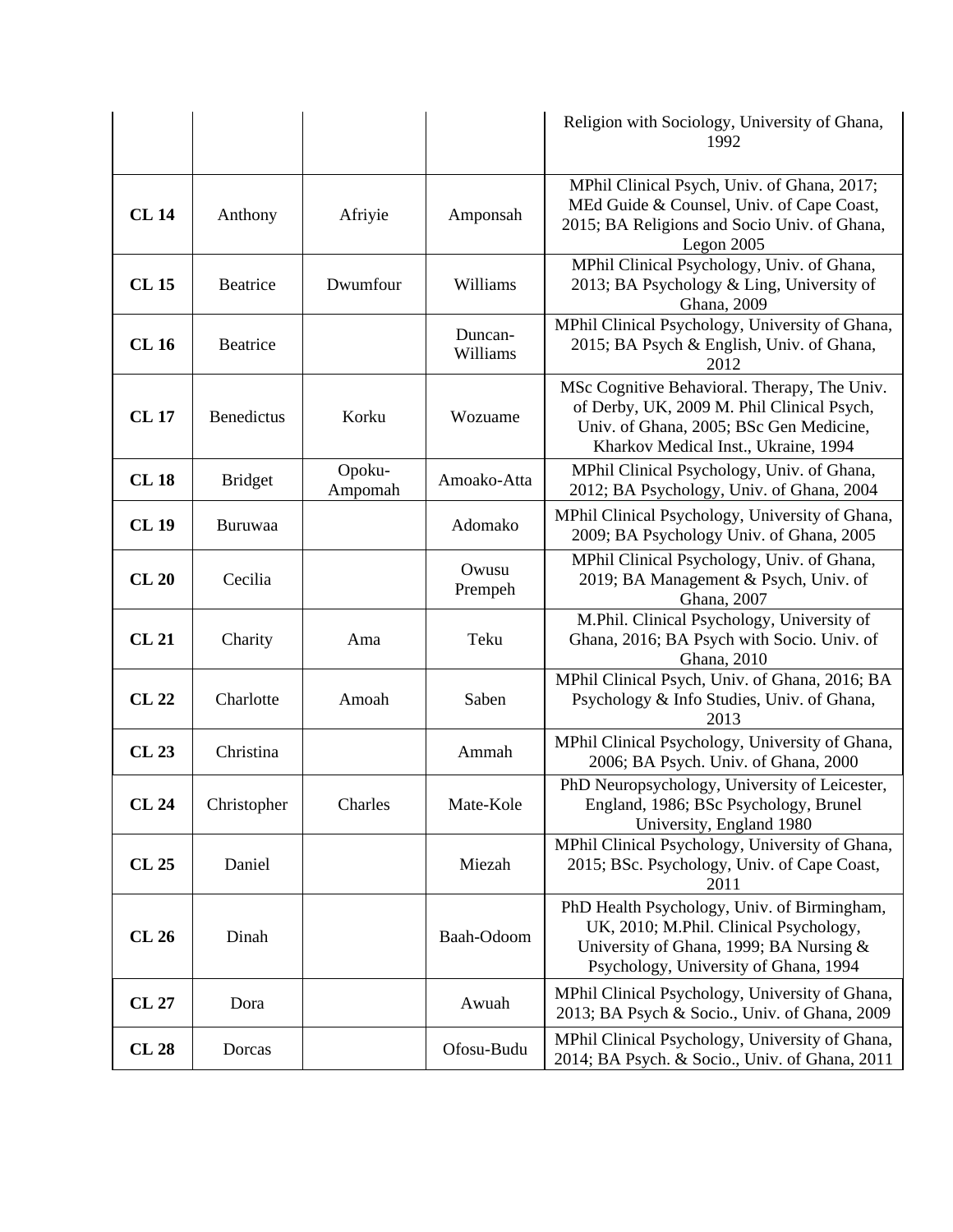| | | | | Religion with Sociology, University of Ghana, 1992 |
|---|---|---|---|---|
| **CL 14** | Anthony | Afriyie | Amponsah | MPhil Clinical Psych, Univ. of Ghana, 2017; MEd Guide & Counsel, Univ. of Cape Coast, 2015; BA Religions and Socio Univ. of Ghana, Legon 2005 |
| **CL 15** | Beatrice | Dwumfour | Williams | MPhil Clinical Psychology, Univ. of Ghana, 2013; BA Psychology & Ling, University of Ghana, 2009 |
| **CL 16** | Beatrice | | Duncan-Williams | MPhil Clinical Psychology, University of Ghana, 2015; BA Psych & English, Univ. of Ghana, 2012 |
| **CL 17** | Benedictus | Korku | Wozuame | MSc Cognitive Behavioral. Therapy, The Univ. of Derby, UK, 2009 M. Phil Clinical Psych, Univ. of Ghana, 2005; BSc Gen Medicine, Kharkov Medical Inst., Ukraine, 1994 |
| **CL 18** | Bridget | Opoku-Ampomah | Amoako-Atta | MPhil Clinical Psychology, Univ. of Ghana, 2012; BA Psychology, Univ. of Ghana, 2004 |
| **CL 19** | Buruwaa | | Adomako | MPhil Clinical Psychology, University of Ghana, 2009; BA Psychology Univ. of Ghana, 2005 |
| **CL 20** | Cecilia | | Owusu Prempeh | MPhil Clinical Psychology, Univ. of Ghana, 2019; BA Management & Psych, Univ. of Ghana, 2007 |
| **CL 21** | Charity | Ama | Teku | M.Phil. Clinical Psychology, University of Ghana, 2016; BA Psych with Socio. Univ. of Ghana, 2010 |
| **CL 22** | Charlotte | Amoah | Saben | MPhil Clinical Psych, Univ. of Ghana, 2016; BA Psychology & Info Studies, Univ. of Ghana, 2013 |
| **CL 23** | Christina | | Ammah | MPhil Clinical Psychology, University of Ghana, 2006; BA Psych. Univ. of Ghana, 2000 |
| **CL 24** | Christopher | Charles | Mate-Kole | PhD Neuropsychology, University of Leicester, England, 1986; BSc Psychology, Brunel University, England 1980 |
| **CL 25** | Daniel | | Miezah | MPhil Clinical Psychology, University of Ghana, 2015; BSc. Psychology, Univ. of Cape Coast, 2011 |
| **CL 26** | Dinah | | Baah-Odoom | PhD Health Psychology, Univ. of Birmingham, UK, 2010; M.Phil. Clinical Psychology, University of Ghana, 1999; BA Nursing & Psychology, University of Ghana, 1994 |
| **CL 27** | Dora | | Awuah | MPhil Clinical Psychology, University of Ghana, 2013; BA Psych & Socio., Univ. of Ghana, 2009 |
| **CL 28** | Dorcas | | Ofosu-Budu | MPhil Clinical Psychology, University of Ghana, 2014; BA Psych. & Socio., Univ. of Ghana, 2011 |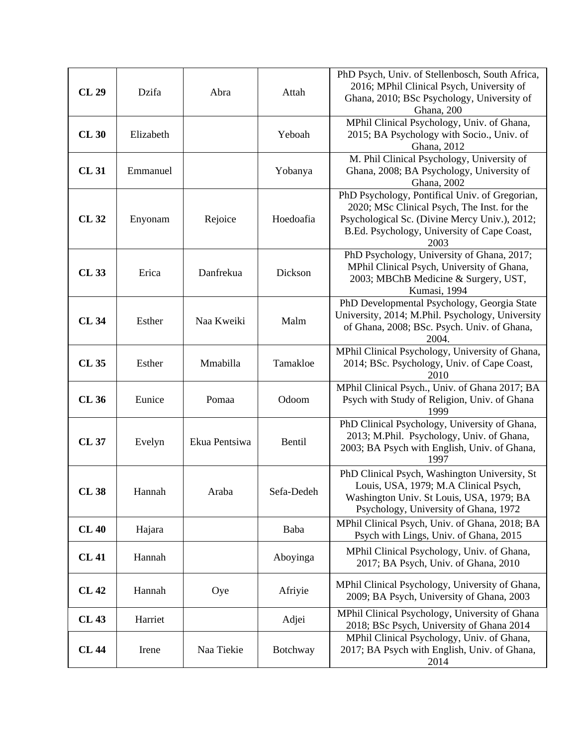| **CL 29** | Dzifa | Abra | Attah | PhD Psych, Univ. of Stellenbosch, South Africa, 2016; MPhil Clinical Psych, University of Ghana, 2010; BSc Psychology, University of Ghana, 200 |
|---|---|---|---|---|
| **CL 30** | Elizabeth | | Yeboah | MPhil Clinical Psychology, Univ. of Ghana, 2015; BA Psychology with Socio., Univ. of Ghana, 2012 |
| **CL 31** | Emmanuel | | Yobanya | M. Phil Clinical Psychology, University of Ghana, 2008; BA Psychology, University of Ghana, 2002 |
| **CL 32** | Enyonam | Rejoice | Hoedoafia | PhD Psychology, Pontifical Univ. of Gregorian, 2020; MSc Clinical Psych, The Inst. for the Psychological Sc. (Divine Mercy Univ.), 2012; B.Ed. Psychology, University of Cape Coast, 2003 |
| **CL 33** | Erica | Danfrekua | Dickson | PhD Psychology, University of Ghana, 2017; MPhil Clinical Psych, University of Ghana, 2003; MBChB Medicine & Surgery, UST, Kumasi, 1994 |
| **CL 34** | Esther | Naa Kweiki | Malm | PhD Developmental Psychology, Georgia State University, 2014; M.Phil. Psychology, University of Ghana, 2008; BSc. Psych. Univ. of Ghana, 2004. |
| **CL 35** | Esther | Mmabilla | Tamakloe | MPhil Clinical Psychology, University of Ghana, 2014; BSc. Psychology, Univ. of Cape Coast, 2010 |
| **CL 36** | Eunice | Pomaa | Odoom | MPhil Clinical Psych., Univ. of Ghana 2017; BA Psych with Study of Religion, Univ. of Ghana 1999 |
| **CL 37** | Evelyn | Ekua Pentsiwa | Bentil | PhD Clinical Psychology, University of Ghana, 2013; M.Phil. Psychology, Univ. of Ghana, 2003; BA Psych with English, Univ. of Ghana, 1997 |
| **CL 38** | Hannah | Araba | Sefa-Dedeh | PhD Clinical Psych, Washington University, St Louis, USA, 1979; M.A Clinical Psych, Washington Univ. St Louis, USA, 1979; BA Psychology, University of Ghana, 1972 |
| **CL 40** | Hajara | | Baba | MPhil Clinical Psych, Univ. of Ghana, 2018; BA Psych with Lings, Univ. of Ghana, 2015 |
| **CL 41** | Hannah | | Aboyinga | MPhil Clinical Psychology, Univ. of Ghana, 2017; BA Psych, Univ. of Ghana, 2010 |
| **CL 42** | Hannah | Oye | Afriyie | MPhil Clinical Psychology, University of Ghana, 2009; BA Psych, University of Ghana, 2003 |
| **CL 43** | Harriet | | Adjei | MPhil Clinical Psychology, University of Ghana 2018; BSc Psych, University of Ghana 2014 |
| **CL 44** | Irene | Naa Tiekie | Botchway | MPhil Clinical Psychology, Univ. of Ghana, 2017; BA Psych with English, Univ. of Ghana, 2014 |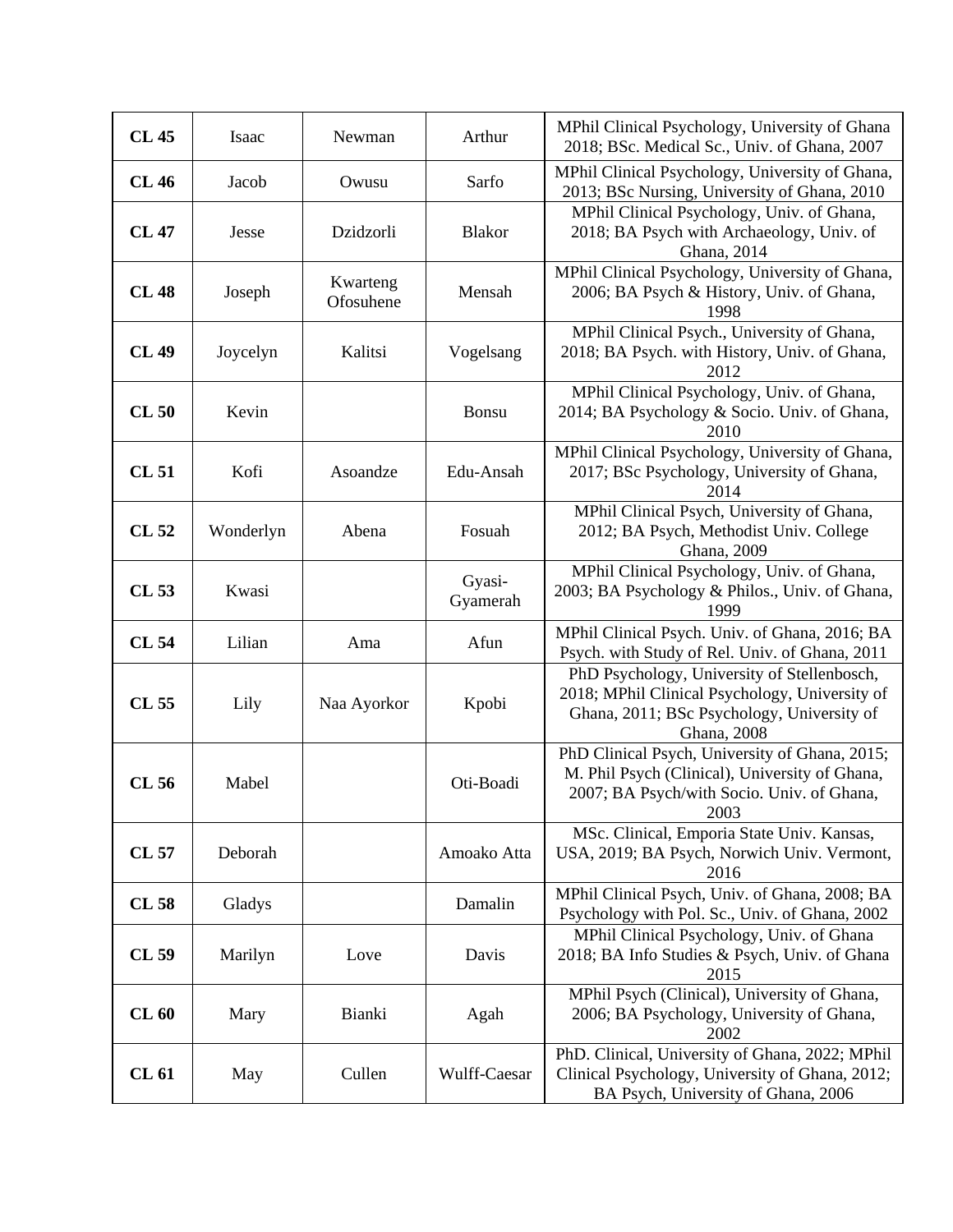| **CL 45** | Isaac | Newman | Arthur | MPhil Clinical Psychology, University of Ghana 2018; BSc. Medical Sc., Univ. of Ghana, 2007 |
|---|---|---|---|---|
| **CL 46** | Jacob | Owusu | Sarfo | MPhil Clinical Psychology, University of Ghana, 2013; BSc Nursing, University of Ghana, 2010 |
| **CL 47** | Jesse | Dzidzorli | Blakor | MPhil Clinical Psychology, Univ. of Ghana, 2018; BA Psych with Archaeology, Univ. of Ghana, 2014 |
| **CL 48** | Joseph | Kwarteng Ofosuhene | Mensah | MPhil Clinical Psychology, University of Ghana, 2006; BA Psych & History, Univ. of Ghana, 1998 |
| **CL 49** | Joycelyn | Kalitsi | Vogelsang | MPhil Clinical Psych., University of Ghana, 2018; BA Psych. with History, Univ. of Ghana, 2012 |
| **CL 50** | Kevin | | Bonsu | MPhil Clinical Psychology, Univ. of Ghana, 2014; BA Psychology & Socio. Univ. of Ghana, 2010 |
| **CL 51** | Kofi | Asoandze | Edu-Ansah | MPhil Clinical Psychology, University of Ghana, 2017; BSc Psychology, University of Ghana, 2014 |
| **CL 52** | Wonderlyn | Abena | Fosuah | MPhil Clinical Psych, University of Ghana, 2012; BA Psych, Methodist Univ. College Ghana, 2009 |
| **CL 53** | Kwasi | | Gyasi-Gyamerah | MPhil Clinical Psychology, Univ. of Ghana, 2003; BA Psychology & Philos., Univ. of Ghana, 1999 |
| **CL 54** | Lilian | Ama | Afun | MPhil Clinical Psych. Univ. of Ghana, 2016; BA Psych. with Study of Rel. Univ. of Ghana, 2011 |
| **CL 55** | Lily | Naa Ayorkor | Kpobi | PhD Psychology, University of Stellenbosch, 2018; MPhil Clinical Psychology, University of Ghana, 2011; BSc Psychology, University of Ghana, 2008 |
| **CL 56** | Mabel | | Oti-Boadi | PhD Clinical Psych, University of Ghana, 2015; M. Phil Psych (Clinical), University of Ghana, 2007; BA Psych/with Socio. Univ. of Ghana, 2003 |
| **CL 57** | Deborah | | Amoako Atta | MSc. Clinical, Emporia State Univ. Kansas, USA, 2019; BA Psych, Norwich Univ. Vermont, 2016 |
| **CL 58** | Gladys | | Damalin | MPhil Clinical Psych, Univ. of Ghana, 2008; BA Psychology with Pol. Sc., Univ. of Ghana, 2002 |
| **CL 59** | Marilyn | Love | Davis | MPhil Clinical Psychology, Univ. of Ghana 2018; BA Info Studies & Psych, Univ. of Ghana 2015 |
| **CL 60** | Mary | Bianki | Agah | MPhil Psych (Clinical), University of Ghana, 2006; BA Psychology, University of Ghana, 2002 |
| **CL 61** | May | Cullen | Wulff-Caesar | PhD. Clinical, University of Ghana, 2022; MPhil Clinical Psychology, University of Ghana, 2012; BA Psych, University of Ghana, 2006 |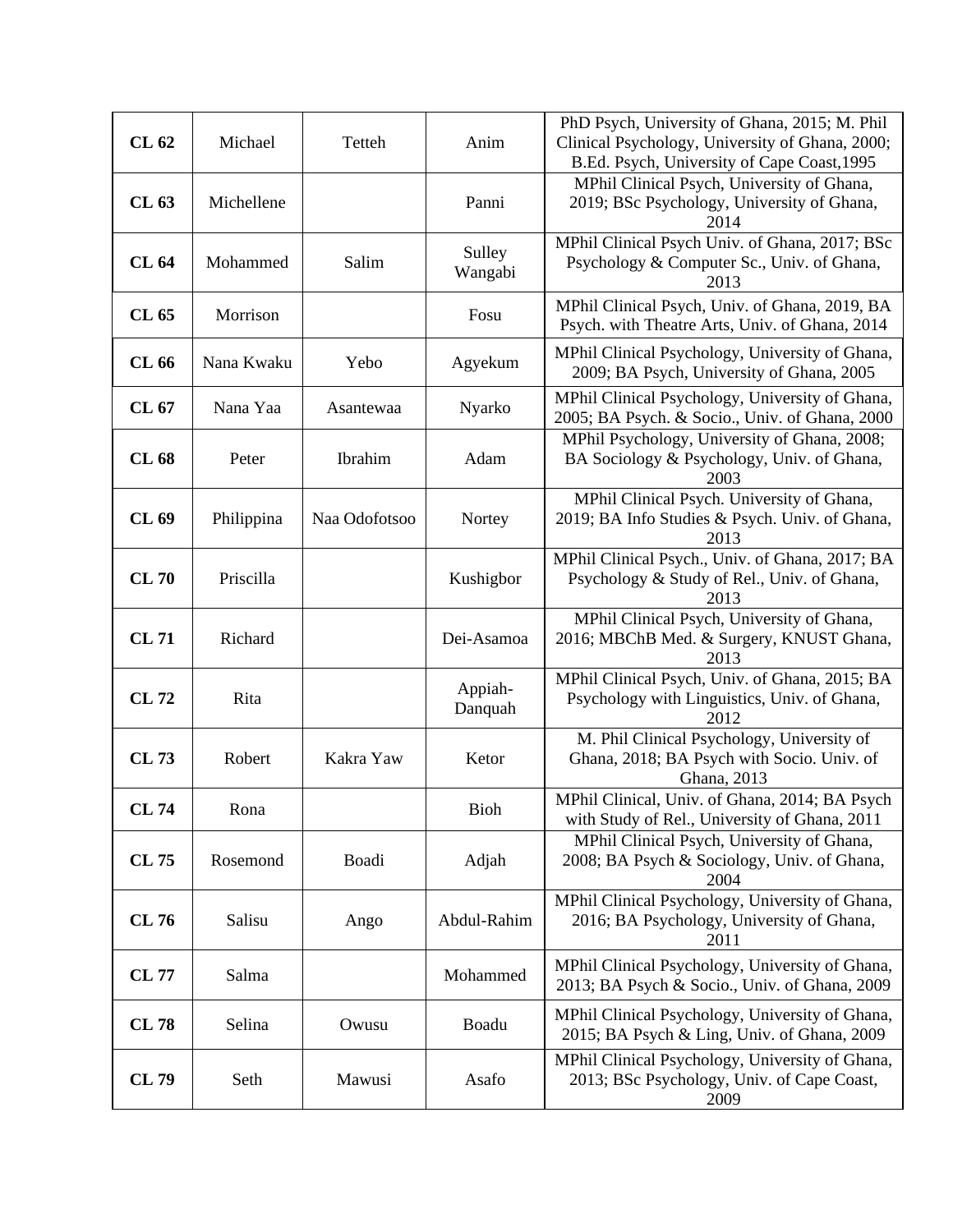| | | | | |
|---|---|---|---|---|
| **CL 62** | Michael | Tetteh | Anim | PhD Psych, University of Ghana, 2015; M. Phil Clinical Psychology, University of Ghana, 2000; B.Ed. Psych, University of Cape Coast,1995 |
| **CL 63** | Michellene | | Panni | MPhil Clinical Psych, University of Ghana, 2019; BSc Psychology, University of Ghana, 2014 |
| **CL 64** | Mohammed | Salim | Sulley Wangabi | MPhil Clinical Psych Univ. of Ghana, 2017; BSc Psychology & Computer Sc., Univ. of Ghana, 2013 |
| **CL 65** | Morrison | | Fosu | MPhil Clinical Psych, Univ. of Ghana, 2019, BA Psych. with Theatre Arts, Univ. of Ghana, 2014 |
| **CL 66** | Nana Kwaku | Yebo | Agyekum | MPhil Clinical Psychology, University of Ghana, 2009; BA Psych, University of Ghana, 2005 |
| **CL 67** | Nana Yaa | Asantewaa | Nyarko | MPhil Clinical Psychology, University of Ghana, 2005; BA Psych. & Socio., Univ. of Ghana, 2000 |
| **CL 68** | Peter | Ibrahim | Adam | MPhil Psychology, University of Ghana, 2008; BA Sociology & Psychology, Univ. of Ghana, 2003 |
| **CL 69** | Philippina | Naa Odofotsoo | Nortey | MPhil Clinical Psych. University of Ghana, 2019; BA Info Studies & Psych. Univ. of Ghana, 2013 |
| **CL 70** | Priscilla | | Kushigbor | MPhil Clinical Psych., Univ. of Ghana, 2017; BA Psychology & Study of Rel., Univ. of Ghana, 2013 |
| **CL 71** | Richard | | Dei-Asamoa | MPhil Clinical Psych, University of Ghana, 2016; MBChB Med. & Surgery, KNUST Ghana, 2013 |
| **CL 72** | Rita | | Appiah-Danquah | MPhil Clinical Psych, Univ. of Ghana, 2015; BA Psychology with Linguistics, Univ. of Ghana, 2012 |
| **CL 73** | Robert | Kakra Yaw | Ketor | M. Phil Clinical Psychology, University of Ghana, 2018; BA Psych with Socio. Univ. of Ghana, 2013 |
| **CL 74** | Rona | | Bioh | MPhil Clinical, Univ. of Ghana, 2014; BA Psych with Study of Rel., University of Ghana, 2011 |
| **CL 75** | Rosemond | Boadi | Adjah | MPhil Clinical Psych, University of Ghana, 2008; BA Psych & Sociology, Univ. of Ghana, 2004 |
| **CL 76** | Salisu | Ango | Abdul-Rahim | MPhil Clinical Psychology, University of Ghana, 2016; BA Psychology, University of Ghana, 2011 |
| **CL 77** | Salma | | Mohammed | MPhil Clinical Psychology, University of Ghana, 2013; BA Psych & Socio., Univ. of Ghana, 2009 |
| **CL 78** | Selina | Owusu | Boadu | MPhil Clinical Psychology, University of Ghana, 2015; BA Psych & Ling, Univ. of Ghana, 2009 |
| **CL 79** | Seth | Mawusi | Asafo | MPhil Clinical Psychology, University of Ghana, 2013; BSc Psychology, Univ. of Cape Coast, 2009 |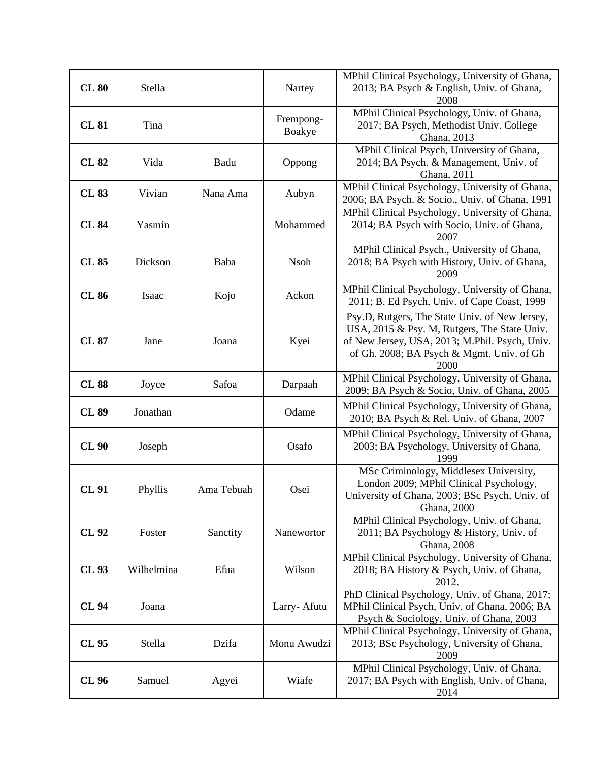| **CL 80** | Stella | | Nartey | MPhil Clinical Psychology, University of Ghana, 2013; BA Psych & English, Univ. of Ghana, 2008 |
|---|---|---|---|---|
| **CL 81** | Tina | | Frempong-Boakye | MPhil Clinical Psychology, Univ. of Ghana, 2017; BA Psych, Methodist Univ. College Ghana, 2013 |
| **CL 82** | Vida | Badu | Oppong | MPhil Clinical Psych, University of Ghana, 2014; BA Psych. & Management, Univ. of Ghana, 2011 |
| **CL 83** | Vivian | Nana Ama | Aubyn | MPhil Clinical Psychology, University of Ghana, 2006; BA Psych. & Socio., Univ. of Ghana, 1991 |
| **CL 84** | Yasmin | | Mohammed | MPhil Clinical Psychology, University of Ghana, 2014; BA Psych with Socio, Univ. of Ghana, 2007 |
| **CL 85** | Dickson | Baba | Nsoh | MPhil Clinical Psych., University of Ghana, 2018; BA Psych with History, Univ. of Ghana, 2009 |
| **CL 86** | Isaac | Kojo | Ackon | MPhil Clinical Psychology, University of Ghana, 2011; B. Ed Psych, Univ. of Cape Coast, 1999 |
| **CL 87** | Jane | Joana | Kyei | Psy.D, Rutgers, The State Univ. of New Jersey, USA, 2015 & Psy. M, Rutgers, The State Univ. of New Jersey, USA, 2013; M.Phil. Psych, Univ. of Gh. 2008; BA Psych & Mgmt. Univ. of Gh 2000 |
| **CL 88** | Joyce | Safoa | Darpaah | MPhil Clinical Psychology, University of Ghana, 2009; BA Psych & Socio, Univ. of Ghana, 2005 |
| **CL 89** | Jonathan | | Odame | MPhil Clinical Psychology, University of Ghana, 2010; BA Psych & Rel. Univ. of Ghana, 2007 |
| **CL 90** | Joseph | | Osafo | MPhil Clinical Psychology, University of Ghana, 2003; BA Psychology, University of Ghana, 1999 |
| **CL 91** | Phyllis | Ama Tebuah | Osei | MSc Criminology, Middlesex University, London 2009; MPhil Clinical Psychology, University of Ghana, 2003; BSc Psych, Univ. of Ghana, 2000 |
| **CL 92** | Foster | Sanctity | Nanewortor | MPhil Clinical Psychology, Univ. of Ghana, 2011; BA Psychology & History, Univ. of Ghana, 2008 |
| **CL 93** | Wilhelmina | Efua | Wilson | MPhil Clinical Psychology, University of Ghana, 2018; BA History & Psych, Univ. of Ghana, 2012. |
| **CL 94** | Joana | | Larry- Afutu | PhD Clinical Psychology, Univ. of Ghana, 2017; MPhil Clinical Psych, Univ. of Ghana, 2006; BA Psych & Sociology, Univ. of Ghana, 2003 |
| **CL 95** | Stella | Dzifa | Monu Awudzi | MPhil Clinical Psychology, University of Ghana, 2013; BSc Psychology, University of Ghana, 2009 |
| **CL 96** | Samuel | Agyei | Wiafe | MPhil Clinical Psychology, Univ. of Ghana, 2017; BA Psych with English, Univ. of Ghana, 2014 |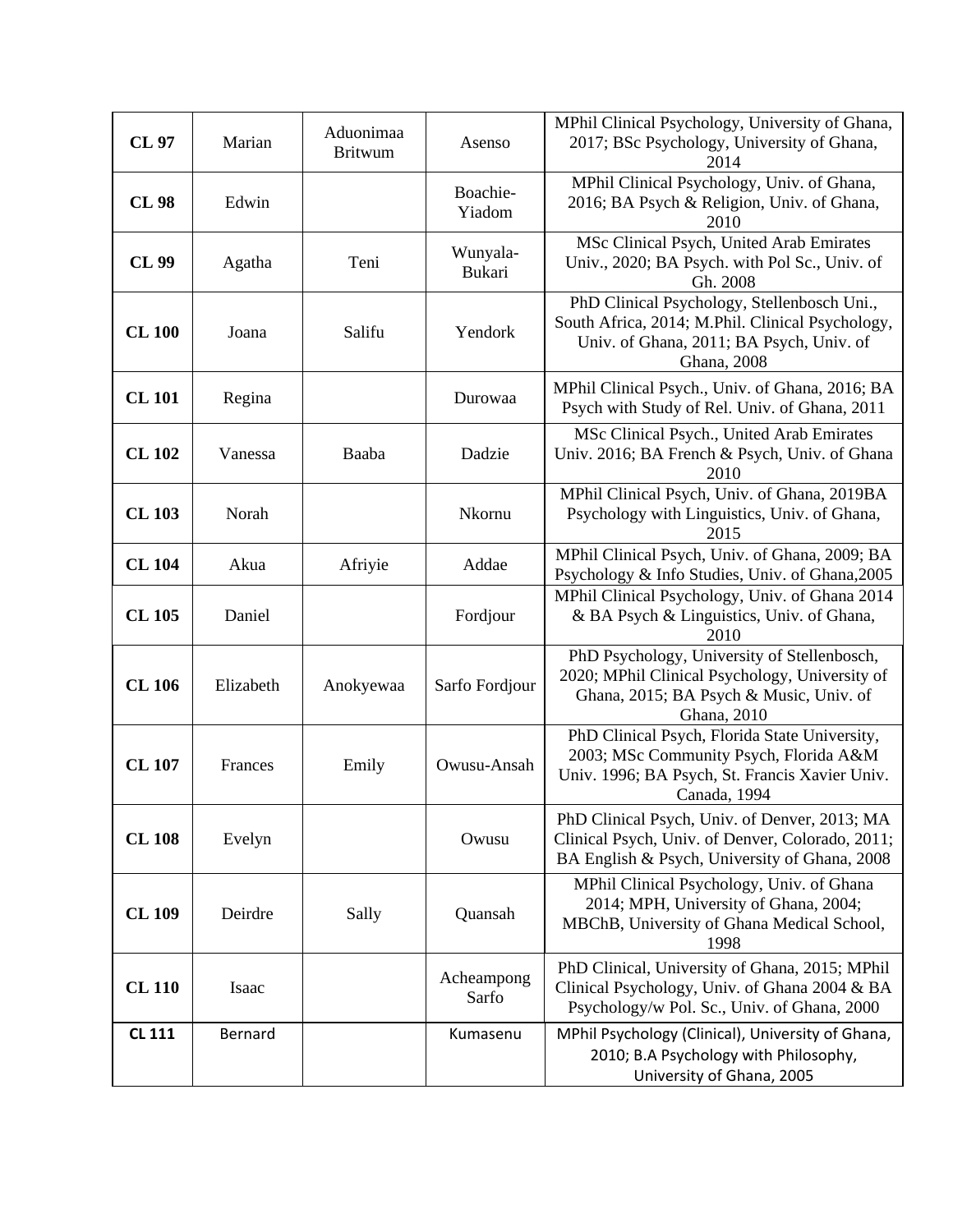| **CL 97** | Marian | Aduonimaa Britwum | Asenso | MPhil Clinical Psychology, University of Ghana, 2017; BSc Psychology, University of Ghana, 2014 |
|---|---|---|---|---|
| **CL 98** | Edwin | | Boachie-Yiadom | MPhil Clinical Psychology, Univ. of Ghana, 2016; BA Psych & Religion, Univ. of Ghana, 2010 |
| **CL 99** | Agatha | Teni | Wunyala-Bukari | MSc Clinical Psych, United Arab Emirates Univ., 2020; BA Psych. with Pol Sc., Univ. of Gh. 2008 |
| **CL 100** | Joana | Salifu | Yendork | PhD Clinical Psychology, Stellenbosch Uni., South Africa, 2014; M.Phil. Clinical Psychology, Univ. of Ghana, 2011; BA Psych, Univ. of Ghana, 2008 |
| **CL 101** | Regina | | Durowaa | MPhil Clinical Psych., Univ. of Ghana, 2016; BA Psych with Study of Rel. Univ. of Ghana, 2011 |
| **CL 102** | Vanessa | Baaba | Dadzie | MSc Clinical Psych., United Arab Emirates Univ. 2016; BA French & Psych, Univ. of Ghana 2010 |
| **CL 103** | Norah | | Nkornu | MPhil Clinical Psych, Univ. of Ghana, 2019BA Psychology with Linguistics, Univ. of Ghana, 2015 |
| **CL 104** | Akua | Afriyie | Addae | MPhil Clinical Psych, Univ. of Ghana, 2009; BA Psychology & Info Studies, Univ. of Ghana,2005 |
| **CL 105** | Daniel | | Fordjour | MPhil Clinical Psychology, Univ. of Ghana 2014 & BA Psych & Linguistics, Univ. of Ghana, 2010 |
| **CL 106** | Elizabeth | Anokyewaa | Sarfo Fordjour | PhD Psychology, University of Stellenbosch, 2020; MPhil Clinical Psychology, University of Ghana, 2015; BA Psych & Music, Univ. of Ghana, 2010 |
| **CL 107** | Frances | Emily | Owusu-Ansah | PhD Clinical Psych, Florida State University, 2003; MSc Community Psych, Florida A&M Univ. 1996; BA Psych, St. Francis Xavier Univ. Canada, 1994 |
| **CL 108** | Evelyn | | Owusu | PhD Clinical Psych, Univ. of Denver, 2013; MA Clinical Psych, Univ. of Denver, Colorado, 2011; BA English & Psych, University of Ghana, 2008 |
| **CL 109** | Deirdre | Sally | Quansah | MPhil Clinical Psychology, Univ. of Ghana 2014; MPH, University of Ghana, 2004; MBChB, University of Ghana Medical School, 1998 |
| **CL 110** | Isaac | | Acheampong Sarfo | PhD Clinical, University of Ghana, 2015; MPhil Clinical Psychology, Univ. of Ghana 2004 & BA Psychology/w Pol. Sc., Univ. of Ghana, 2000 |
| **CL 111** | Bernard | | Kumasenu | MPhil Psychology (Clinical), University of Ghana, 2010; B.A Psychology with Philosophy, University of Ghana, 2005 |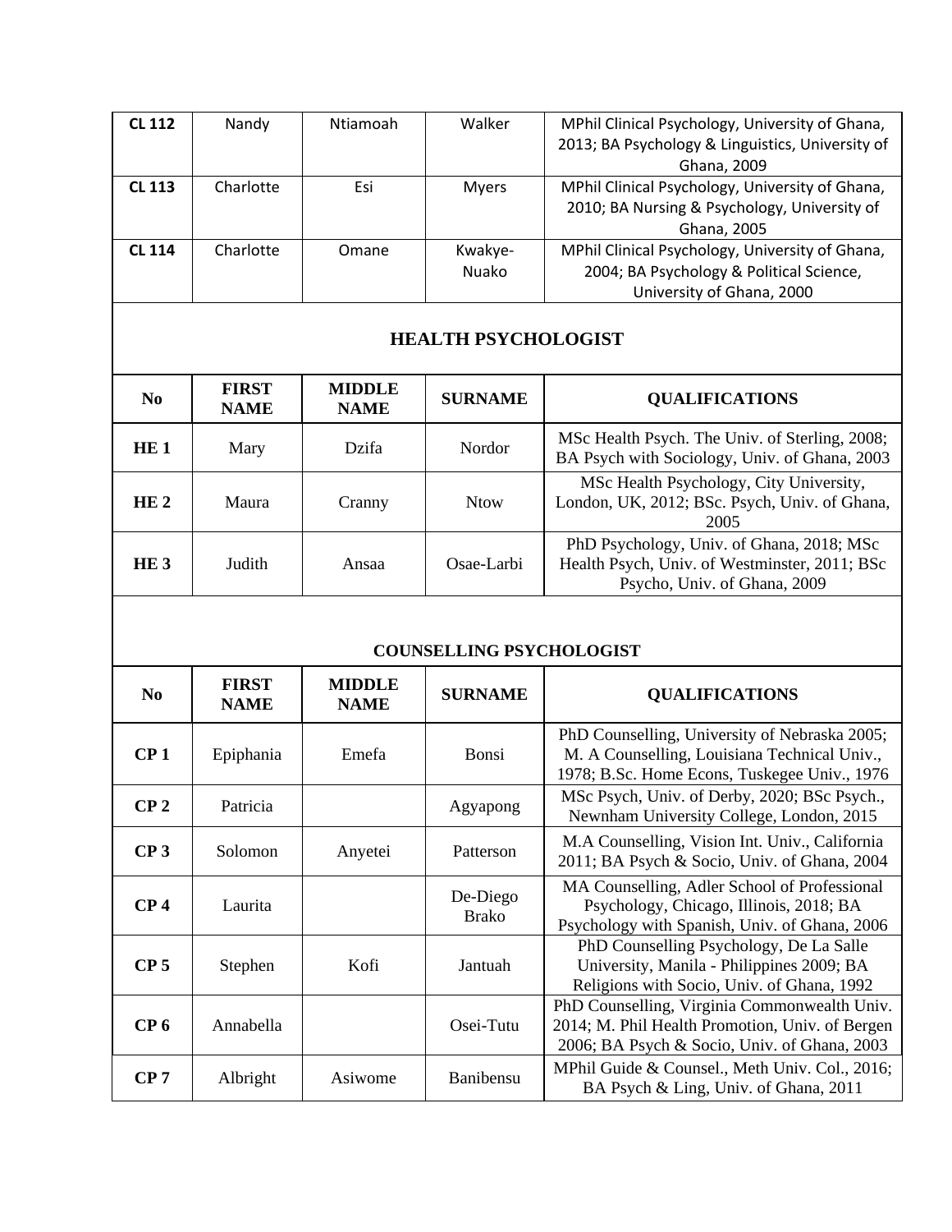| **CL 112** | Nandy | Ntiamoah | Walker | MPhil Clinical Psychology, University of Ghana, 2013; BA Psychology & Linguistics, University of Ghana, 2009 |
|---|---|---|---|---|
| **CL 113** | Charlotte | Esi | Myers | MPhil Clinical Psychology, University of Ghana, 2010; BA Nursing & Psychology, University of Ghana, 2005 |
| **CL 114** | Charlotte | Omane | Kwakye-Nuako | MPhil Clinical Psychology, University of Ghana, 2004; BA Psychology & Political Science, University of Ghana, 2000 |

## HEALTH PSYCHOLOGIST

| No | FIRST NAME | MIDDLE NAME | SURNAME | QUALIFICATIONS |
|---|---|---|---|---|
| **HE 1** | Mary | Dzifa | Nordor | MSc Health Psych. The Univ. of Sterling, 2008; BA Psych with Sociology, Univ. of Ghana, 2003 |
| **HE 2** | Maura | Cranny | Ntow | MSc Health Psychology, City University, London, UK, 2012; BSc. Psych, Univ. of Ghana, 2005 |
| **HE 3** | Judith | Ansaa | Osae-Larbi | PhD Psychology, Univ. of Ghana, 2018; MSc Health Psych, Univ. of Westminster, 2011; BSc Psycho, Univ. of Ghana, 2009 |

## COUNSELLING PSYCHOLOGIST

| No | FIRST NAME | MIDDLE NAME | SURNAME | QUALIFICATIONS |
|---|---|---|---|---|
| **CP 1** | Epiphania | Emefa | Bonsi | PhD Counselling, University of Nebraska 2005; M. A Counselling, Louisiana Technical Univ., 1978; B.Sc. Home Econs, Tuskegee Univ., 1976 |
| **CP 2** | Patricia | | Agyapong | MSc Psych, Univ. of Derby, 2020; BSc Psych., Newnham University College, London, 2015 |
| **CP 3** | Solomon | Anyetei | Patterson | M.A Counselling, Vision Int. Univ., California 2011; BA Psych & Socio, Univ. of Ghana, 2004 |
| **CP 4** | Laurita | | De-Diego Brako | MA Counselling, Adler School of Professional Psychology, Chicago, Illinois, 2018; BA Psychology with Spanish, Univ. of Ghana, 2006 |
| **CP 5** | Stephen | Kofi | Jantuah | PhD Counselling Psychology, De La Salle University, Manila - Philippines 2009; BA Religions with Socio, Univ. of Ghana, 1992 |
| **CP 6** | Annabella | | Osei-Tutu | PhD Counselling, Virginia Commonwealth Univ. 2014; M. Phil Health Promotion, Univ. of Bergen 2006; BA Psych & Socio, Univ. of Ghana, 2003 |
| **CP 7** | Albright | Asiwome | Banibensu | MPhil Guide & Counsel., Meth Univ. Col., 2016; BA Psych & Ling, Univ. of Ghana, 2011 |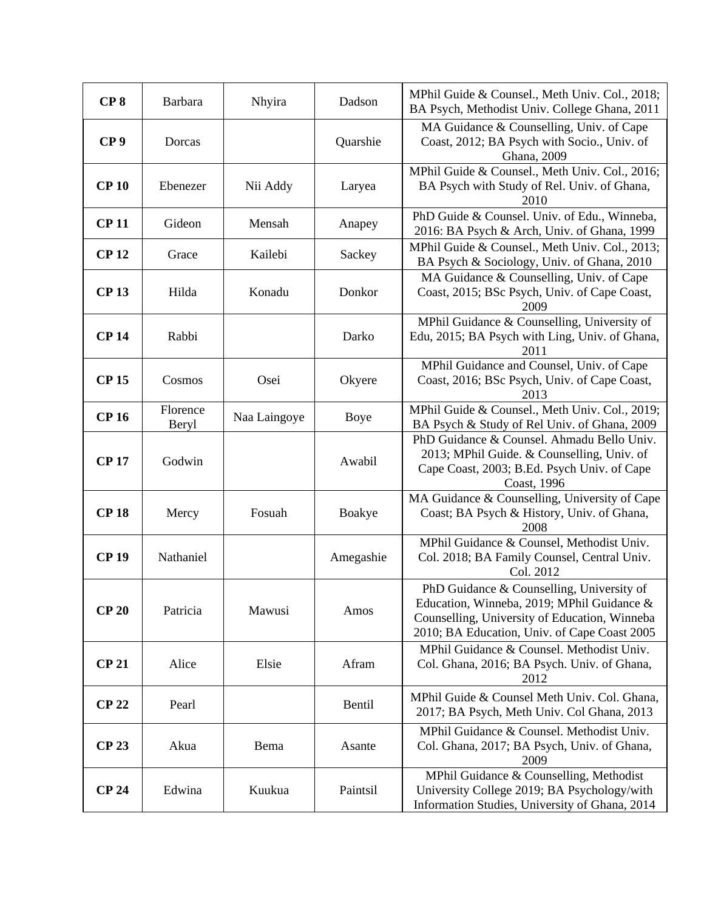| **CP 8** | Barbara | Nhyira | Dadson | MPhil Guide & Counsel., Meth Univ. Col., 2018; BA Psych, Methodist Univ. College Ghana, 2011 |
|---|---|---|---|---|
| **CP 9** | Dorcas | | Quarshie | MA Guidance & Counselling, Univ. of Cape Coast, 2012; BA Psych with Socio., Univ. of Ghana, 2009 |
| **CP 10** | Ebenezer | Nii Addy | Laryea | MPhil Guide & Counsel., Meth Univ. Col., 2016; BA Psych with Study of Rel. Univ. of Ghana, 2010 |
| **CP 11** | Gideon | Mensah | Anapey | PhD Guide & Counsel. Univ. of Edu., Winneba, 2016: BA Psych & Arch, Univ. of Ghana, 1999 |
| **CP 12** | Grace | Kailebi | Sackey | MPhil Guide & Counsel., Meth Univ. Col., 2013; BA Psych & Sociology, Univ. of Ghana, 2010 |
| **CP 13** | Hilda | Konadu | Donkor | MA Guidance & Counselling, Univ. of Cape Coast, 2015; BSc Psych, Univ. of Cape Coast, 2009 |
| **CP 14** | Rabbi | | Darko | MPhil Guidance & Counselling, University of Edu, 2015; BA Psych with Ling, Univ. of Ghana, 2011 |
| **CP 15** | Cosmos | Osei | Okyere | MPhil Guidance and Counsel, Univ. of Cape Coast, 2016; BSc Psych, Univ. of Cape Coast, 2013 |
| **CP 16** | Florence Beryl | Naa Laingoye | Boye | MPhil Guide & Counsel., Meth Univ. Col., 2019; BA Psych & Study of Rel Univ. of Ghana, 2009 |
| **CP 17** | Godwin | | Awabil | PhD Guidance & Counsel. Ahmadu Bello Univ. 2013; MPhil Guide. & Counselling, Univ. of Cape Coast, 2003; B.Ed. Psych Univ. of Cape Coast, 1996 |
| **CP 18** | Mercy | Fosuah | Boakye | MA Guidance & Counselling, University of Cape Coast; BA Psych & History, Univ. of Ghana, 2008 |
| **CP 19** | Nathaniel | | Amegashie | MPhil Guidance & Counsel, Methodist Univ. Col. 2018; BA Family Counsel, Central Univ. Col. 2012 |
| **CP 20** | Patricia | Mawusi | Amos | PhD Guidance & Counselling, University of Education, Winneba, 2019; MPhil Guidance & Counselling, University of Education, Winneba 2010; BA Education, Univ. of Cape Coast 2005 |
| **CP 21** | Alice | Elsie | Afram | MPhil Guidance & Counsel. Methodist Univ. Col. Ghana, 2016; BA Psych. Univ. of Ghana, 2012 |
| **CP 22** | Pearl | | Bentil | MPhil Guide & Counsel Meth Univ. Col. Ghana, 2017; BA Psych, Meth Univ. Col Ghana, 2013 |
| **CP 23** | Akua | Bema | Asante | MPhil Guidance & Counsel. Methodist Univ. Col. Ghana, 2017; BA Psych, Univ. of Ghana, 2009 |
| **CP 24** | Edwina | Kuukua | Paintsil | MPhil Guidance & Counselling, Methodist University College 2019; BA Psychology/with Information Studies, University of Ghana, 2014 |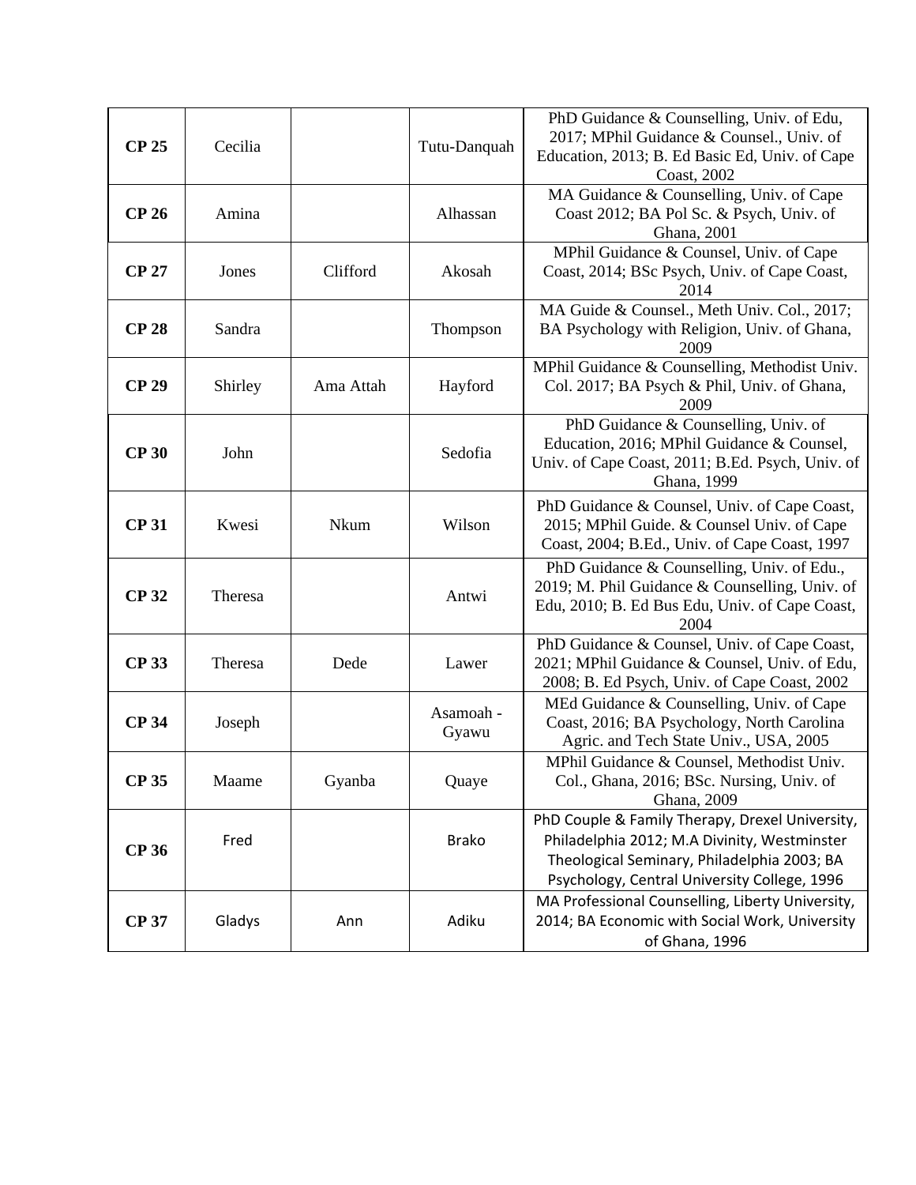| | | | | |
|---|---|---|---|---|
| **CP 25** | Cecilia | | Tutu-Danquah | PhD Guidance & Counselling, Univ. of Edu, 2017; MPhil Guidance & Counsel., Univ. of Education, 2013; B. Ed Basic Ed, Univ. of Cape Coast, 2002 |
| **CP 26** | Amina | | Alhassan | MA Guidance & Counselling, Univ. of Cape Coast 2012; BA Pol Sc. & Psych, Univ. of Ghana, 2001 |
| **CP 27** | Jones | Clifford | Akosah | MPhil Guidance & Counsel, Univ. of Cape Coast, 2014; BSc Psych, Univ. of Cape Coast, 2014 |
| **CP 28** | Sandra | | Thompson | MA Guide & Counsel., Meth Univ. Col., 2017; BA Psychology with Religion, Univ. of Ghana, 2009 |
| **CP 29** | Shirley | Ama Attah | Hayford | MPhil Guidance & Counselling, Methodist Univ. Col. 2017; BA Psych & Phil, Univ. of Ghana, 2009 |
| **CP 30** | John | | Sedofia | PhD Guidance & Counselling, Univ. of Education, 2016; MPhil Guidance & Counsel, Univ. of Cape Coast, 2011; B.Ed. Psych, Univ. of Ghana, 1999 |
| **CP 31** | Kwesi | Nkum | Wilson | PhD Guidance & Counsel, Univ. of Cape Coast, 2015; MPhil Guide. & Counsel Univ. of Cape Coast, 2004; B.Ed., Univ. of Cape Coast, 1997 |
| **CP 32** | Theresa | | Antwi | PhD Guidance & Counselling, Univ. of Edu., 2019; M. Phil Guidance & Counselling, Univ. of Edu, 2010; B. Ed Bus Edu, Univ. of Cape Coast, 2004 |
| **CP 33** | Theresa | Dede | Lawer | PhD Guidance & Counsel, Univ. of Cape Coast, 2021; MPhil Guidance & Counsel, Univ. of Edu, 2008; B. Ed Psych, Univ. of Cape Coast, 2002 |
| **CP 34** | Joseph | | Asamoah - Gyawu | MEd Guidance & Counselling, Univ. of Cape Coast, 2016; BA Psychology, North Carolina Agric. and Tech State Univ., USA, 2005 |
| **CP 35** | Maame | Gyanba | Quaye | MPhil Guidance & Counsel, Methodist Univ. Col., Ghana, 2016; BSc. Nursing, Univ. of Ghana, 2009 |
| **CP 36** | Fred | | Brako | PhD Couple & Family Therapy, Drexel University, Philadelphia 2012; M.A Divinity, Westminster Theological Seminary, Philadelphia 2003; BA Psychology, Central University College, 1996 |
| **CP 37** | Gladys | Ann | Adiku | MA Professional Counselling, Liberty University, 2014; BA Economic with Social Work, University of Ghana, 1996 |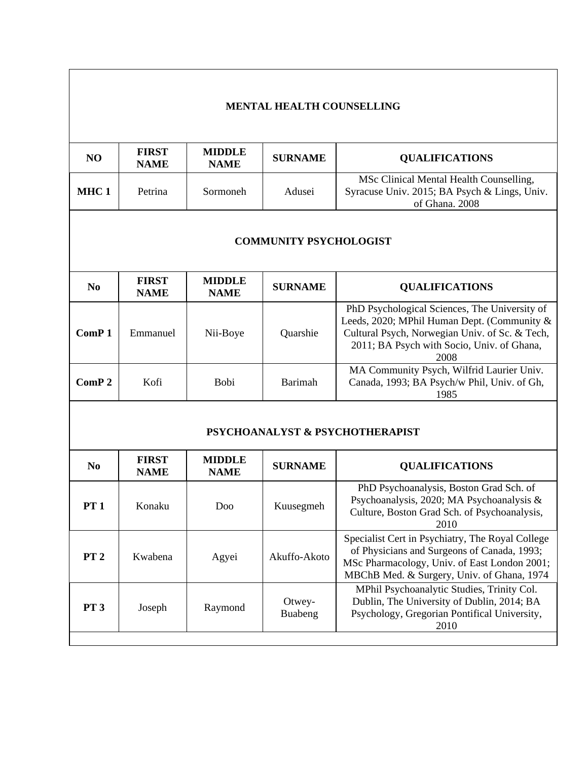**MENTAL HEALTH COUNSELLING**

| NO | FIRST NAME | MIDDLE NAME | SURNAME | QUALIFICATIONS |
|---|---|---|---|---|
| **MHC 1** | Petrina | Sormoneh | Adusei | MSc Clinical Mental Health Counselling, Syracuse Univ. 2015; BA Psych & Lings, Univ. of Ghana. 2008 |

**COMMUNITY PSYCHOLOGIST**

| No | FIRST NAME | MIDDLE NAME | SURNAME | QUALIFICATIONS |
|---|---|---|---|---|
| **ComP 1** | Emmanuel | Nii-Boye | Quarshie | PhD Psychological Sciences, The University of Leeds, 2020; MPhil Human Dept. (Community & Cultural Psych, Norwegian Univ. of Sc. & Tech, 2011; BA Psych with Socio, Univ. of Ghana, 2008 |
| **ComP 2** | Kofi | Bobi | Barimah | MA Community Psych, Wilfrid Laurier Univ. Canada, 1993; BA Psych/w Phil, Univ. of Gh, 1985 |

**PSYCHOANALYST & PSYCHOTHERAPIST**

| No | FIRST NAME | MIDDLE NAME | SURNAME | QUALIFICATIONS |
|---|---|---|---|---|
| **PT 1** | Konaku | Doo | Kuusegmeh | PhD Psychoanalysis, Boston Grad Sch. of Psychoanalysis, 2020; MA Psychoanalysis & Culture, Boston Grad Sch. of Psychoanalysis, 2010 |
| **PT 2** | Kwabena | Agyei | Akuffo-Akoto | Specialist Cert in Psychiatry, The Royal College of Physicians and Surgeons of Canada, 1993; MSc Pharmacology, Univ. of East London 2001; MBChB Med. & Surgery, Univ. of Ghana, 1974 |
| **PT 3** | Joseph | Raymond | Otwey-Buabeng | MPhil Psychoanalytic Studies, Trinity Col. Dublin, The University of Dublin, 2014; BA Psychology, Gregorian Pontifical University, 2010 |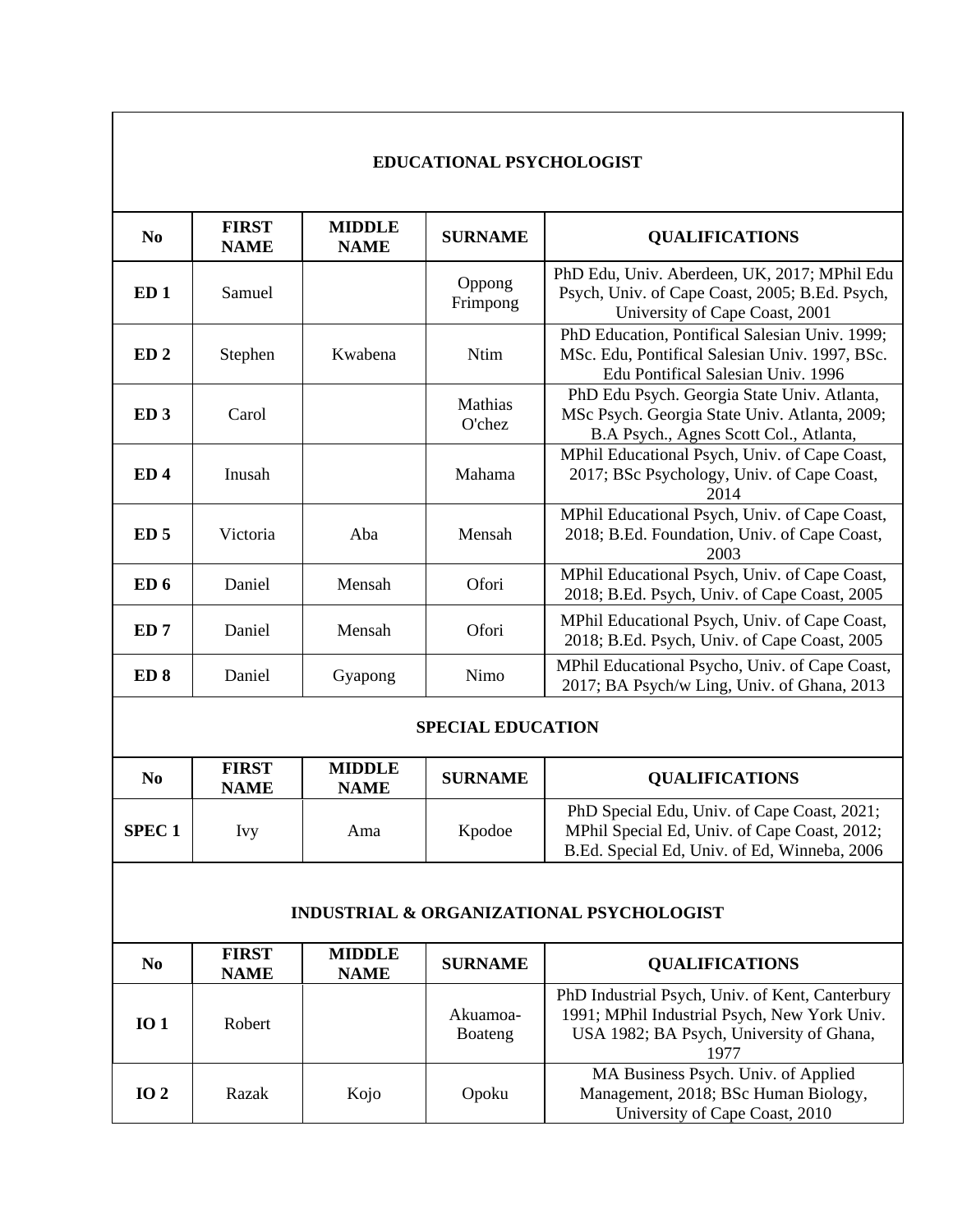## EDUCATIONAL PSYCHOLOGIST

| No | FIRST NAME | MIDDLE NAME | SURNAME | QUALIFICATIONS |
|---|---|---|---|---|
| **ED 1** | Samuel | | Oppong Frimpong | PhD Edu, Univ. Aberdeen, UK, 2017; MPhil Edu Psych, Univ. of Cape Coast, 2005; B.Ed. Psych, University of Cape Coast, 2001 |
| **ED 2** | Stephen | Kwabena | Ntim | PhD Education, Pontifical Salesian Univ. 1999; MSc. Edu, Pontifical Salesian Univ. 1997, BSc. Edu Pontifical Salesian Univ. 1996 |
| **ED 3** | Carol | | Mathias O'chez | PhD Edu Psych. Georgia State Univ. Atlanta, MSc Psych. Georgia State Univ. Atlanta, 2009; B.A Psych., Agnes Scott Col., Atlanta, |
| **ED 4** | Inusah | | Mahama | MPhil Educational Psych, Univ. of Cape Coast, 2017; BSc Psychology, Univ. of Cape Coast, 2014 |
| **ED 5** | Victoria | Aba | Mensah | MPhil Educational Psych, Univ. of Cape Coast, 2018; B.Ed. Foundation, Univ. of Cape Coast, 2003 |
| **ED 6** | Daniel | Mensah | Ofori | MPhil Educational Psych, Univ. of Cape Coast, 2018; B.Ed. Psych, Univ. of Cape Coast, 2005 |
| **ED 7** | Daniel | Mensah | Ofori | MPhil Educational Psych, Univ. of Cape Coast, 2018; B.Ed. Psych, Univ. of Cape Coast, 2005 |
| **ED 8** | Daniel | Gyapong | Nimo | MPhil Educational Psycho, Univ. of Cape Coast, 2017; BA Psych/w Ling, Univ. of Ghana, 2013 |

## SPECIAL EDUCATION

| No | FIRST NAME | MIDDLE NAME | SURNAME | QUALIFICATIONS |
|---|---|---|---|---|
| **SPEC 1** | Ivy | Ama | Kpodoe | PhD Special Edu, Univ. of Cape Coast, 2021; MPhil Special Ed, Univ. of Cape Coast, 2012; B.Ed. Special Ed, Univ. of Ed, Winneba, 2006 |

## INDUSTRIAL & ORGANIZATIONAL PSYCHOLOGIST

| No | FIRST NAME | MIDDLE NAME | SURNAME | QUALIFICATIONS |
|---|---|---|---|---|
| **IO 1** | Robert | | Akuamoa-Boateng | PhD Industrial Psych, Univ. of Kent, Canterbury 1991; MPhil Industrial Psych, New York Univ. USA 1982; BA Psych, University of Ghana, 1977 |
| **IO 2** | Razak | Kojo | Opoku | MA Business Psych. Univ. of Applied Management, 2018; BSc Human Biology, University of Cape Coast, 2010 |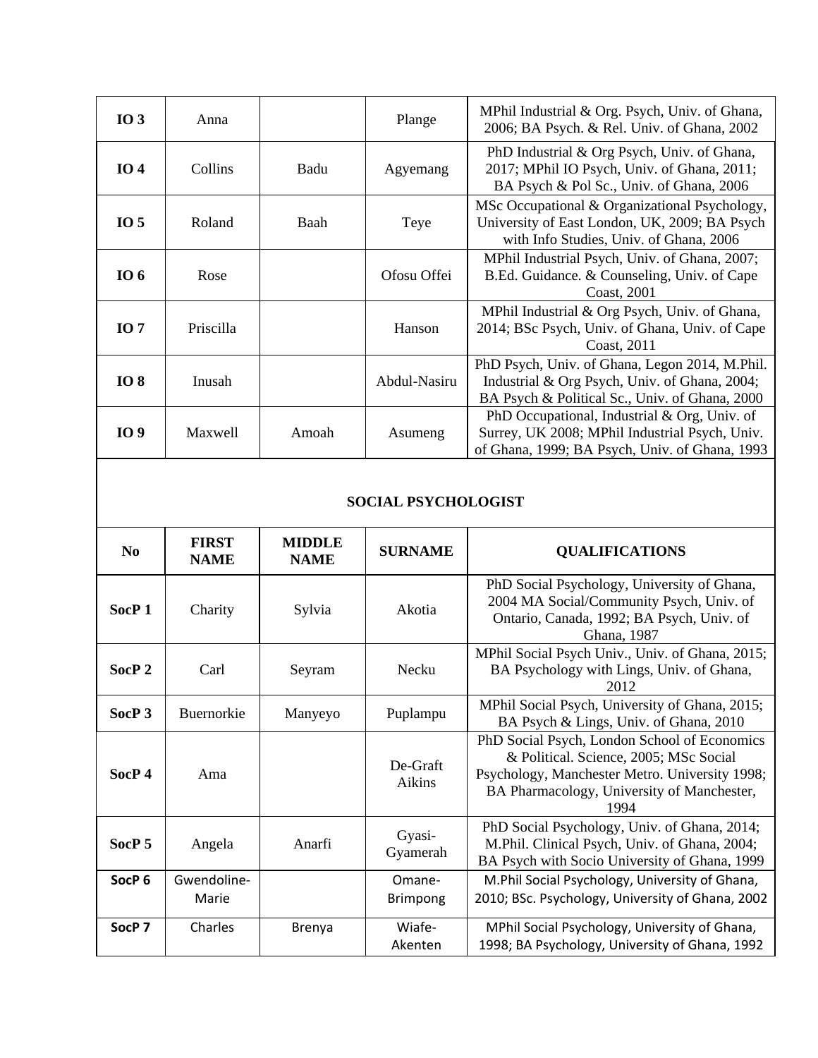| | | | | |
|---|---|---|---|---|
| **IO 3** | Anna | | Plange | MPhil Industrial & Org. Psych, Univ. of Ghana, 2006; BA Psych. & Rel. Univ. of Ghana, 2002 |
| **IO 4** | Collins | Badu | Agyemang | PhD Industrial & Org Psych, Univ. of Ghana, 2017; MPhil IO Psych, Univ. of Ghana, 2011; BA Psych & Pol Sc., Univ. of Ghana, 2006 |
| **IO 5** | Roland | Baah | Teye | MSc Occupational & Organizational Psychology, University of East London, UK, 2009; BA Psych with Info Studies, Univ. of Ghana, 2006 |
| **IO 6** | Rose | | Ofosu Offei | MPhil Industrial Psych, Univ. of Ghana, 2007; B.Ed. Guidance. & Counseling, Univ. of Cape Coast, 2001 |
| **IO 7** | Priscilla | | Hanson | MPhil Industrial & Org Psych, Univ. of Ghana, 2014; BSc Psych, Univ. of Ghana, Univ. of Cape Coast, 2011 |
| **IO 8** | Inusah | | Abdul-Nasiru | PhD Psych, Univ. of Ghana, Legon 2014, M.Phil. Industrial & Org Psych, Univ. of Ghana, 2004; BA Psych & Political Sc., Univ. of Ghana, 2000 |
| **IO 9** | Maxwell | Amoah | Asumeng | PhD Occupational, Industrial & Org, Univ. of Surrey, UK 2008; MPhil Industrial Psych, Univ. of Ghana, 1999; BA Psych, Univ. of Ghana, 1993 |

**SOCIAL PSYCHOLOGIST**

| No | FIRST NAME | MIDDLE NAME | SURNAME | QUALIFICATIONS |
|---|---|---|---|---|
| **SocP 1** | Charity | Sylvia | Akotia | PhD Social Psychology, University of Ghana, 2004 MA Social/Community Psych, Univ. of Ontario, Canada, 1992; BA Psych, Univ. of Ghana, 1987 |
| **SocP 2** | Carl | Seyram | Necku | MPhil Social Psych Univ., Univ. of Ghana, 2015; BA Psychology with Lings, Univ. of Ghana, 2012 |
| **SocP 3** | Buernorkie | Manyeyo | Puplampu | MPhil Social Psych, University of Ghana, 2015; BA Psych & Lings, Univ. of Ghana, 2010 |
| **SocP 4** | Ama | | De-Graft Aikins | PhD Social Psych, London School of Economics & Political. Science, 2005; MSc Social Psychology, Manchester Metro. University 1998; BA Pharmacology, University of Manchester, 1994 |
| **SocP 5** | Angela | Anarfi | Gyasi-Gyamerah | PhD Social Psychology, Univ. of Ghana, 2014; M.Phil. Clinical Psych, Univ. of Ghana, 2004; BA Psych with Socio University of Ghana, 1999 |
| **SocP 6** | Gwendoline-Marie | | Omane-Brimpong | M.Phil Social Psychology, University of Ghana, 2010; BSc. Psychology, University of Ghana, 2002 |
| **SocP 7** | Charles | Brenya | Wiafe-Akenten | MPhil Social Psychology, University of Ghana, 1998; BA Psychology, University of Ghana, 1992 |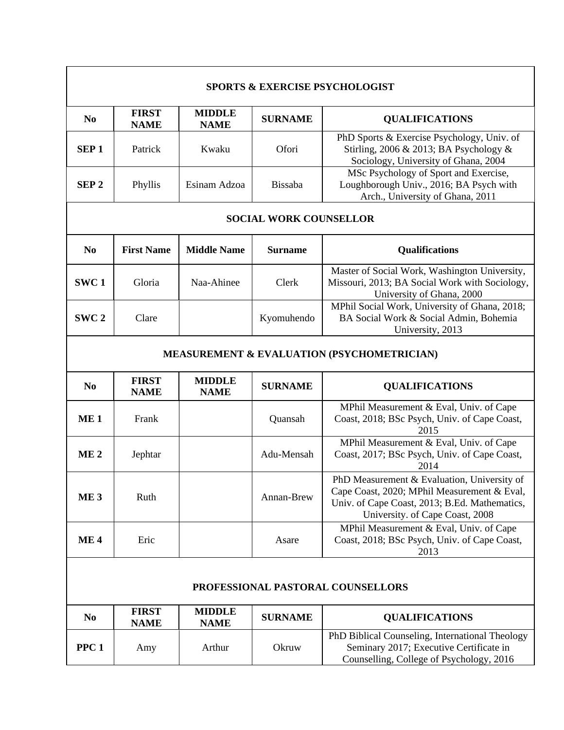| SPORTS & EXERCISE PSYCHOLOGIST | | | | |
|---|---|---|---|---|
| **No** | **FIRST NAME** | **MIDDLE NAME** | **SURNAME** | **QUALIFICATIONS** |
| **SEP 1** | Patrick | Kwaku | Ofori | PhD Sports & Exercise Psychology, Univ. of Stirling, 2006 & 2013; BA Psychology & Sociology, University of Ghana, 2004 |
| **SEP 2** | Phyllis | Esinam Adzoa | Bissaba | MSc Psychology of Sport and Exercise, Loughborough Univ., 2016; BA Psych with Arch., University of Ghana, 2011 |

| SOCIAL WORK COUNSELLOR | | | | |
|---|---|---|---|---|
| **No** | **First Name** | **Middle Name** | **Surname** | **Qualifications** |
| **SWC 1** | Gloria | Naa-Ahinee | Clerk | Master of Social Work, Washington University, Missouri, 2013; BA Social Work with Sociology, University of Ghana, 2000 |
| **SWC 2** | Clare | | Kyomuhendo | MPhil Social Work, University of Ghana, 2018; BA Social Work & Social Admin, Bohemia University, 2013 |

| MEASUREMENT & EVALUATION (PSYCHOMETRICIAN) | | | | |
|---|---|---|---|---|
| **No** | **FIRST NAME** | **MIDDLE NAME** | **SURNAME** | **QUALIFICATIONS** |
| **ME 1** | Frank | | Quansah | MPhil Measurement & Eval, Univ. of Cape Coast, 2018; BSc Psych, Univ. of Cape Coast, 2015 |
| **ME 2** | Jephtar | | Adu-Mensah | MPhil Measurement & Eval, Univ. of Cape Coast, 2017; BSc Psych, Univ. of Cape Coast, 2014 |
| **ME 3** | Ruth | | Annan-Brew | PhD Measurement & Evaluation, University of Cape Coast, 2020; MPhil Measurement & Eval, Univ. of Cape Coast, 2013; B.Ed. Mathematics, University. of Cape Coast, 2008 |
| **ME 4** | Eric | | Asare | MPhil Measurement & Eval, Univ. of Cape Coast, 2018; BSc Psych, Univ. of Cape Coast, 2013 |

| PROFESSIONAL PASTORAL COUNSELLORS | | | | |
|---|---|---|---|---|
| **No** | **FIRST NAME** | **MIDDLE NAME** | **SURNAME** | **QUALIFICATIONS** |
| **PPC 1** | Amy | Arthur | Okruw | PhD Biblical Counseling, International Theology Seminary 2017; Executive Certificate in Counselling, College of Psychology, 2016 |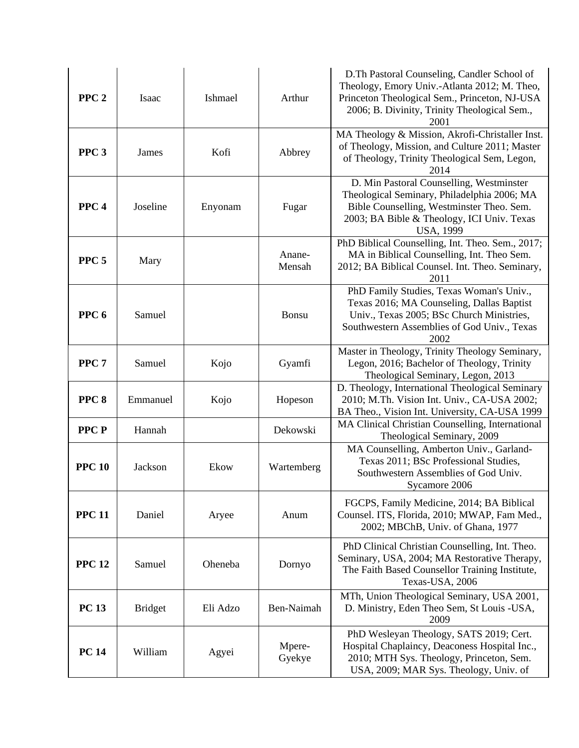| | | | | |
|---|---|---|---|---|
| **PPC 2** | Isaac | Ishmael | Arthur | D.Th Pastoral Counseling, Candler School of Theology, Emory Univ.-Atlanta 2012; M. Theo, Princeton Theological Sem., Princeton, NJ-USA 2006; B. Divinity, Trinity Theological Sem., 2001 |
| **PPC 3** | James | Kofi | Abbrey | MA Theology & Mission, Akrofi-Christaller Inst. of Theology, Mission, and Culture 2011; Master of Theology, Trinity Theological Sem, Legon, 2014 |
| **PPC 4** | Joseline | Enyonam | Fugar | D. Min Pastoral Counselling, Westminster Theological Seminary, Philadelphia 2006; MA Bible Counselling, Westminster Theo. Sem. 2003; BA Bible & Theology, ICI Univ. Texas USA, 1999 |
| **PPC 5** | Mary | | Anane-Mensah | PhD Biblical Counselling, Int. Theo. Sem., 2017; MA in Biblical Counselling, Int. Theo Sem. 2012; BA Biblical Counsel. Int. Theo. Seminary, 2011 |
| **PPC 6** | Samuel | | Bonsu | PhD Family Studies, Texas Woman's Univ., Texas 2016; MA Counseling, Dallas Baptist Univ., Texas 2005; BSc Church Ministries, Southwestern Assemblies of God Univ., Texas 2002 |
| **PPC 7** | Samuel | Kojo | Gyamfi | Master in Theology, Trinity Theology Seminary, Legon, 2016; Bachelor of Theology, Trinity Theological Seminary, Legon, 2013 |
| **PPC 8** | Emmanuel | Kojo | Hopeson | D. Theology, International Theological Seminary 2010; M.Th. Vision Int. Univ., CA-USA 2002; BA Theo., Vision Int. University, CA-USA 1999 |
| **PPC P** | Hannah | | Dekowski | MA Clinical Christian Counselling, International Theological Seminary, 2009 |
| **PPC 10** | Jackson | Ekow | Wartemberg | MA Counselling, Amberton Univ., Garland-Texas 2011; BSc Professional Studies, Southwestern Assemblies of God Univ. Sycamore 2006 |
| **PPC 11** | Daniel | Aryee | Anum | FGCPS, Family Medicine, 2014; BA Biblical Counsel. ITS, Florida, 2010; MWAP, Fam Med., 2002; MBChB, Univ. of Ghana, 1977 |
| **PPC 12** | Samuel | Oheneba | Dornyo | PhD Clinical Christian Counselling, Int. Theo. Seminary, USA, 2004; MA Restorative Therapy, The Faith Based Counsellor Training Institute, Texas-USA, 2006 |
| **PC 13** | Bridget | Eli Adzo | Ben-Naimah | MTh, Union Theological Seminary, USA 2001, D. Ministry, Eden Theo Sem, St Louis -USA, 2009 |
| **PC 14** | William | Agyei | Mpere-Gyekye | PhD Wesleyan Theology, SATS 2019; Cert. Hospital Chaplaincy, Deaconess Hospital Inc., 2010; MTH Sys. Theology, Princeton, Sem. USA, 2009; MAR Sys. Theology, Univ. of |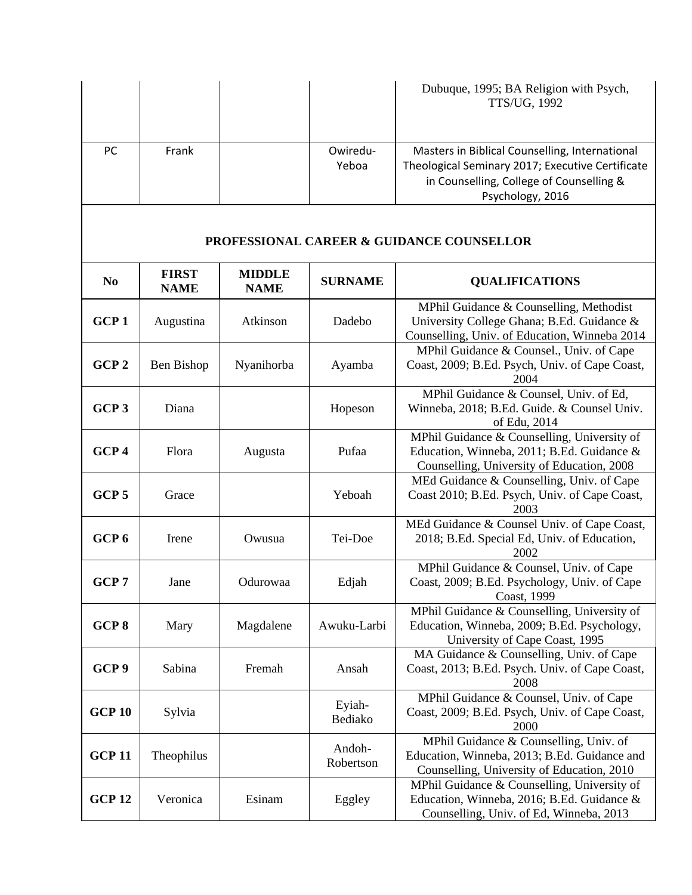| | | | | Dubuque, 1995; BA Religion with Psych, TTS/UG, 1992 |
|---|---|---|---|---|
| PC | Frank | | Owiredu-Yeboa | Masters in Biblical Counselling, International Theological Seminary 2017; Executive Certificate in Counselling, College of Counselling & Psychology, 2016 |

## PROFESSIONAL CAREER & GUIDANCE COUNSELLOR

| No | FIRST NAME | MIDDLE NAME | SURNAME | QUALIFICATIONS |
|---|---|---|---|---|
| **GCP 1** | Augustina | Atkinson | Dadebo | MPhil Guidance & Counselling, Methodist University College Ghana; B.Ed. Guidance & Counselling, Univ. of Education, Winneba 2014 |
| **GCP 2** | Ben Bishop | Nyanihorba | Ayamba | MPhil Guidance & Counsel., Univ. of Cape Coast, 2009; B.Ed. Psych, Univ. of Cape Coast, 2004 |
| **GCP 3** | Diana | | Hopeson | MPhil Guidance & Counsel, Univ. of Ed, Winneba, 2018; B.Ed. Guide. & Counsel Univ. of Edu, 2014 |
| **GCP 4** | Flora | Augusta | Pufaa | MPhil Guidance & Counselling, University of Education, Winneba, 2011; B.Ed. Guidance & Counselling, University of Education, 2008 |
| **GCP 5** | Grace | | Yeboah | MEd Guidance & Counselling, Univ. of Cape Coast 2010; B.Ed. Psych, Univ. of Cape Coast, 2003 |
| **GCP 6** | Irene | Owusua | Tei-Doe | MEd Guidance & Counsel Univ. of Cape Coast, 2018; B.Ed. Special Ed, Univ. of Education, 2002 |
| **GCP 7** | Jane | Odurowaa | Edjah | MPhil Guidance & Counsel, Univ. of Cape Coast, 2009; B.Ed. Psychology, Univ. of Cape Coast, 1999 |
| **GCP 8** | Mary | Magdalene | Awuku-Larbi | MPhil Guidance & Counselling, University of Education, Winneba, 2009; B.Ed. Psychology, University of Cape Coast, 1995 |
| **GCP 9** | Sabina | Fremah | Ansah | MA Guidance & Counselling, Univ. of Cape Coast, 2013; B.Ed. Psych. Univ. of Cape Coast, 2008 |
| **GCP 10** | Sylvia | | Eyiah-Bediako | MPhil Guidance & Counsel, Univ. of Cape Coast, 2009; B.Ed. Psych, Univ. of Cape Coast, 2000 |
| **GCP 11** | Theophilus | | Andoh-Robertson | MPhil Guidance & Counselling, Univ. of Education, Winneba, 2013; B.Ed. Guidance and Counselling, University of Education, 2010 |
| **GCP 12** | Veronica | Esinam | Eggley | MPhil Guidance & Counselling, University of Education, Winneba, 2016; B.Ed. Guidance & Counselling, Univ. of Ed, Winneba, 2013 |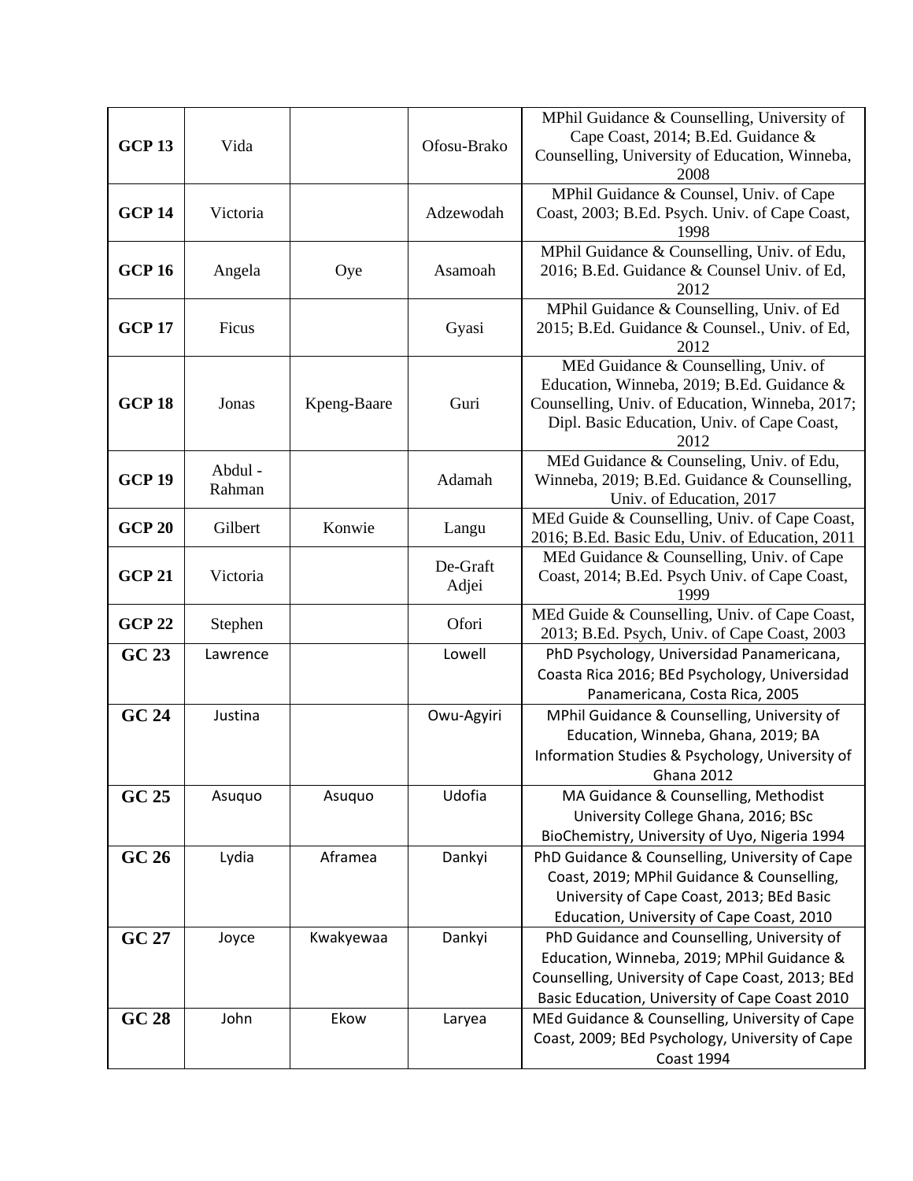| | | | | |
|---|---|---|---|---|
| **GCP 13** | Vida | | Ofosu-Brako | MPhil Guidance & Counselling, University of Cape Coast, 2014; B.Ed. Guidance & Counselling, University of Education, Winneba, 2008 |
| **GCP 14** | Victoria | | Adzewodah | MPhil Guidance & Counsel, Univ. of Cape Coast, 2003; B.Ed. Psych. Univ. of Cape Coast, 1998 |
| **GCP 16** | Angela | Oye | Asamoah | MPhil Guidance & Counselling, Univ. of Edu, 2016; B.Ed. Guidance & Counsel Univ. of Ed, 2012 |
| **GCP 17** | Ficus | | Gyasi | MPhil Guidance & Counselling, Univ. of Ed 2015; B.Ed. Guidance & Counsel., Univ. of Ed, 2012 |
| **GCP 18** | Jonas | Kpeng-Baare | Guri | MEd Guidance & Counselling, Univ. of Education, Winneba, 2019; B.Ed. Guidance & Counselling, Univ. of Education, Winneba, 2017; Dipl. Basic Education, Univ. of Cape Coast, 2012 |
| **GCP 19** | Abdul - Rahman | | Adamah | MEd Guidance & Counseling, Univ. of Edu, Winneba, 2019; B.Ed. Guidance & Counselling, Univ. of Education, 2017 |
| **GCP 20** | Gilbert | Konwie | Langu | MEd Guide & Counselling, Univ. of Cape Coast, 2016; B.Ed. Basic Edu, Univ. of Education, 2011 |
| **GCP 21** | Victoria | | De-Graft Adjei | MEd Guidance & Counselling, Univ. of Cape Coast, 2014; B.Ed. Psych Univ. of Cape Coast, 1999 |
| **GCP 22** | Stephen | | Ofori | MEd Guide & Counselling, Univ. of Cape Coast, 2013; B.Ed. Psych, Univ. of Cape Coast, 2003 |
| **GC 23** | Lawrence | | Lowell | PhD Psychology, Universidad Panamericana, Coasta Rica 2016; BEd Psychology, Universidad Panamericana, Costa Rica, 2005 |
| **GC 24** | Justina | | Owu-Agyiri | MPhil Guidance & Counselling, University of Education, Winneba, Ghana, 2019; BA Information Studies & Psychology, University of Ghana 2012 |
| **GC 25** | Asuquo | Asuquo | Udofia | MA Guidance & Counselling, Methodist University College Ghana, 2016; BSc BioChemistry, University of Uyo, Nigeria 1994 |
| **GC 26** | Lydia | Aframea | Dankyi | PhD Guidance & Counselling, University of Cape Coast, 2019; MPhil Guidance & Counselling, University of Cape Coast, 2013; BEd Basic Education, University of Cape Coast, 2010 |
| **GC 27** | Joyce | Kwakyewaa | Dankyi | PhD Guidance and Counselling, University of Education, Winneba, 2019; MPhil Guidance & Counselling, University of Cape Coast, 2013; BEd Basic Education, University of Cape Coast 2010 |
| **GC 28** | John | Ekow | Laryea | MEd Guidance & Counselling, University of Cape Coast, 2009; BEd Psychology, University of Cape Coast 1994 |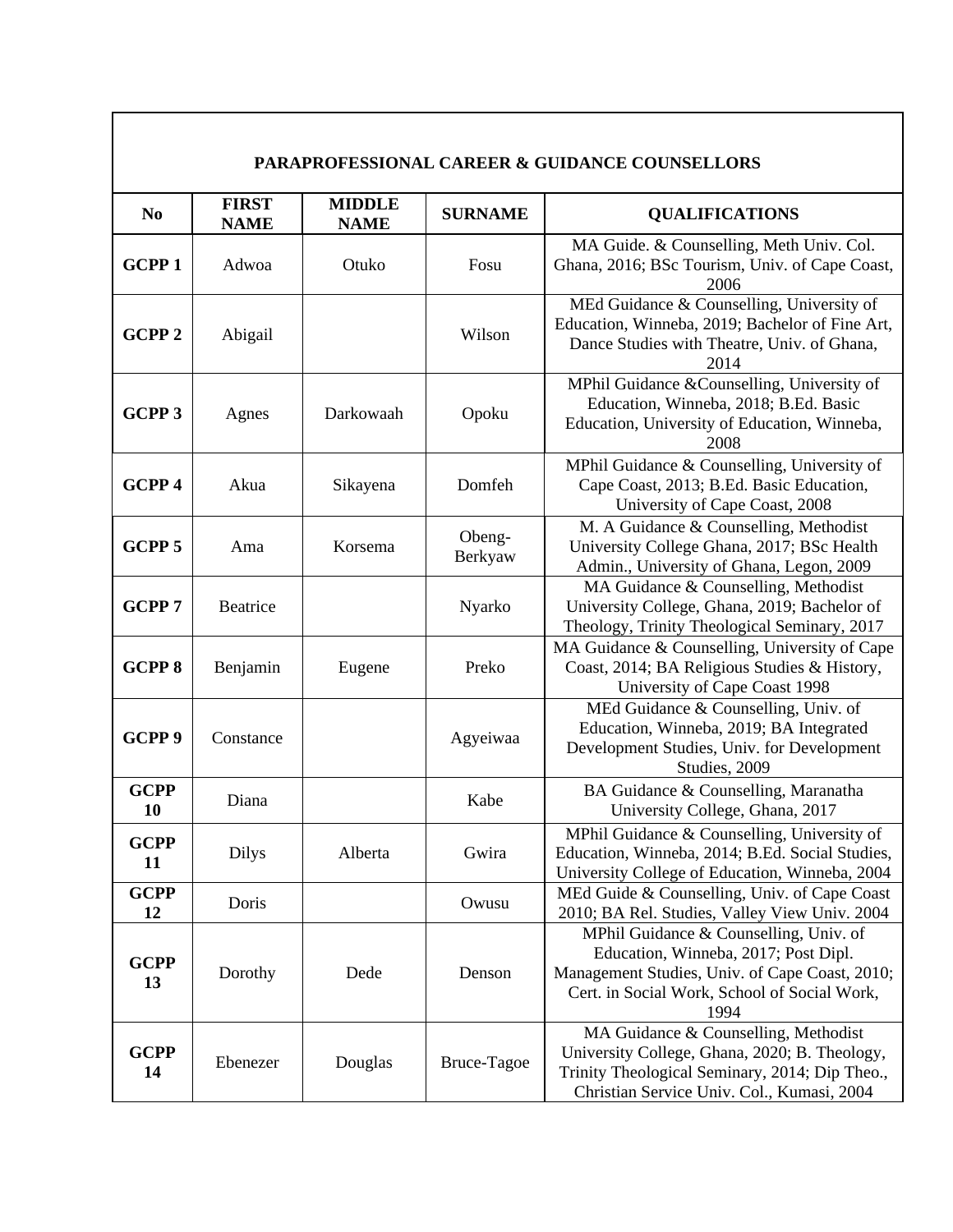| PARAPROFESSIONAL CAREER & GUIDANCE COUNSELLORS | | | | |
|---|---|---|---|---|
| **No** | **FIRST NAME** | **MIDDLE NAME** | **SURNAME** | **QUALIFICATIONS** |
| **GCPP 1** | Adwoa | Otuko | Fosu | MA Guide. & Counselling, Meth Univ. Col. Ghana, 2016; BSc Tourism, Univ. of Cape Coast, 2006 |
| **GCPP 2** | Abigail | | Wilson | MEd Guidance & Counselling, University of Education, Winneba, 2019; Bachelor of Fine Art, Dance Studies with Theatre, Univ. of Ghana, 2014 |
| **GCPP 3** | Agnes | Darkowaah | Opoku | MPhil Guidance &Counselling, University of Education, Winneba, 2018; B.Ed. Basic Education, University of Education, Winneba, 2008 |
| **GCPP 4** | Akua | Sikayena | Domfeh | MPhil Guidance & Counselling, University of Cape Coast, 2013; B.Ed. Basic Education, University of Cape Coast, 2008 |
| **GCPP 5** | Ama | Korsema | Obeng-Berkyaw | M. A Guidance & Counselling, Methodist University College Ghana, 2017; BSc Health Admin., University of Ghana, Legon, 2009 |
| **GCPP 7** | Beatrice | | Nyarko | MA Guidance & Counselling, Methodist University College, Ghana, 2019; Bachelor of Theology, Trinity Theological Seminary, 2017 |
| **GCPP 8** | Benjamin | Eugene | Preko | MA Guidance & Counselling, University of Cape Coast, 2014; BA Religious Studies & History, University of Cape Coast 1998 |
| **GCPP 9** | Constance | | Agyeiwaa | MEd Guidance & Counselling, Univ. of Education, Winneba, 2019; BA Integrated Development Studies, Univ. for Development Studies, 2009 |
| **GCPP 10** | Diana | | Kabe | BA Guidance & Counselling, Maranatha University College, Ghana, 2017 |
| **GCPP 11** | Dilys | Alberta | Gwira | MPhil Guidance & Counselling, University of Education, Winneba, 2014; B.Ed. Social Studies, University College of Education, Winneba, 2004 |
| **GCPP 12** | Doris | | Owusu | MEd Guide & Counselling, Univ. of Cape Coast 2010; BA Rel. Studies, Valley View Univ. 2004 |
| **GCPP 13** | Dorothy | Dede | Denson | MPhil Guidance & Counselling, Univ. of Education, Winneba, 2017; Post Dipl. Management Studies, Univ. of Cape Coast, 2010; Cert. in Social Work, School of Social Work, 1994 |
| **GCPP 14** | Ebenezer | Douglas | Bruce-Tagoe | MA Guidance & Counselling, Methodist University College, Ghana, 2020; B. Theology, Trinity Theological Seminary, 2014; Dip Theo., Christian Service Univ. Col., Kumasi, 2004 |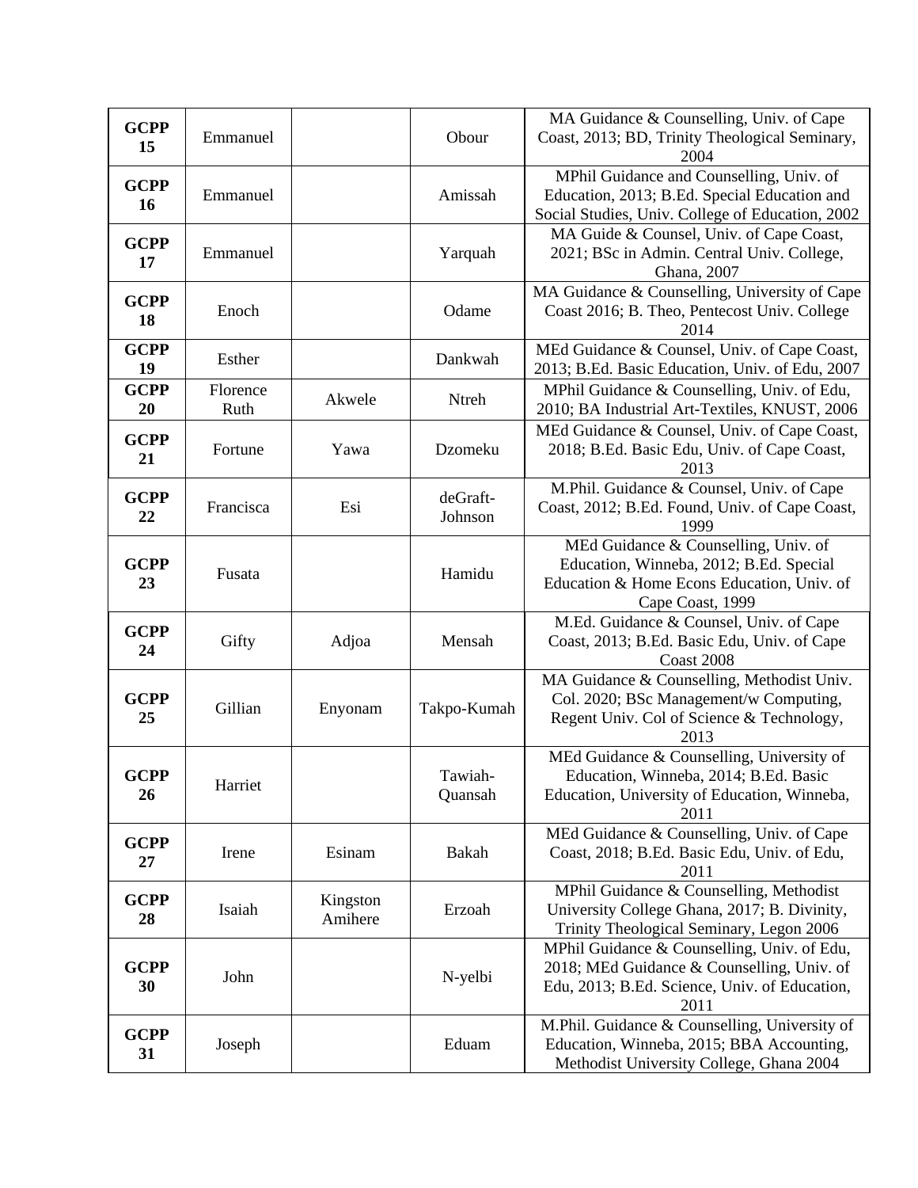| **GCPP 15** | Emmanuel | | Obour | MA Guidance & Counselling, Univ. of Cape Coast, 2013; BD, Trinity Theological Seminary, 2004 |
|---|---|---|---|---|
| **GCPP 16** | Emmanuel | | Amissah | MPhil Guidance and Counselling, Univ. of Education, 2013; B.Ed. Special Education and Social Studies, Univ. College of Education, 2002 |
| **GCPP 17** | Emmanuel | | Yarquah | MA Guide & Counsel, Univ. of Cape Coast, 2021; BSc in Admin. Central Univ. College, Ghana, 2007 |
| **GCPP 18** | Enoch | | Odame | MA Guidance & Counselling, University of Cape Coast 2016; B. Theo, Pentecost Univ. College 2014 |
| **GCPP 19** | Esther | | Dankwah | MEd Guidance & Counsel, Univ. of Cape Coast, 2013; B.Ed. Basic Education, Univ. of Edu, 2007 |
| **GCPP 20** | Florence Ruth | Akwele | Ntreh | MPhil Guidance & Counselling, Univ. of Edu, 2010; BA Industrial Art-Textiles, KNUST, 2006 |
| **GCPP 21** | Fortune | Yawa | Dzomeku | MEd Guidance & Counsel, Univ. of Cape Coast, 2018; B.Ed. Basic Edu, Univ. of Cape Coast, 2013 |
| **GCPP 22** | Francisca | Esi | deGraft-Johnson | M.Phil. Guidance & Counsel, Univ. of Cape Coast, 2012; B.Ed. Found, Univ. of Cape Coast, 1999 |
| **GCPP 23** | Fusata | | Hamidu | MEd Guidance & Counselling, Univ. of Education, Winneba, 2012; B.Ed. Special Education & Home Econs Education, Univ. of Cape Coast, 1999 |
| **GCPP 24** | Gifty | Adjoa | Mensah | M.Ed. Guidance & Counsel, Univ. of Cape Coast, 2013; B.Ed. Basic Edu, Univ. of Cape Coast 2008 |
| **GCPP 25** | Gillian | Enyonam | Takpo-Kumah | MA Guidance & Counselling, Methodist Univ. Col. 2020; BSc Management/w Computing, Regent Univ. Col of Science & Technology, 2013 |
| **GCPP 26** | Harriet | | Tawiah-Quansah | MEd Guidance & Counselling, University of Education, Winneba, 2014; B.Ed. Basic Education, University of Education, Winneba, 2011 |
| **GCPP 27** | Irene | Esinam | Bakah | MEd Guidance & Counselling, Univ. of Cape Coast, 2018; B.Ed. Basic Edu, Univ. of Edu, 2011 |
| **GCPP 28** | Isaiah | Kingston Amihere | Erzoah | MPhil Guidance & Counselling, Methodist University College Ghana, 2017; B. Divinity, Trinity Theological Seminary, Legon 2006 |
| **GCPP 30** | John | | N-yelbi | MPhil Guidance & Counselling, Univ. of Edu, 2018; MEd Guidance & Counselling, Univ. of Edu, 2013; B.Ed. Science, Univ. of Education, 2011 |
| **GCPP 31** | Joseph | | Eduam | M.Phil. Guidance & Counselling, University of Education, Winneba, 2015; BBA Accounting, Methodist University College, Ghana 2004 |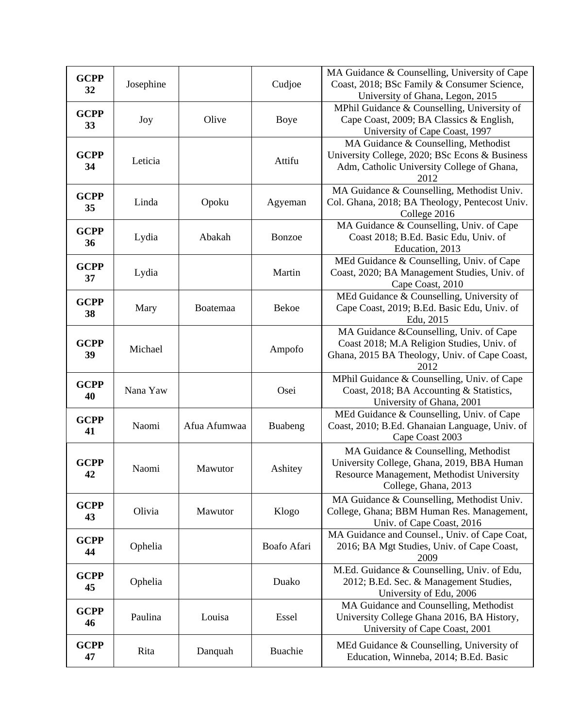| | | | | |
|---|---|---|---|---|
| **GCPP 32** | Josephine | | Cudjoe | MA Guidance & Counselling, University of Cape Coast, 2018; BSc Family & Consumer Science, University of Ghana, Legon, 2015 |
| **GCPP 33** | Joy | Olive | Boye | MPhil Guidance & Counselling, University of Cape Coast, 2009; BA Classics & English, University of Cape Coast, 1997 |
| **GCPP 34** | Leticia | | Attifu | MA Guidance & Counselling, Methodist University College, 2020; BSc Econs & Business Adm, Catholic University College of Ghana, 2012 |
| **GCPP 35** | Linda | Opoku | Agyeman | MA Guidance & Counselling, Methodist Univ. Col. Ghana, 2018; BA Theology, Pentecost Univ. College 2016 |
| **GCPP 36** | Lydia | Abakah | Bonzoe | MA Guidance & Counselling, Univ. of Cape Coast 2018; B.Ed. Basic Edu, Univ. of Education, 2013 |
| **GCPP 37** | Lydia | | Martin | MEd Guidance & Counselling, Univ. of Cape Coast, 2020; BA Management Studies, Univ. of Cape Coast, 2010 |
| **GCPP 38** | Mary | Boatemaa | Bekoe | MEd Guidance & Counselling, University of Cape Coast, 2019; B.Ed. Basic Edu, Univ. of Edu, 2015 |
| **GCPP 39** | Michael | | Ampofo | MA Guidance &Counselling, Univ. of Cape Coast 2018; M.A Religion Studies, Univ. of Ghana, 2015 BA Theology, Univ. of Cape Coast, 2012 |
| **GCPP 40** | Nana Yaw | | Osei | MPhil Guidance & Counselling, Univ. of Cape Coast, 2018; BA Accounting & Statistics, University of Ghana, 2001 |
| **GCPP 41** | Naomi | Afua Afumwaa | Buabeng | MEd Guidance & Counselling, Univ. of Cape Coast, 2010; B.Ed. Ghanaian Language, Univ. of Cape Coast 2003 |
| **GCPP 42** | Naomi | Mawutor | Ashitey | MA Guidance & Counselling, Methodist University College, Ghana, 2019, BBA Human Resource Management, Methodist University College, Ghana, 2013 |
| **GCPP 43** | Olivia | Mawutor | Klogo | MA Guidance & Counselling, Methodist Univ. College, Ghana; BBM Human Res. Management, Univ. of Cape Coast, 2016 |
| **GCPP 44** | Ophelia | | Boafo Afari | MA Guidance and Counsel., Univ. of Cape Coat, 2016; BA Mgt Studies, Univ. of Cape Coast, 2009 |
| **GCPP 45** | Ophelia | | Duako | M.Ed. Guidance & Counselling, Univ. of Edu, 2012; B.Ed. Sec. & Management Studies, University of Edu, 2006 |
| **GCPP 46** | Paulina | Louisa | Essel | MA Guidance and Counselling, Methodist University College Ghana 2016, BA History, University of Cape Coast, 2001 |
| **GCPP 47** | Rita | Danquah | Buachie | MEd Guidance & Counselling, University of Education, Winneba, 2014; B.Ed. Basic |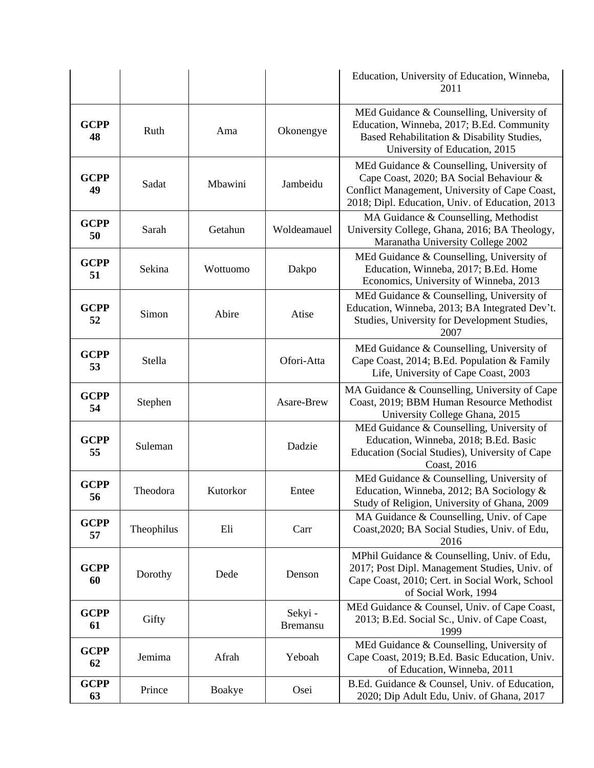| | | | | |
|---|---|---|---|---|
| | | | | Education, University of Education, Winneba, 2011 |
| **GCPP 48** | Ruth | Ama | Okonengye | MEd Guidance & Counselling, University of Education, Winneba, 2017; B.Ed. Community Based Rehabilitation & Disability Studies, University of Education, 2015 |
| **GCPP 49** | Sadat | Mbawini | Jambeidu | MEd Guidance & Counselling, University of Cape Coast, 2020; BA Social Behaviour & Conflict Management, University of Cape Coast, 2018; Dipl. Education, Univ. of Education, 2013 |
| **GCPP 50** | Sarah | Getahun | Woldeamauel | MA Guidance & Counselling, Methodist University College, Ghana, 2016; BA Theology, Maranatha University College 2002 |
| **GCPP 51** | Sekina | Wottuomo | Dakpo | MEd Guidance & Counselling, University of Education, Winneba, 2017; B.Ed. Home Economics, University of Winneba, 2013 |
| **GCPP 52** | Simon | Abire | Atise | MEd Guidance & Counselling, University of Education, Winneba, 2013; BA Integrated Dev't. Studies, University for Development Studies, 2007 |
| **GCPP 53** | Stella | | Ofori-Atta | MEd Guidance & Counselling, University of Cape Coast, 2014; B.Ed. Population & Family Life, University of Cape Coast, 2003 |
| **GCPP 54** | Stephen | | Asare-Brew | MA Guidance & Counselling, University of Cape Coast, 2019; BBM Human Resource Methodist University College Ghana, 2015 |
| **GCPP 55** | Suleman | | Dadzie | MEd Guidance & Counselling, University of Education, Winneba, 2018; B.Ed. Basic Education (Social Studies), University of Cape Coast, 2016 |
| **GCPP 56** | Theodora | Kutorkor | Entee | MEd Guidance & Counselling, University of Education, Winneba, 2012; BA Sociology & Study of Religion, University of Ghana, 2009 |
| **GCPP 57** | Theophilus | Eli | Carr | MA Guidance & Counselling, Univ. of Cape Coast,2020; BA Social Studies, Univ. of Edu, 2016 |
| **GCPP 60** | Dorothy | Dede | Denson | MPhil Guidance & Counselling, Univ. of Edu, 2017; Post Dipl. Management Studies, Univ. of Cape Coast, 2010; Cert. in Social Work, School of Social Work, 1994 |
| **GCPP 61** | Gifty | | Sekyi - Bremansu | MEd Guidance & Counsel, Univ. of Cape Coast, 2013; B.Ed. Social Sc., Univ. of Cape Coast, 1999 |
| **GCPP 62** | Jemima | Afrah | Yeboah | MEd Guidance & Counselling, University of Cape Coast, 2019; B.Ed. Basic Education, Univ. of Education, Winneba, 2011 |
| **GCPP 63** | Prince | Boakye | Osei | B.Ed. Guidance & Counsel, Univ. of Education, 2020; Dip Adult Edu, Univ. of Ghana, 2017 |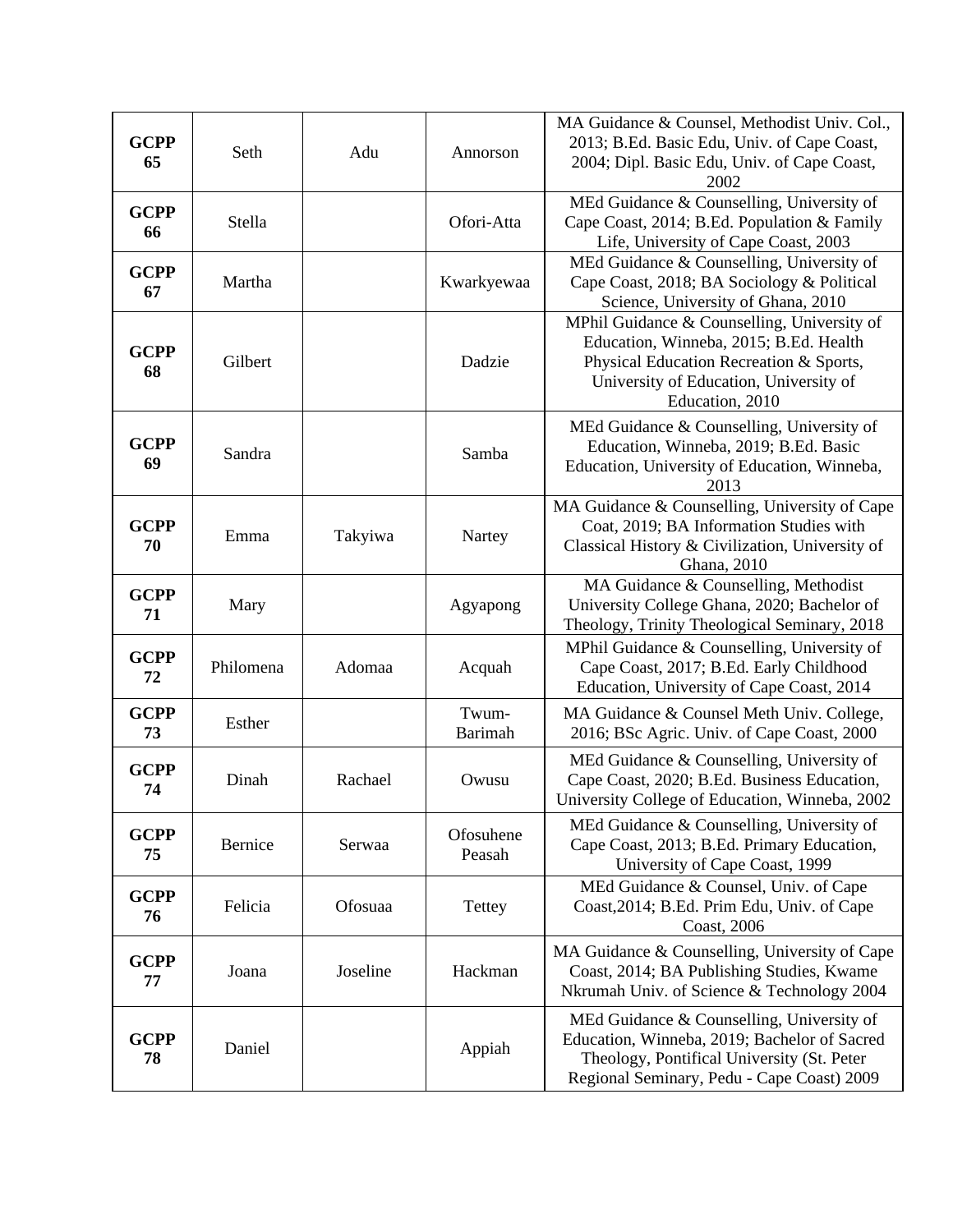| | | | | |
|---|---|---|---|---|
| **GCPP 65** | Seth | Adu | Annorson | MA Guidance & Counsel, Methodist Univ. Col., 2013; B.Ed. Basic Edu, Univ. of Cape Coast, 2004; Dipl. Basic Edu, Univ. of Cape Coast, 2002 |
| **GCPP 66** | Stella | | Ofori-Atta | MEd Guidance & Counselling, University of Cape Coast, 2014; B.Ed. Population & Family Life, University of Cape Coast, 2003 |
| **GCPP 67** | Martha | | Kwarkyewaa | MEd Guidance & Counselling, University of Cape Coast, 2018; BA Sociology & Political Science, University of Ghana, 2010 |
| **GCPP 68** | Gilbert | | Dadzie | MPhil Guidance & Counselling, University of Education, Winneba, 2015; B.Ed. Health Physical Education Recreation & Sports, University of Education, University of Education, 2010 |
| **GCPP 69** | Sandra | | Samba | MEd Guidance & Counselling, University of Education, Winneba, 2019; B.Ed. Basic Education, University of Education, Winneba, 2013 |
| **GCPP 70** | Emma | Takyiwa | Nartey | MA Guidance & Counselling, University of Cape Coat, 2019; BA Information Studies with Classical History & Civilization, University of Ghana, 2010 |
| **GCPP 71** | Mary | | Agyapong | MA Guidance & Counselling, Methodist University College Ghana, 2020; Bachelor of Theology, Trinity Theological Seminary, 2018 |
| **GCPP 72** | Philomena | Adomaa | Acquah | MPhil Guidance & Counselling, University of Cape Coast, 2017; B.Ed. Early Childhood Education, University of Cape Coast, 2014 |
| **GCPP 73** | Esther | | Twum-Barimah | MA Guidance & Counsel Meth Univ. College, 2016; BSc Agric. Univ. of Cape Coast, 2000 |
| **GCPP 74** | Dinah | Rachael | Owusu | MEd Guidance & Counselling, University of Cape Coast, 2020; B.Ed. Business Education, University College of Education, Winneba, 2002 |
| **GCPP 75** | Bernice | Serwaa | Ofosuhene Peasah | MEd Guidance & Counselling, University of Cape Coast, 2013; B.Ed. Primary Education, University of Cape Coast, 1999 |
| **GCPP 76** | Felicia | Ofosuaa | Tettey | MEd Guidance & Counsel, Univ. of Cape Coast,2014; B.Ed. Prim Edu, Univ. of Cape Coast, 2006 |
| **GCPP 77** | Joana | Joseline | Hackman | MA Guidance & Counselling, University of Cape Coast, 2014; BA Publishing Studies, Kwame Nkrumah Univ. of Science & Technology 2004 |
| **GCPP 78** | Daniel | | Appiah | MEd Guidance & Counselling, University of Education, Winneba, 2019; Bachelor of Sacred Theology, Pontifical University (St. Peter Regional Seminary, Pedu - Cape Coast) 2009 |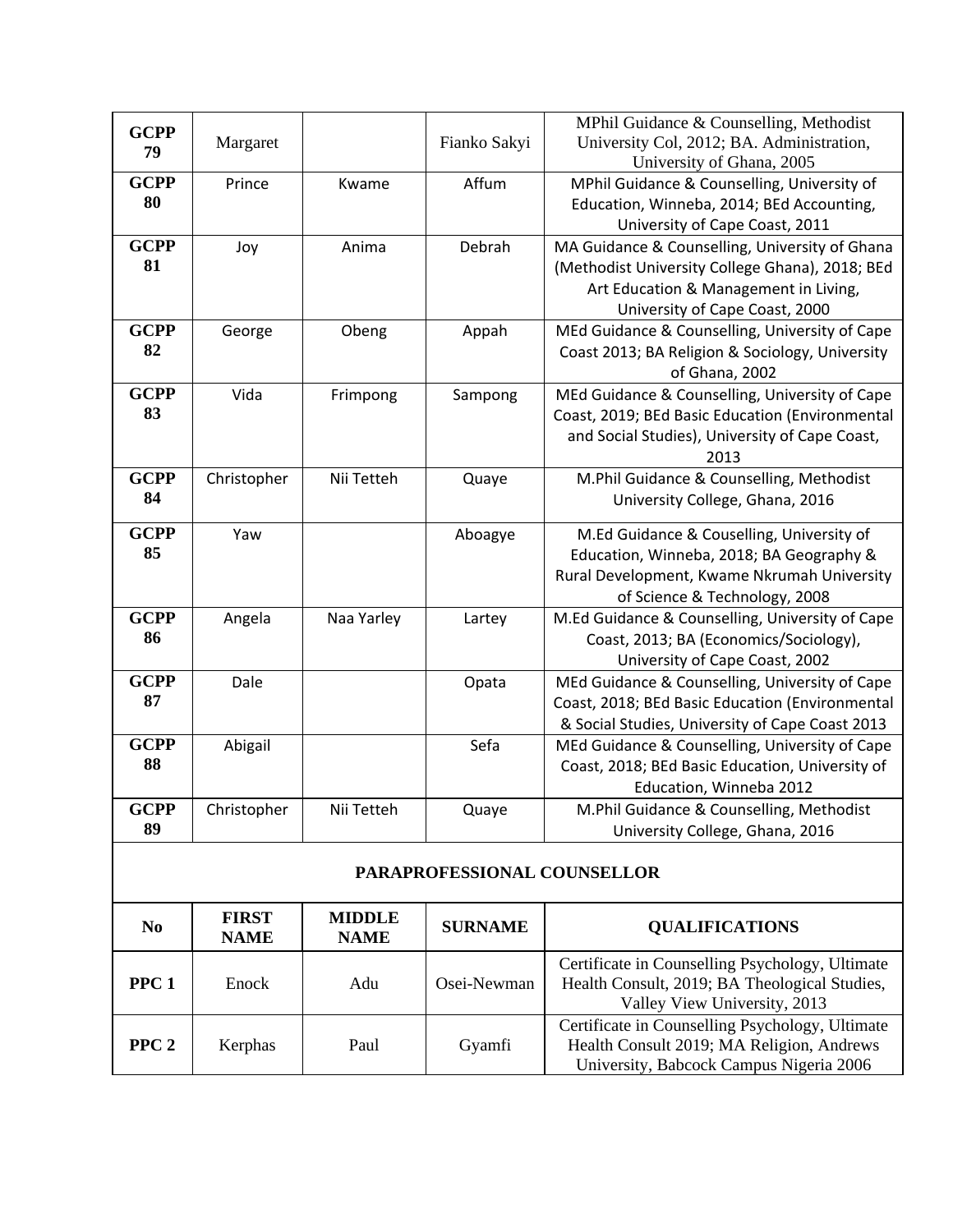| | | | | |
|---|---|---|---|---|
| **GCPP 79** | Margaret | | Fianko Sakyi | MPhil Guidance & Counselling, Methodist University Col, 2012; BA. Administration, University of Ghana, 2005 |
| **GCPP 80** | Prince | Kwame | Affum | MPhil Guidance & Counselling, University of Education, Winneba, 2014; BEd Accounting, University of Cape Coast, 2011 |
| **GCPP 81** | Joy | Anima | Debrah | MA Guidance & Counselling, University of Ghana (Methodist University College Ghana), 2018; BEd Art Education & Management in Living, University of Cape Coast, 2000 |
| **GCPP 82** | George | Obeng | Appah | MEd Guidance & Counselling, University of Cape Coast 2013; BA Religion & Sociology, University of Ghana, 2002 |
| **GCPP 83** | Vida | Frimpong | Sampong | MEd Guidance & Counselling, University of Cape Coast, 2019; BEd Basic Education (Environmental and Social Studies), University of Cape Coast, 2013 |
| **GCPP 84** | Christopher | Nii Tetteh | Quaye | M.Phil Guidance & Counselling, Methodist University College, Ghana, 2016 |
| **GCPP 85** | Yaw | | Aboagye | M.Ed Guidance & Couselling, University of Education, Winneba, 2018; BA Geography & Rural Development, Kwame Nkrumah University of Science & Technology, 2008 |
| **GCPP 86** | Angela | Naa Yarley | Lartey | M.Ed Guidance & Counselling, University of Cape Coast, 2013; BA (Economics/Sociology), University of Cape Coast, 2002 |
| **GCPP 87** | Dale | | Opata | MEd Guidance & Counselling, University of Cape Coast, 2018; BEd Basic Education (Environmental & Social Studies, University of Cape Coast 2013 |
| **GCPP 88** | Abigail | | Sefa | MEd Guidance & Counselling, University of Cape Coast, 2018; BEd Basic Education, University of Education, Winneba 2012 |
| **GCPP 89** | Christopher | Nii Tetteh | Quaye | M.Phil Guidance & Counselling, Methodist University College, Ghana, 2016 |

**PARAPROFESSIONAL COUNSELLOR**

| No | FIRST NAME | MIDDLE NAME | SURNAME | QUALIFICATIONS |
|---|---|---|---|---|
| **PPC 1** | Enock | Adu | Osei-Newman | Certificate in Counselling Psychology, Ultimate Health Consult, 2019; BA Theological Studies, Valley View University, 2013 |
| **PPC 2** | Kerphas | Paul | Gyamfi | Certificate in Counselling Psychology, Ultimate Health Consult 2019; MA Religion, Andrews University, Babcock Campus Nigeria 2006 |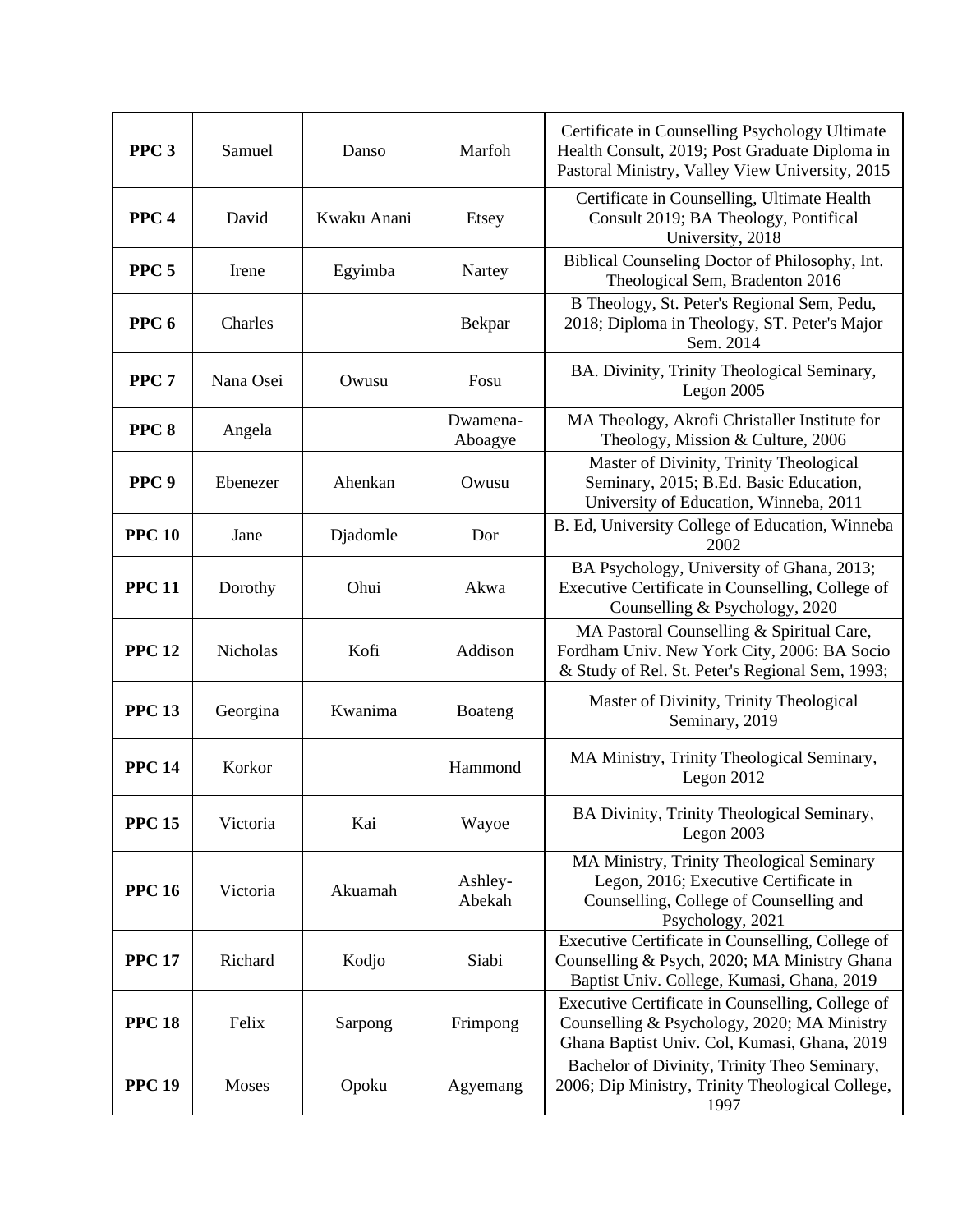| | | | | |
|---|---|---|---|---|
| **PPC 3** | Samuel | Danso | Marfoh | Certificate in Counselling Psychology Ultimate Health Consult, 2019; Post Graduate Diploma in Pastoral Ministry, Valley View University, 2015 |
| **PPC 4** | David | Kwaku Anani | Etsey | Certificate in Counselling, Ultimate Health Consult 2019; BA Theology, Pontifical University, 2018 |
| **PPC 5** | Irene | Egyimba | Nartey | Biblical Counseling Doctor of Philosophy, Int. Theological Sem, Bradenton 2016 |
| **PPC 6** | Charles | | Bekpar | B Theology, St. Peter's Regional Sem, Pedu, 2018; Diploma in Theology, ST. Peter's Major Sem. 2014 |
| **PPC 7** | Nana Osei | Owusu | Fosu | BA. Divinity, Trinity Theological Seminary, Legon 2005 |
| **PPC 8** | Angela | | Dwamena-Aboagye | MA Theology, Akrofi Christaller Institute for Theology, Mission & Culture, 2006 |
| **PPC 9** | Ebenezer | Ahenkan | Owusu | Master of Divinity, Trinity Theological Seminary, 2015; B.Ed. Basic Education, University of Education, Winneba, 2011 |
| **PPC 10** | Jane | Djadomle | Dor | B. Ed, University College of Education, Winneba 2002 |
| **PPC 11** | Dorothy | Ohui | Akwa | BA Psychology, University of Ghana, 2013; Executive Certificate in Counselling, College of Counselling & Psychology, 2020 |
| **PPC 12** | Nicholas | Kofi | Addison | MA Pastoral Counselling & Spiritual Care, Fordham Univ. New York City, 2006: BA Socio & Study of Rel. St. Peter's Regional Sem, 1993; |
| **PPC 13** | Georgina | Kwanima | Boateng | Master of Divinity, Trinity Theological Seminary, 2019 |
| **PPC 14** | Korkor | | Hammond | MA Ministry, Trinity Theological Seminary, Legon 2012 |
| **PPC 15** | Victoria | Kai | Wayoe | BA Divinity, Trinity Theological Seminary, Legon 2003 |
| **PPC 16** | Victoria | Akuamah | Ashley-Abekah | MA Ministry, Trinity Theological Seminary Legon, 2016; Executive Certificate in Counselling, College of Counselling and Psychology, 2021 |
| **PPC 17** | Richard | Kodjo | Siabi | Executive Certificate in Counselling, College of Counselling & Psych, 2020; MA Ministry Ghana Baptist Univ. College, Kumasi, Ghana, 2019 |
| **PPC 18** | Felix | Sarpong | Frimpong | Executive Certificate in Counselling, College of Counselling & Psychology, 2020; MA Ministry Ghana Baptist Univ. Col, Kumasi, Ghana, 2019 |
| **PPC 19** | Moses | Opoku | Agyemang | Bachelor of Divinity, Trinity Theo Seminary, 2006; Dip Ministry, Trinity Theological College, 1997 |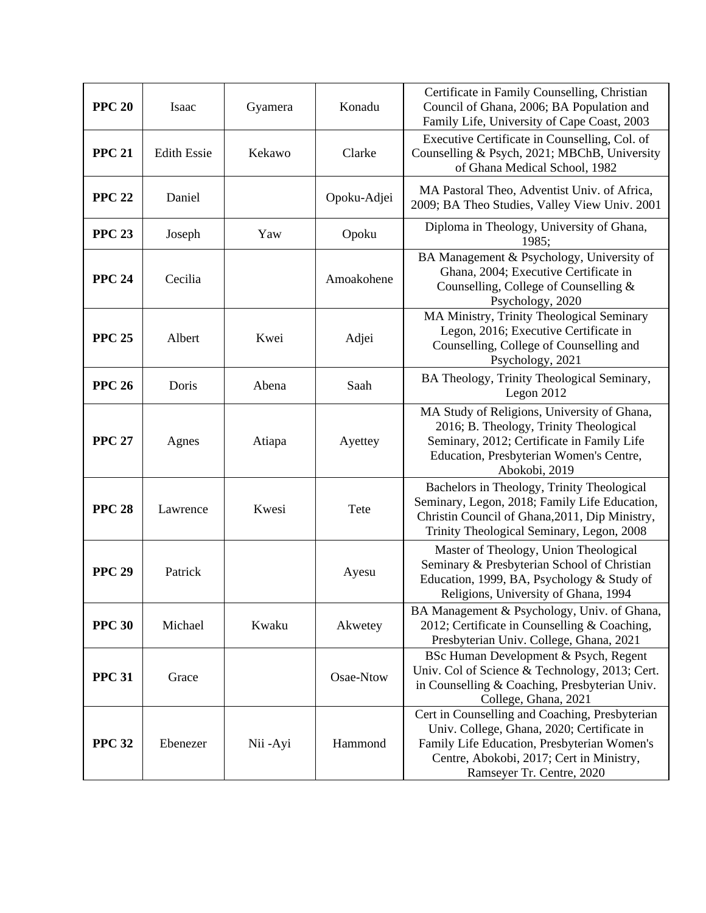| **PPC 20** | Isaac | Gyamera | Konadu | Certificate in Family Counselling, Christian Council of Ghana, 2006; BA Population and Family Life, University of Cape Coast, 2003 |
|---|---|---|---|---|
| **PPC 21** | Edith Essie | Kekawo | Clarke | Executive Certificate in Counselling, Col. of Counselling & Psych, 2021; MBChB, University of Ghana Medical School, 1982 |
| **PPC 22** | Daniel | | Opoku-Adjei | MA Pastoral Theo, Adventist Univ. of Africa, 2009; BA Theo Studies, Valley View Univ. 2001 |
| **PPC 23** | Joseph | Yaw | Opoku | Diploma in Theology, University of Ghana, 1985; |
| **PPC 24** | Cecilia | | Amoakohene | BA Management & Psychology, University of Ghana, 2004; Executive Certificate in Counselling, College of Counselling & Psychology, 2020 |
| **PPC 25** | Albert | Kwei | Adjei | MA Ministry, Trinity Theological Seminary Legon, 2016; Executive Certificate in Counselling, College of Counselling and Psychology, 2021 |
| **PPC 26** | Doris | Abena | Saah | BA Theology, Trinity Theological Seminary, Legon 2012 |
| **PPC 27** | Agnes | Atiapa | Ayettey | MA Study of Religions, University of Ghana, 2016; B. Theology, Trinity Theological Seminary, 2012; Certificate in Family Life Education, Presbyterian Women's Centre, Abokobi, 2019 |
| **PPC 28** | Lawrence | Kwesi | Tete | Bachelors in Theology, Trinity Theological Seminary, Legon, 2018; Family Life Education, Christin Council of Ghana,2011, Dip Ministry, Trinity Theological Seminary, Legon, 2008 |
| **PPC 29** | Patrick | | Ayesu | Master of Theology, Union Theological Seminary & Presbyterian School of Christian Education, 1999, BA, Psychology & Study of Religions, University of Ghana, 1994 |
| **PPC 30** | Michael | Kwaku | Akwetey | BA Management & Psychology, Univ. of Ghana, 2012; Certificate in Counselling & Coaching, Presbyterian Univ. College, Ghana, 2021 |
| **PPC 31** | Grace | | Osae-Ntow | BSc Human Development & Psych, Regent Univ. Col of Science & Technology, 2013; Cert. in Counselling & Coaching, Presbyterian Univ. College, Ghana, 2021 |
| **PPC 32** | Ebenezer | Nii -Ayi | Hammond | Cert in Counselling and Coaching, Presbyterian Univ. College, Ghana, 2020; Certificate in Family Life Education, Presbyterian Women's Centre, Abokobi, 2017; Cert in Ministry, Ramseyer Tr. Centre, 2020 |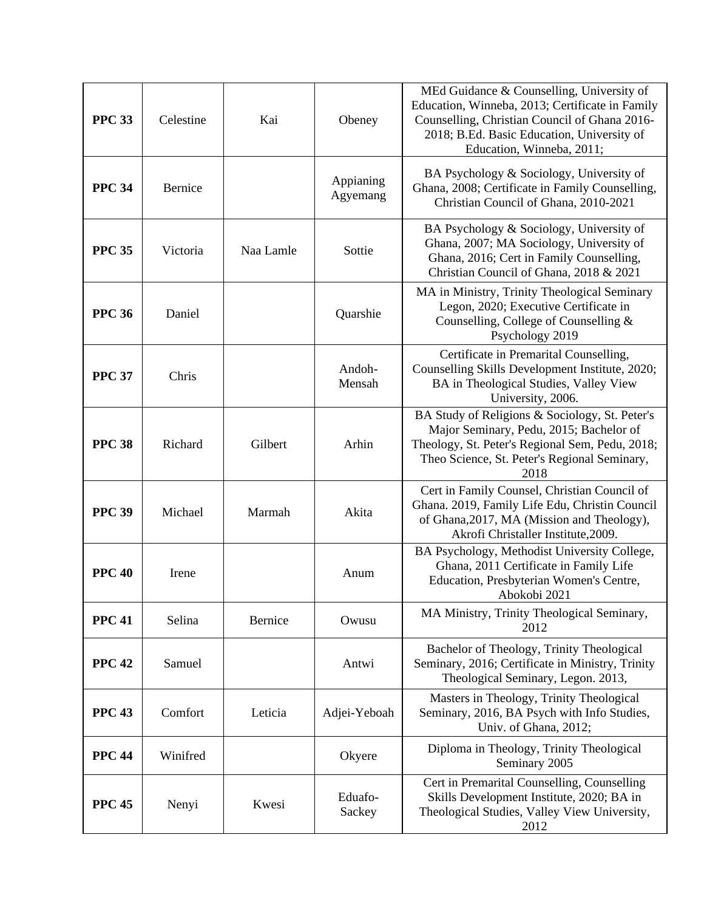| **PPC 33** | Celestine | Kai | Obeney | MEd Guidance & Counselling, University of Education, Winneba, 2013; Certificate in Family Counselling, Christian Council of Ghana 2016-2018; B.Ed. Basic Education, University of Education, Winneba, 2011; |
|---|---|---|---|---|
| **PPC 34** | Bernice | | Appianing Agyemang | BA Psychology & Sociology, University of Ghana, 2008; Certificate in Family Counselling, Christian Council of Ghana, 2010-2021 |
| **PPC 35** | Victoria | Naa Lamle | Sottie | BA Psychology & Sociology, University of Ghana, 2007; MA Sociology, University of Ghana, 2016; Cert in Family Counselling, Christian Council of Ghana, 2018 & 2021 |
| **PPC 36** | Daniel | | Quarshie | MA in Ministry, Trinity Theological Seminary Legon, 2020; Executive Certificate in Counselling, College of Counselling & Psychology 2019 |
| **PPC 37** | Chris | | Andoh-Mensah | Certificate in Premarital Counselling, Counselling Skills Development Institute, 2020; BA in Theological Studies, Valley View University, 2006. |
| **PPC 38** | Richard | Gilbert | Arhin | BA Study of Religions & Sociology, St. Peter's Major Seminary, Pedu, 2015; Bachelor of Theology, St. Peter's Regional Sem, Pedu, 2018; Theo Science, St. Peter's Regional Seminary, 2018 |
| **PPC 39** | Michael | Marmah | Akita | Cert in Family Counsel, Christian Council of Ghana. 2019, Family Life Edu, Christin Council of Ghana,2017, MA (Mission and Theology), Akrofi Christaller Institute,2009. |
| **PPC 40** | Irene | | Anum | BA Psychology, Methodist University College, Ghana, 2011 Certificate in Family Life Education, Presbyterian Women's Centre, Abokobi 2021 |
| **PPC 41** | Selina | Bernice | Owusu | MA Ministry, Trinity Theological Seminary, 2012 |
| **PPC 42** | Samuel | | Antwi | Bachelor of Theology, Trinity Theological Seminary, 2016; Certificate in Ministry, Trinity Theological Seminary, Legon. 2013, |
| **PPC 43** | Comfort | Leticia | Adjei-Yeboah | Masters in Theology, Trinity Theological Seminary, 2016, BA Psych with Info Studies, Univ. of Ghana, 2012; |
| **PPC 44** | Winifred | | Okyere | Diploma in Theology, Trinity Theological Seminary 2005 |
| **PPC 45** | Nenyi | Kwesi | Eduafo-Sackey | Cert in Premarital Counselling, Counselling Skills Development Institute, 2020; BA in Theological Studies, Valley View University, 2012 |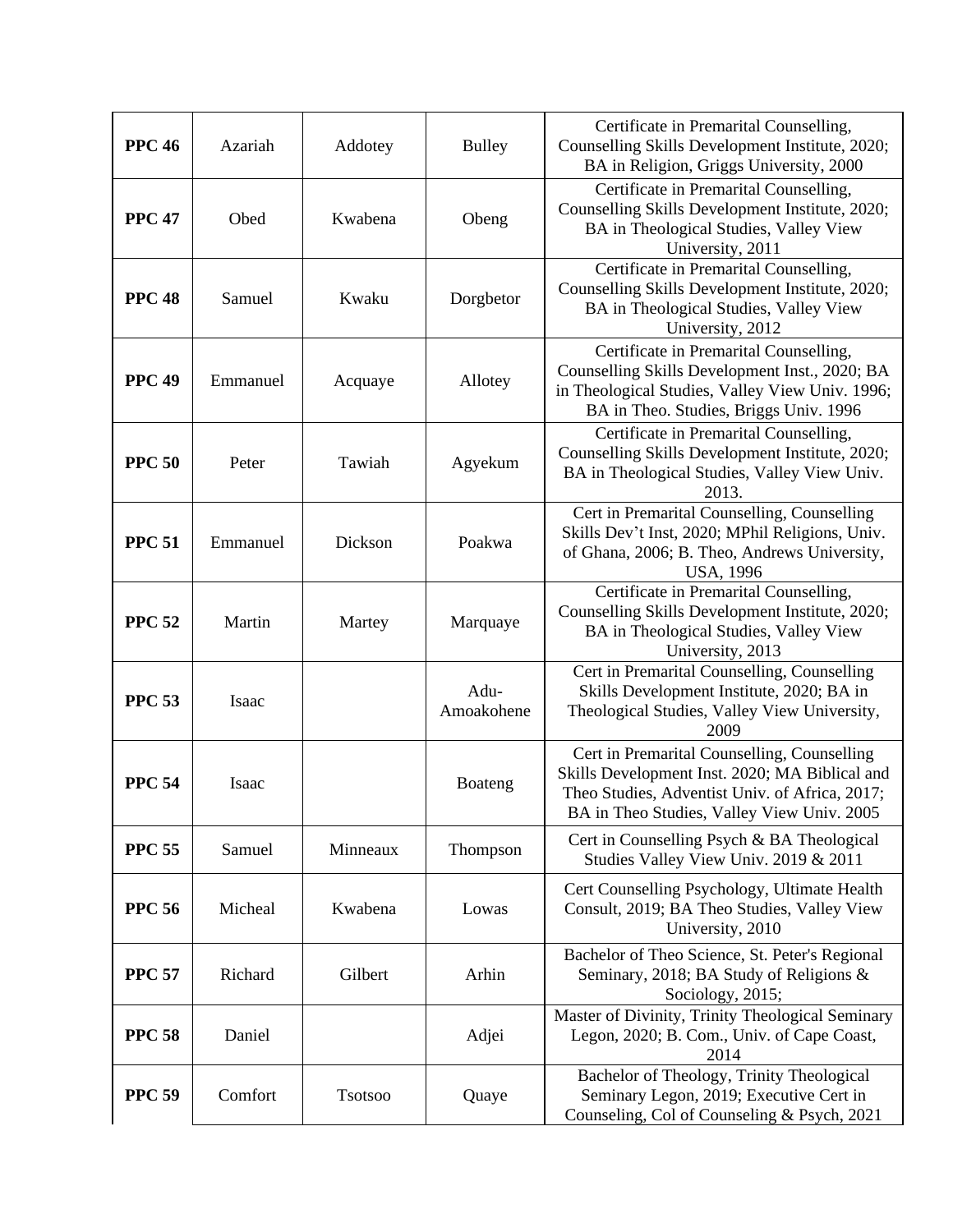| **PPC 46** | Azariah | Addotey | Bulley | Certificate in Premarital Counselling, Counselling Skills Development Institute, 2020; BA in Religion, Griggs University, 2000 |
|---|---|---|---|---|
| **PPC 47** | Obed | Kwabena | Obeng | Certificate in Premarital Counselling, Counselling Skills Development Institute, 2020; BA in Theological Studies, Valley View University, 2011 |
| **PPC 48** | Samuel | Kwaku | Dorgbetor | Certificate in Premarital Counselling, Counselling Skills Development Institute, 2020; BA in Theological Studies, Valley View University, 2012 |
| **PPC 49** | Emmanuel | Acquaye | Allotey | Certificate in Premarital Counselling, Counselling Skills Development Inst., 2020; BA in Theological Studies, Valley View Univ. 1996; BA in Theo. Studies, Briggs Univ. 1996 |
| **PPC 50** | Peter | Tawiah | Agyekum | Certificate in Premarital Counselling, Counselling Skills Development Institute, 2020; BA in Theological Studies, Valley View Univ. 2013. |
| **PPC 51** | Emmanuel | Dickson | Poakwa | Cert in Premarital Counselling, Counselling Skills Dev't Inst, 2020; MPhil Religions, Univ. of Ghana, 2006; B. Theo, Andrews University, USA, 1996 |
| **PPC 52** | Martin | Martey | Marquaye | Certificate in Premarital Counselling, Counselling Skills Development Institute, 2020; BA in Theological Studies, Valley View University, 2013 |
| **PPC 53** | Isaac | | Adu-Amoakohene | Cert in Premarital Counselling, Counselling Skills Development Institute, 2020; BA in Theological Studies, Valley View University, 2009 |
| **PPC 54** | Isaac | | Boateng | Cert in Premarital Counselling, Counselling Skills Development Inst. 2020; MA Biblical and Theo Studies, Adventist Univ. of Africa, 2017; BA in Theo Studies, Valley View Univ. 2005 |
| **PPC 55** | Samuel | Minneaux | Thompson | Cert in Counselling Psych & BA Theological Studies Valley View Univ. 2019 & 2011 |
| **PPC 56** | Micheal | Kwabena | Lowas | Cert Counselling Psychology, Ultimate Health Consult, 2019; BA Theo Studies, Valley View University, 2010 |
| **PPC 57** | Richard | Gilbert | Arhin | Bachelor of Theo Science, St. Peter's Regional Seminary, 2018; BA Study of Religions & Sociology, 2015; |
| **PPC 58** | Daniel | | Adjei | Master of Divinity, Trinity Theological Seminary Legon, 2020; B. Com., Univ. of Cape Coast, 2014 |
| **PPC 59** | Comfort | Tsotsoo | Quaye | Bachelor of Theology, Trinity Theological Seminary Legon, 2019; Executive Cert in Counseling, Col of Counseling & Psych, 2021 |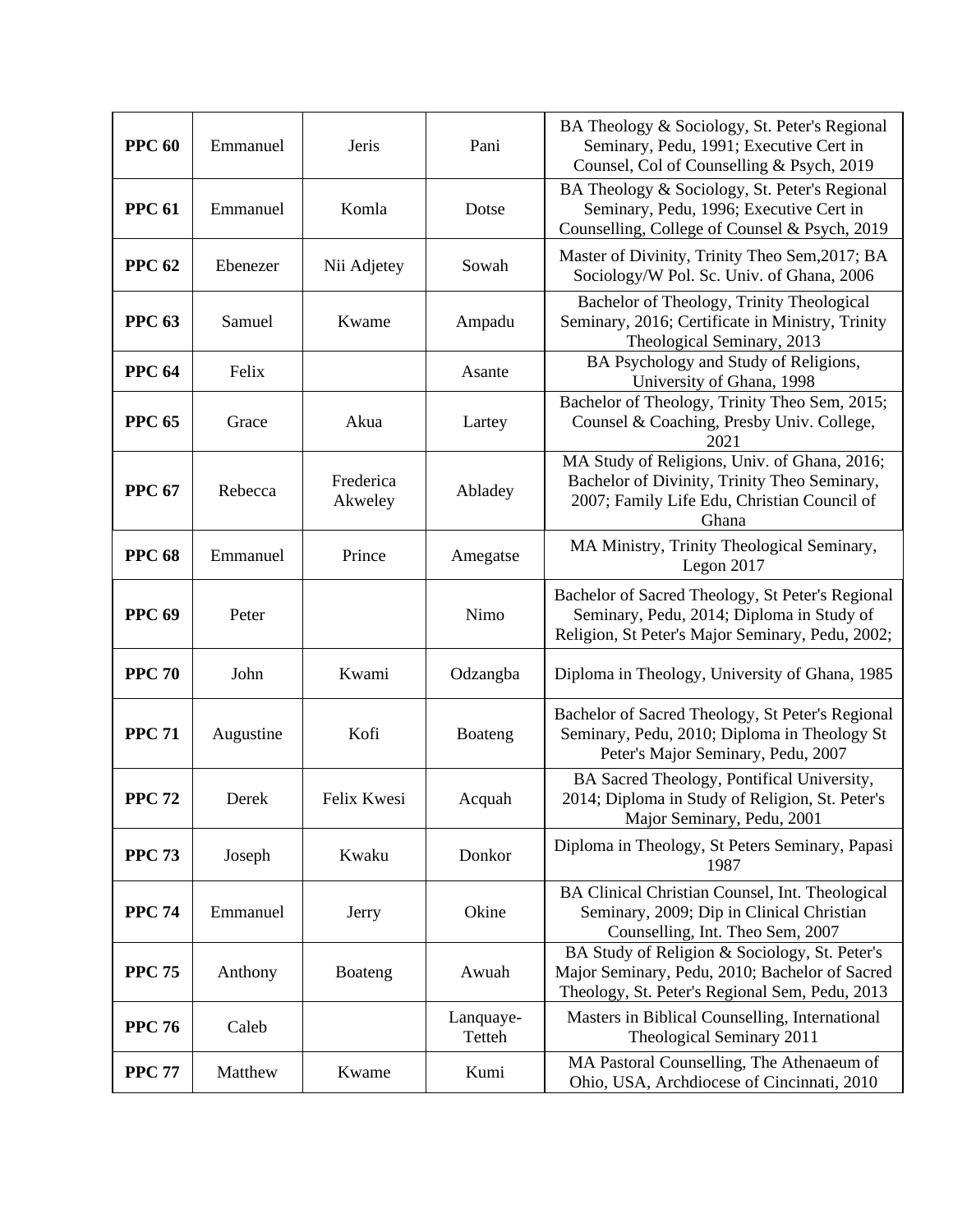| | | | | |
|---|---|---|---|---|
| **PPC 60** | Emmanuel | Jeris | Pani | BA Theology & Sociology, St. Peter's Regional Seminary, Pedu, 1991; Executive Cert in Counsel, Col of Counselling & Psych, 2019 |
| **PPC 61** | Emmanuel | Komla | Dotse | BA Theology & Sociology, St. Peter's Regional Seminary, Pedu, 1996; Executive Cert in Counselling, College of Counsel & Psych, 2019 |
| **PPC 62** | Ebenezer | Nii Adjetey | Sowah | Master of Divinity, Trinity Theo Sem,2017; BA Sociology/W Pol. Sc. Univ. of Ghana, 2006 |
| **PPC 63** | Samuel | Kwame | Ampadu | Bachelor of Theology, Trinity Theological Seminary, 2016; Certificate in Ministry, Trinity Theological Seminary, 2013 |
| **PPC 64** | Felix | | Asante | BA Psychology and Study of Religions, University of Ghana, 1998 |
| **PPC 65** | Grace | Akua | Lartey | Bachelor of Theology, Trinity Theo Sem, 2015; Counsel & Coaching, Presby Univ. College, 2021 |
| **PPC 67** | Rebecca | Frederica Akweley | Abladey | MA Study of Religions, Univ. of Ghana, 2016; Bachelor of Divinity, Trinity Theo Seminary, 2007; Family Life Edu, Christian Council of Ghana |
| **PPC 68** | Emmanuel | Prince | Amegatse | MA Ministry, Trinity Theological Seminary, Legon 2017 |
| **PPC 69** | Peter | | Nimo | Bachelor of Sacred Theology, St Peter's Regional Seminary, Pedu, 2014; Diploma in Study of Religion, St Peter's Major Seminary, Pedu, 2002; |
| **PPC 70** | John | Kwami | Odzangba | Diploma in Theology, University of Ghana, 1985 |
| **PPC 71** | Augustine | Kofi | Boateng | Bachelor of Sacred Theology, St Peter's Regional Seminary, Pedu, 2010; Diploma in Theology St Peter's Major Seminary, Pedu, 2007 |
| **PPC 72** | Derek | Felix Kwesi | Acquah | BA Sacred Theology, Pontifical University, 2014; Diploma in Study of Religion, St. Peter's Major Seminary, Pedu, 2001 |
| **PPC 73** | Joseph | Kwaku | Donkor | Diploma in Theology, St Peters Seminary, Papasi 1987 |
| **PPC 74** | Emmanuel | Jerry | Okine | BA Clinical Christian Counsel, Int. Theological Seminary, 2009; Dip in Clinical Christian Counselling, Int. Theo Sem, 2007 |
| **PPC 75** | Anthony | Boateng | Awuah | BA Study of Religion & Sociology, St. Peter's Major Seminary, Pedu, 2010; Bachelor of Sacred Theology, St. Peter's Regional Sem, Pedu, 2013 |
| **PPC 76** | Caleb | | Lanquaye-Tetteh | Masters in Biblical Counselling, International Theological Seminary 2011 |
| **PPC 77** | Matthew | Kwame | Kumi | MA Pastoral Counselling, The Athenaeum of Ohio, USA, Archdiocese of Cincinnati, 2010 |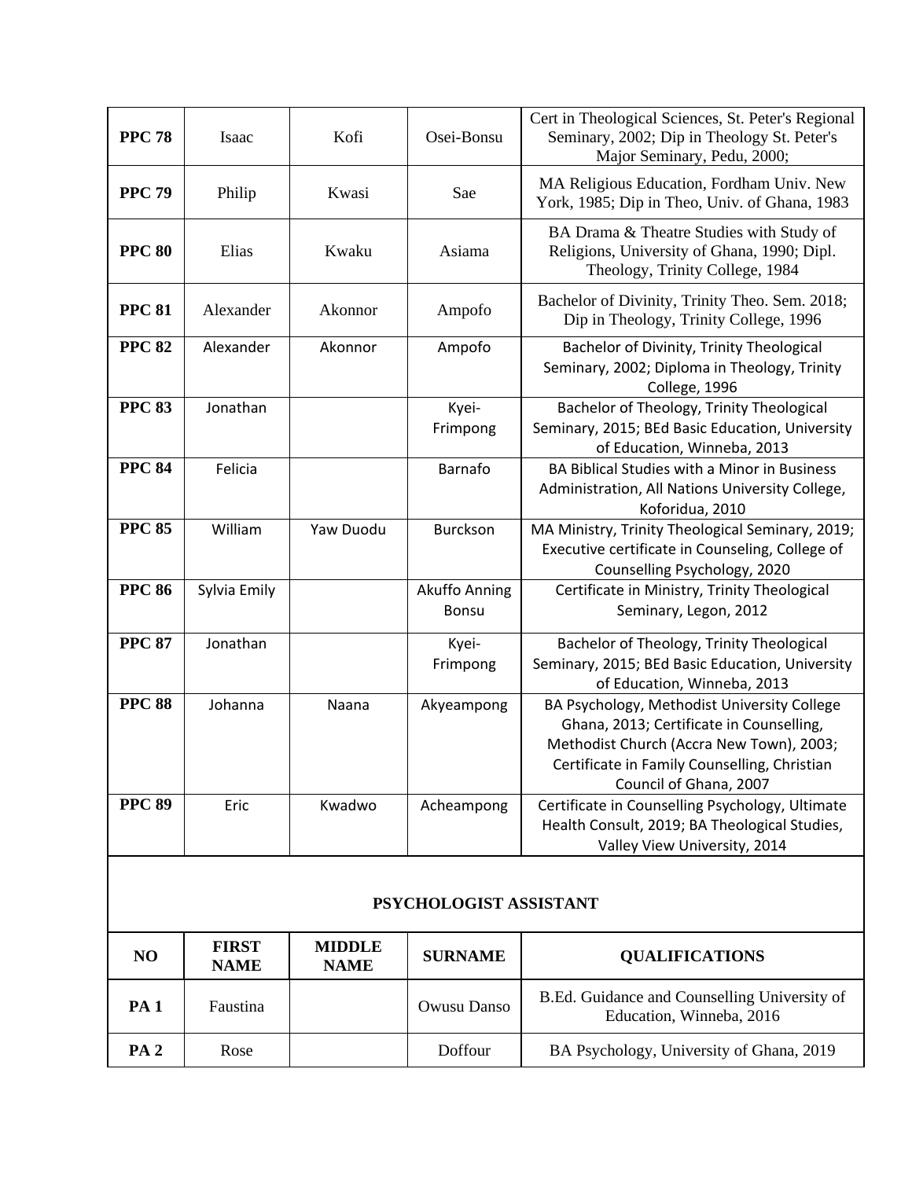| | | | | |
|---|---|---|---|---|
| **PPC 78** | Isaac | Kofi | Osei-Bonsu | Cert in Theological Sciences, St. Peter's Regional Seminary, 2002; Dip in Theology St. Peter's Major Seminary, Pedu, 2000; |
| **PPC 79** | Philip | Kwasi | Sae | MA Religious Education, Fordham Univ. New York, 1985; Dip in Theo, Univ. of Ghana, 1983 |
| **PPC 80** | Elias | Kwaku | Asiama | BA Drama & Theatre Studies with Study of Religions, University of Ghana, 1990; Dipl. Theology, Trinity College, 1984 |
| **PPC 81** | Alexander | Akonnor | Ampofo | Bachelor of Divinity, Trinity Theo. Sem. 2018; Dip in Theology, Trinity College, 1996 |
| **PPC 82** | Alexander | Akonnor | Ampofo | Bachelor of Divinity, Trinity Theological Seminary, 2002; Diploma in Theology, Trinity College, 1996 |
| **PPC 83** | Jonathan | | Kyei-Frimpong | Bachelor of Theology, Trinity Theological Seminary, 2015; BEd Basic Education, University of Education, Winneba, 2013 |
| **PPC 84** | Felicia | | Barnafo | BA Biblical Studies with a Minor in Business Administration, All Nations University College, Koforidua, 2010 |
| **PPC 85** | William | Yaw Duodu | Burckson | MA Ministry, Trinity Theological Seminary, 2019; Executive certificate in Counseling, College of Counselling Psychology, 2020 |
| **PPC 86** | Sylvia Emily | | Akuffo Anning Bonsu | Certificate in Ministry, Trinity Theological Seminary, Legon, 2012 |
| **PPC 87** | Jonathan | | Kyei-Frimpong | Bachelor of Theology, Trinity Theological Seminary, 2015; BEd Basic Education, University of Education, Winneba, 2013 |
| **PPC 88** | Johanna | Naana | Akyeampong | BA Psychology, Methodist University College Ghana, 2013; Certificate in Counselling, Methodist Church (Accra New Town), 2003; Certificate in Family Counselling, Christian Council of Ghana, 2007 |
| **PPC 89** | Eric | Kwadwo | Acheampong | Certificate in Counselling Psychology, Ultimate Health Consult, 2019; BA Theological Studies, Valley View University, 2014 |

**PSYCHOLOGIST ASSISTANT**

| NO | FIRST NAME | MIDDLE NAME | SURNAME | QUALIFICATIONS |
|---|---|---|---|---|
| **PA 1** | Faustina | | Owusu Danso | B.Ed. Guidance and Counselling University of Education, Winneba, 2016 |
| **PA 2** | Rose | | Doffour | BA Psychology, University of Ghana, 2019 |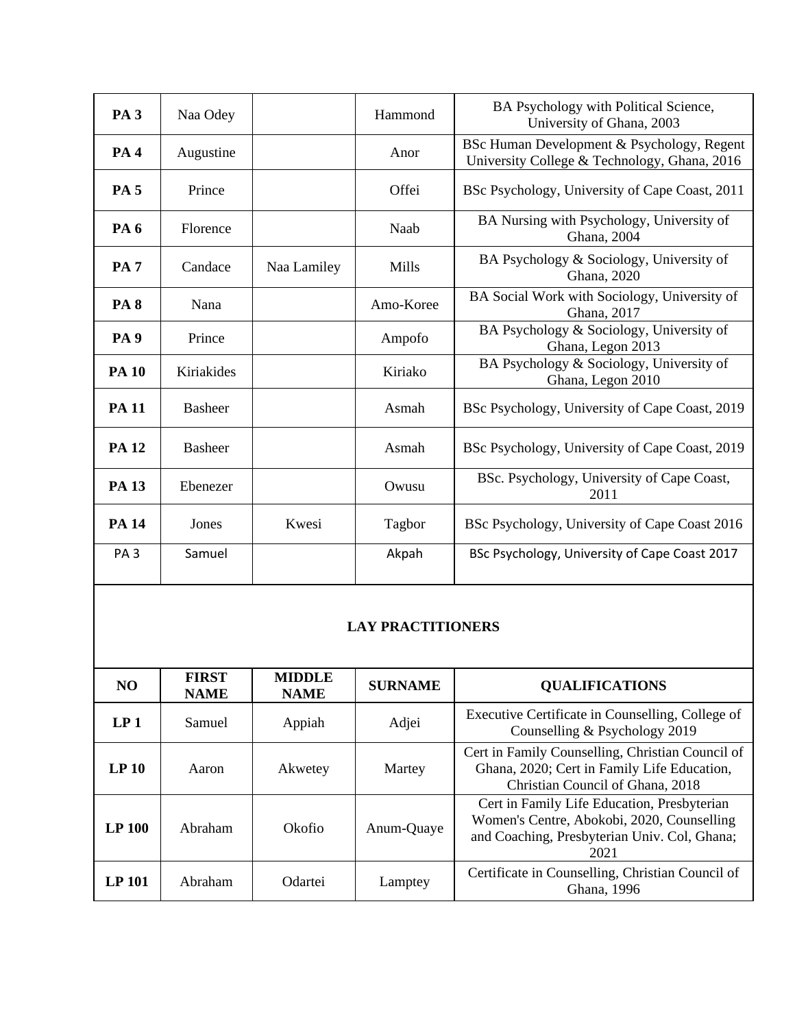| | | | | |
|---|---|---|---|---|
| **PA 3** | Naa Odey | | Hammond | BA Psychology with Political Science, University of Ghana, 2003 |
| **PA 4** | Augustine | | Anor | BSc Human Development & Psychology, Regent University College & Technology, Ghana, 2016 |
| **PA 5** | Prince | | Offei | BSc Psychology, University of Cape Coast, 2011 |
| **PA 6** | Florence | | Naab | BA Nursing with Psychology, University of Ghana, 2004 |
| **PA 7** | Candace | Naa Lamiley | Mills | BA Psychology & Sociology, University of Ghana, 2020 |
| **PA 8** | Nana | | Amo-Koree | BA Social Work with Sociology, University of Ghana, 2017 |
| **PA 9** | Prince | | Ampofo | BA Psychology & Sociology, University of Ghana, Legon 2013 |
| **PA 10** | Kiriakides | | Kiriako | BA Psychology & Sociology, University of Ghana, Legon 2010 |
| **PA 11** | Basheer | | Asmah | BSc Psychology, University of Cape Coast, 2019 |
| **PA 12** | Basheer | | Asmah | BSc Psychology, University of Cape Coast, 2019 |
| **PA 13** | Ebenezer | | Owusu | BSc. Psychology, University of Cape Coast, 2011 |
| **PA 14** | Jones | Kwesi | Tagbor | BSc Psychology, University of Cape Coast 2016 |
| PA 3 | Samuel | | Akpah | BSc Psychology, University of Cape Coast 2017 |

**LAY PRACTITIONERS**

| NO | FIRST NAME | MIDDLE NAME | SURNAME | QUALIFICATIONS |
|---|---|---|---|---|
| **LP 1** | Samuel | Appiah | Adjei | Executive Certificate in Counselling, College of Counselling & Psychology 2019 |
| **LP 10** | Aaron | Akwetey | Martey | Cert in Family Counselling, Christian Council of Ghana, 2020; Cert in Family Life Education, Christian Council of Ghana, 2018 |
| **LP 100** | Abraham | Okofio | Anum-Quaye | Cert in Family Life Education, Presbyterian Women's Centre, Abokobi, 2020, Counselling and Coaching, Presbyterian Univ. Col, Ghana; 2021 |
| **LP 101** | Abraham | Odartei | Lamptey | Certificate in Counselling, Christian Council of Ghana, 1996 |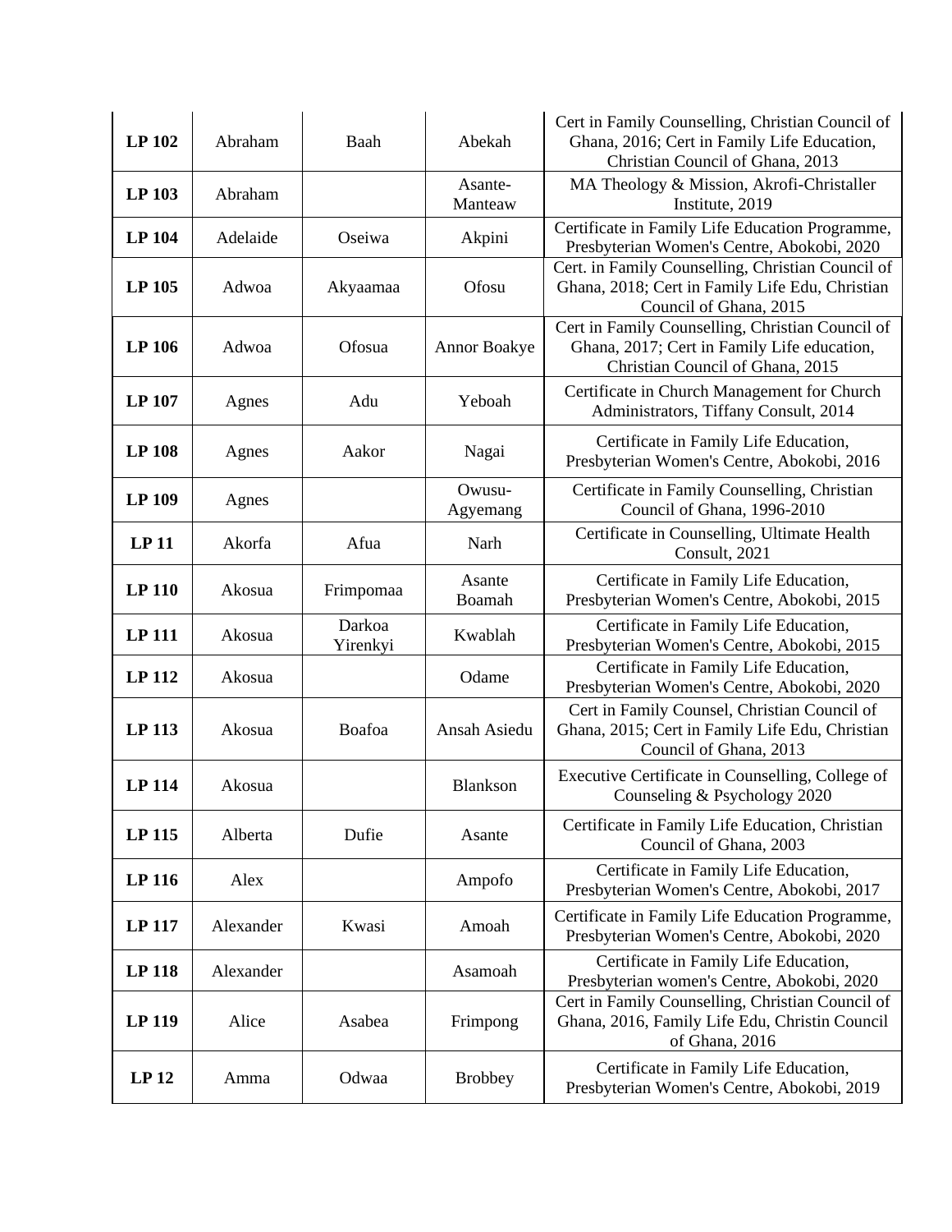| | | | | |
|---|---|---|---|---|
| **LP 102** | Abraham | Baah | Abekah | Cert in Family Counselling, Christian Council of Ghana, 2016; Cert in Family Life Education, Christian Council of Ghana, 2013 |
| **LP 103** | Abraham | | Asante-Manteaw | MA Theology & Mission, Akrofi-Christaller Institute, 2019 |
| **LP 104** | Adelaide | Oseiwa | Akpini | Certificate in Family Life Education Programme, Presbyterian Women's Centre, Abokobi, 2020 |
| **LP 105** | Adwoa | Akyaamaa | Ofosu | Cert. in Family Counselling, Christian Council of Ghana, 2018; Cert in Family Life Edu, Christian Council of Ghana, 2015 |
| **LP 106** | Adwoa | Ofosua | Annor Boakye | Cert in Family Counselling, Christian Council of Ghana, 2017; Cert in Family Life education, Christian Council of Ghana, 2015 |
| **LP 107** | Agnes | Adu | Yeboah | Certificate in Church Management for Church Administrators, Tiffany Consult, 2014 |
| **LP 108** | Agnes | Aakor | Nagai | Certificate in Family Life Education, Presbyterian Women's Centre, Abokobi, 2016 |
| **LP 109** | Agnes | | Owusu-Agyemang | Certificate in Family Counselling, Christian Council of Ghana, 1996-2010 |
| **LP 11** | Akorfa | Afua | Narh | Certificate in Counselling, Ultimate Health Consult, 2021 |
| **LP 110** | Akosua | Frimpomaa | Asante Boamah | Certificate in Family Life Education, Presbyterian Women's Centre, Abokobi, 2015 |
| **LP 111** | Akosua | Darkoa Yirenkyi | Kwablah | Certificate in Family Life Education, Presbyterian Women's Centre, Abokobi, 2015 |
| **LP 112** | Akosua | | Odame | Certificate in Family Life Education, Presbyterian Women's Centre, Abokobi, 2020 |
| **LP 113** | Akosua | Boafoa | Ansah Asiedu | Cert in Family Counsel, Christian Council of Ghana, 2015; Cert in Family Life Edu, Christian Council of Ghana, 2013 |
| **LP 114** | Akosua | | Blankson | Executive Certificate in Counselling, College of Counseling & Psychology 2020 |
| **LP 115** | Alberta | Dufie | Asante | Certificate in Family Life Education, Christian Council of Ghana, 2003 |
| **LP 116** | Alex | | Ampofo | Certificate in Family Life Education, Presbyterian Women's Centre, Abokobi, 2017 |
| **LP 117** | Alexander | Kwasi | Amoah | Certificate in Family Life Education Programme, Presbyterian Women's Centre, Abokobi, 2020 |
| **LP 118** | Alexander | | Asamoah | Certificate in Family Life Education, Presbyterian women's Centre, Abokobi, 2020 |
| **LP 119** | Alice | Asabea | Frimpong | Cert in Family Counselling, Christian Council of Ghana, 2016, Family Life Edu, Christin Council of Ghana, 2016 |
| **LP 12** | Amma | Odwaa | Brobbey | Certificate in Family Life Education, Presbyterian Women's Centre, Abokobi, 2019 |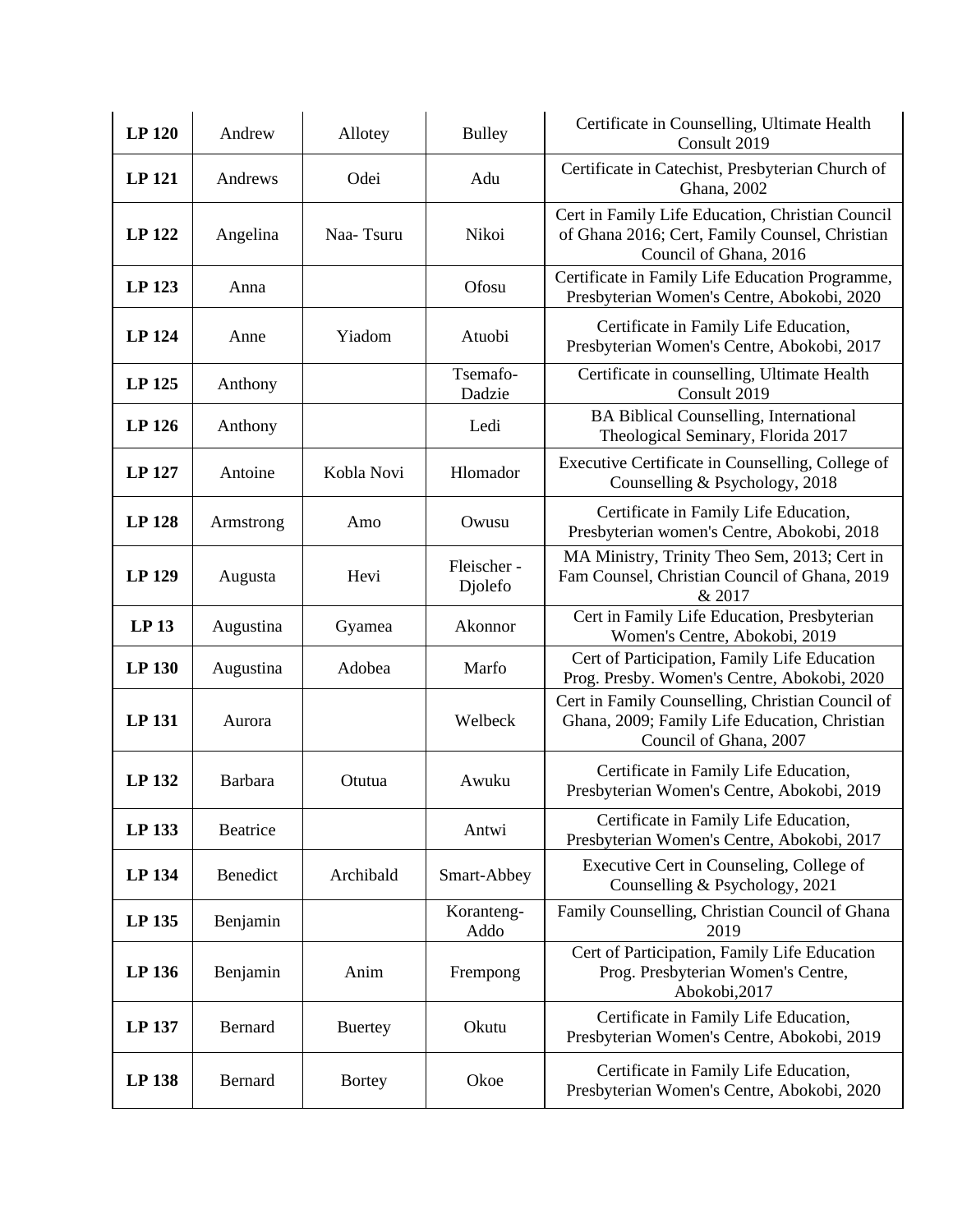| **LP 120** | Andrew | Allotey | Bulley | Certificate in Counselling, Ultimate Health Consult 2019 |
|---|---|---|---|---|
| **LP 121** | Andrews | Odei | Adu | Certificate in Catechist, Presbyterian Church of Ghana, 2002 |
| **LP 122** | Angelina | Naa- Tsuru | Nikoi | Cert in Family Life Education, Christian Council of Ghana 2016; Cert, Family Counsel, Christian Council of Ghana, 2016 |
| **LP 123** | Anna | | Ofosu | Certificate in Family Life Education Programme, Presbyterian Women's Centre, Abokobi, 2020 |
| **LP 124** | Anne | Yiadom | Atuobi | Certificate in Family Life Education, Presbyterian Women's Centre, Abokobi, 2017 |
| **LP 125** | Anthony | | Tsemafo-Dadzie | Certificate in counselling, Ultimate Health Consult 2019 |
| **LP 126** | Anthony | | Ledi | BA Biblical Counselling, International Theological Seminary, Florida 2017 |
| **LP 127** | Antoine | Kobla Novi | Hlomador | Executive Certificate in Counselling, College of Counselling & Psychology, 2018 |
| **LP 128** | Armstrong | Amo | Owusu | Certificate in Family Life Education, Presbyterian women's Centre, Abokobi, 2018 |
| **LP 129** | Augusta | Hevi | Fleischer - Djolefo | MA Ministry, Trinity Theo Sem, 2013; Cert in Fam Counsel, Christian Council of Ghana, 2019 & 2017 |
| **LP 13** | Augustina | Gyamea | Akonnor | Cert in Family Life Education, Presbyterian Women's Centre, Abokobi, 2019 |
| **LP 130** | Augustina | Adobea | Marfo | Cert of Participation, Family Life Education Prog. Presby. Women's Centre, Abokobi, 2020 |
| **LP 131** | Aurora | | Welbeck | Cert in Family Counselling, Christian Council of Ghana, 2009; Family Life Education, Christian Council of Ghana, 2007 |
| **LP 132** | Barbara | Otutua | Awuku | Certificate in Family Life Education, Presbyterian Women's Centre, Abokobi, 2019 |
| **LP 133** | Beatrice | | Antwi | Certificate in Family Life Education, Presbyterian Women's Centre, Abokobi, 2017 |
| **LP 134** | Benedict | Archibald | Smart-Abbey | Executive Cert in Counseling, College of Counselling & Psychology, 2021 |
| **LP 135** | Benjamin | | Koranteng-Addo | Family Counselling, Christian Council of Ghana 2019 |
| **LP 136** | Benjamin | Anim | Frempong | Cert of Participation, Family Life Education Prog. Presbyterian Women's Centre, Abokobi,2017 |
| **LP 137** | Bernard | Buertey | Okutu | Certificate in Family Life Education, Presbyterian Women's Centre, Abokobi, 2019 |
| **LP 138** | Bernard | Bortey | Okoe | Certificate in Family Life Education, Presbyterian Women's Centre, Abokobi, 2020 |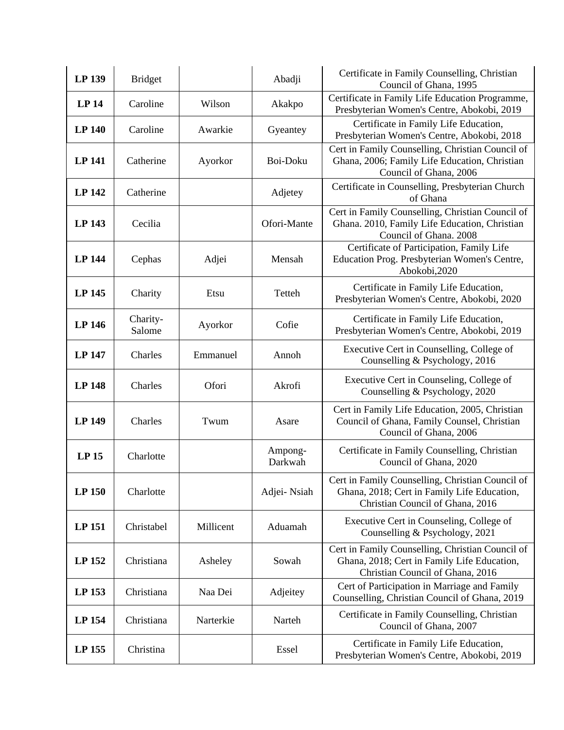| | | | | |
|---|---|---|---|---|
| **LP 139** | Bridget | | Abadji | Certificate in Family Counselling, Christian Council of Ghana, 1995 |
| **LP 14** | Caroline | Wilson | Akakpo | Certificate in Family Life Education Programme, Presbyterian Women's Centre, Abokobi, 2019 |
| **LP 140** | Caroline | Awarkie | Gyeantey | Certificate in Family Life Education, Presbyterian Women's Centre, Abokobi, 2018 |
| **LP 141** | Catherine | Ayorkor | Boi-Doku | Cert in Family Counselling, Christian Council of Ghana, 2006; Family Life Education, Christian Council of Ghana, 2006 |
| **LP 142** | Catherine | | Adjetey | Certificate in Counselling, Presbyterian Church of Ghana |
| **LP 143** | Cecilia | | Ofori-Mante | Cert in Family Counselling, Christian Council of Ghana. 2010, Family Life Education, Christian Council of Ghana. 2008 |
| **LP 144** | Cephas | Adjei | Mensah | Certificate of Participation, Family Life Education Prog. Presbyterian Women's Centre, Abokobi,2020 |
| **LP 145** | Charity | Etsu | Tetteh | Certificate in Family Life Education, Presbyterian Women's Centre, Abokobi, 2020 |
| **LP 146** | Charity-Salome | Ayorkor | Cofie | Certificate in Family Life Education, Presbyterian Women's Centre, Abokobi, 2019 |
| **LP 147** | Charles | Emmanuel | Annoh | Executive Cert in Counselling, College of Counselling & Psychology, 2016 |
| **LP 148** | Charles | Ofori | Akrofi | Executive Cert in Counseling, College of Counselling & Psychology, 2020 |
| **LP 149** | Charles | Twum | Asare | Cert in Family Life Education, 2005, Christian Council of Ghana, Family Counsel, Christian Council of Ghana, 2006 |
| **LP 15** | Charlotte | | Ampong-Darkwah | Certificate in Family Counselling, Christian Council of Ghana, 2020 |
| **LP 150** | Charlotte | | Adjei- Nsiah | Cert in Family Counselling, Christian Council of Ghana, 2018; Cert in Family Life Education, Christian Council of Ghana, 2016 |
| **LP 151** | Christabel | Millicent | Aduamah | Executive Cert in Counseling, College of Counselling & Psychology, 2021 |
| **LP 152** | Christiana | Asheley | Sowah | Cert in Family Counselling, Christian Council of Ghana, 2018; Cert in Family Life Education, Christian Council of Ghana, 2016 |
| **LP 153** | Christiana | Naa Dei | Adjeitey | Cert of Participation in Marriage and Family Counselling, Christian Council of Ghana, 2019 |
| **LP 154** | Christiana | Narterkie | Narteh | Certificate in Family Counselling, Christian Council of Ghana, 2007 |
| **LP 155** | Christina | | Essel | Certificate in Family Life Education, Presbyterian Women's Centre, Abokobi, 2019 |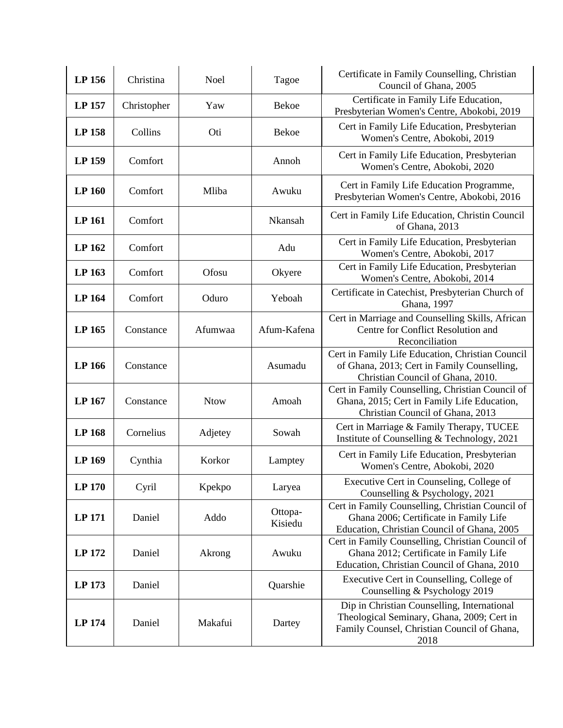| **LP 156** | Christina | Noel | Tagoe | Certificate in Family Counselling, Christian Council of Ghana, 2005 |
|---|---|---|---|---|
| **LP 157** | Christopher | Yaw | Bekoe | Certificate in Family Life Education, Presbyterian Women's Centre, Abokobi, 2019 |
| **LP 158** | Collins | Oti | Bekoe | Cert in Family Life Education, Presbyterian Women's Centre, Abokobi, 2019 |
| **LP 159** | Comfort | | Annoh | Cert in Family Life Education, Presbyterian Women's Centre, Abokobi, 2020 |
| **LP 160** | Comfort | Mliba | Awuku | Cert in Family Life Education Programme, Presbyterian Women's Centre, Abokobi, 2016 |
| **LP 161** | Comfort | | Nkansah | Cert in Family Life Education, Christin Council of Ghana, 2013 |
| **LP 162** | Comfort | | Adu | Cert in Family Life Education, Presbyterian Women's Centre, Abokobi, 2017 |
| **LP 163** | Comfort | Ofosu | Okyere | Cert in Family Life Education, Presbyterian Women's Centre, Abokobi, 2014 |
| **LP 164** | Comfort | Oduro | Yeboah | Certificate in Catechist, Presbyterian Church of Ghana, 1997 |
| **LP 165** | Constance | Afumwaa | Afum-Kafena | Cert in Marriage and Counselling Skills, African Centre for Conflict Resolution and Reconciliation |
| **LP 166** | Constance | | Asumadu | Cert in Family Life Education, Christian Council of Ghana, 2013; Cert in Family Counselling, Christian Council of Ghana, 2010. |
| **LP 167** | Constance | Ntow | Amoah | Cert in Family Counselling, Christian Council of Ghana, 2015; Cert in Family Life Education, Christian Council of Ghana, 2013 |
| **LP 168** | Cornelius | Adjetey | Sowah | Cert in Marriage & Family Therapy, TUCEE Institute of Counselling & Technology, 2021 |
| **LP 169** | Cynthia | Korkor | Lamptey | Cert in Family Life Education, Presbyterian Women's Centre, Abokobi, 2020 |
| **LP 170** | Cyril | Kpekpo | Laryea | Executive Cert in Counseling, College of Counselling & Psychology, 2021 |
| **LP 171** | Daniel | Addo | Ottopa-Kisiedu | Cert in Family Counselling, Christian Council of Ghana 2006; Certificate in Family Life Education, Christian Council of Ghana, 2005 |
| **LP 172** | Daniel | Akrong | Awuku | Cert in Family Counselling, Christian Council of Ghana 2012; Certificate in Family Life Education, Christian Council of Ghana, 2010 |
| **LP 173** | Daniel | | Quarshie | Executive Cert in Counselling, College of Counselling & Psychology 2019 |
| **LP 174** | Daniel | Makafui | Dartey | Dip in Christian Counselling, International Theological Seminary, Ghana, 2009; Cert in Family Counsel, Christian Council of Ghana, 2018 |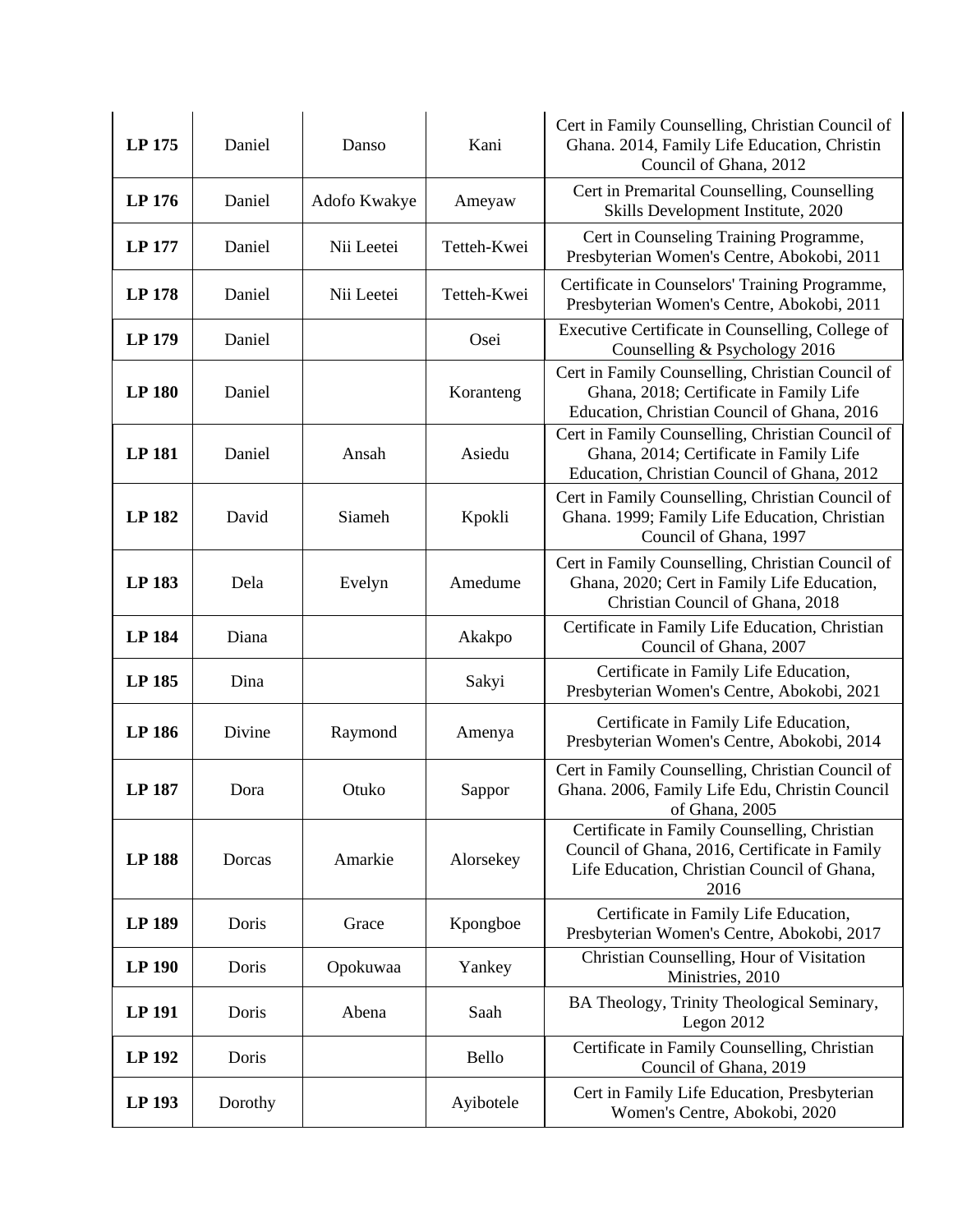| **LP 175** | Daniel | Danso | Kani | Cert in Family Counselling, Christian Council of Ghana. 2014, Family Life Education, Christin Council of Ghana, 2012 |
|---|---|---|---|---|
| **LP 176** | Daniel | Adofo Kwakye | Ameyaw | Cert in Premarital Counselling, Counselling Skills Development Institute, 2020 |
| **LP 177** | Daniel | Nii Leetei | Tetteh-Kwei | Cert in Counseling Training Programme, Presbyterian Women's Centre, Abokobi, 2011 |
| **LP 178** | Daniel | Nii Leetei | Tetteh-Kwei | Certificate in Counselors' Training Programme, Presbyterian Women's Centre, Abokobi, 2011 |
| **LP 179** | Daniel | | Osei | Executive Certificate in Counselling, College of Counselling & Psychology 2016 |
| **LP 180** | Daniel | | Koranteng | Cert in Family Counselling, Christian Council of Ghana, 2018; Certificate in Family Life Education, Christian Council of Ghana, 2016 |
| **LP 181** | Daniel | Ansah | Asiedu | Cert in Family Counselling, Christian Council of Ghana, 2014; Certificate in Family Life Education, Christian Council of Ghana, 2012 |
| **LP 182** | David | Siameh | Kpokli | Cert in Family Counselling, Christian Council of Ghana. 1999; Family Life Education, Christian Council of Ghana, 1997 |
| **LP 183** | Dela | Evelyn | Amedume | Cert in Family Counselling, Christian Council of Ghana, 2020; Cert in Family Life Education, Christian Council of Ghana, 2018 |
| **LP 184** | Diana | | Akakpo | Certificate in Family Life Education, Christian Council of Ghana, 2007 |
| **LP 185** | Dina | | Sakyi | Certificate in Family Life Education, Presbyterian Women's Centre, Abokobi, 2021 |
| **LP 186** | Divine | Raymond | Amenya | Certificate in Family Life Education, Presbyterian Women's Centre, Abokobi, 2014 |
| **LP 187** | Dora | Otuko | Sappor | Cert in Family Counselling, Christian Council of Ghana. 2006, Family Life Edu, Christin Council of Ghana, 2005 |
| **LP 188** | Dorcas | Amarkie | Alorsekey | Certificate in Family Counselling, Christian Council of Ghana, 2016, Certificate in Family Life Education, Christian Council of Ghana, 2016 |
| **LP 189** | Doris | Grace | Kpongboe | Certificate in Family Life Education, Presbyterian Women's Centre, Abokobi, 2017 |
| **LP 190** | Doris | Opokuwaa | Yankey | Christian Counselling, Hour of Visitation Ministries, 2010 |
| **LP 191** | Doris | Abena | Saah | BA Theology, Trinity Theological Seminary, Legon 2012 |
| **LP 192** | Doris | | Bello | Certificate in Family Counselling, Christian Council of Ghana, 2019 |
| **LP 193** | Dorothy | | Ayibotele | Cert in Family Life Education, Presbyterian Women's Centre, Abokobi, 2020 |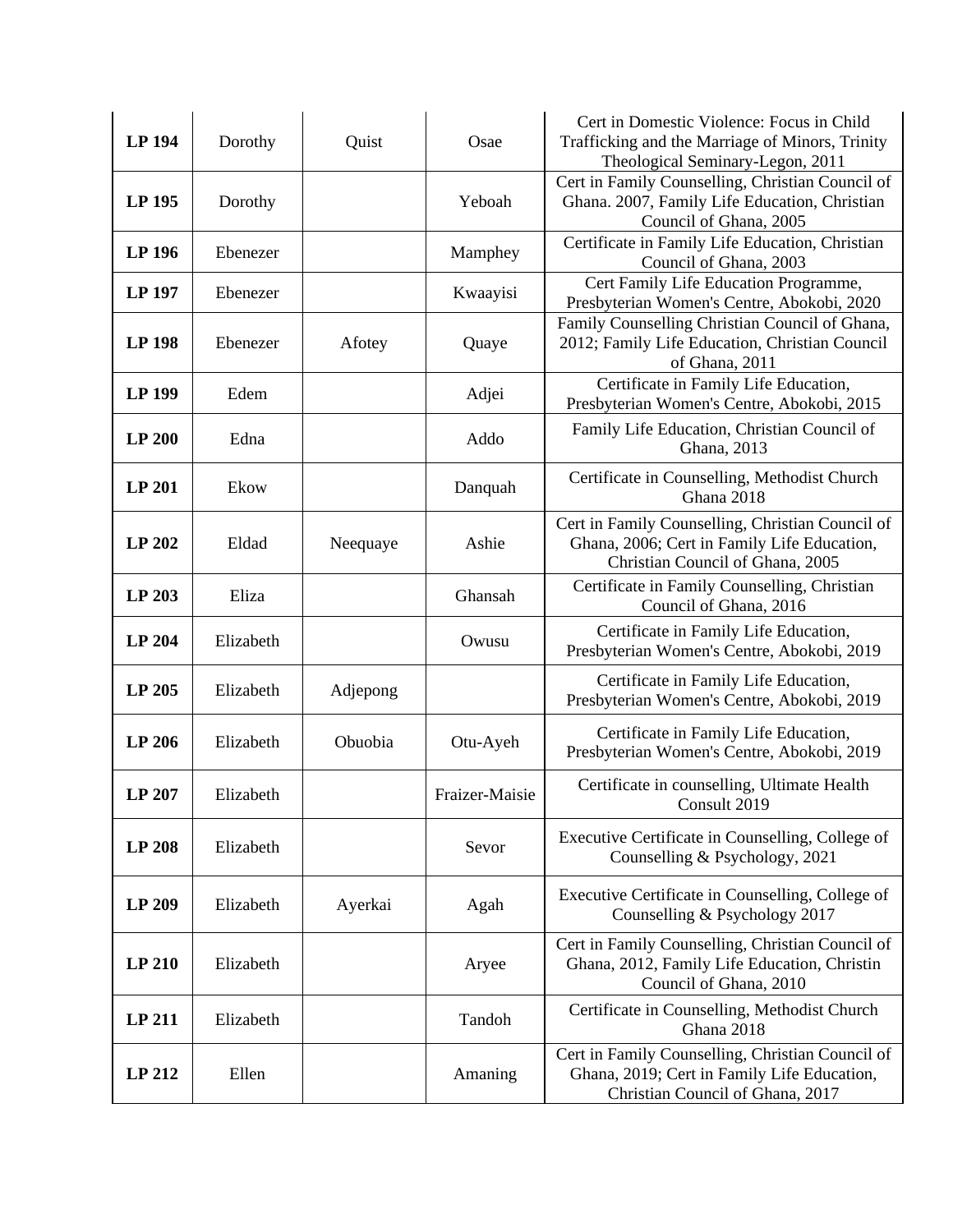| | | | | |
|---|---|---|---|---|
| **LP 194** | Dorothy | Quist | Osae | Cert in Domestic Violence: Focus in Child Trafficking and the Marriage of Minors, Trinity Theological Seminary-Legon, 2011 |
| **LP 195** | Dorothy | | Yeboah | Cert in Family Counselling, Christian Council of Ghana. 2007, Family Life Education, Christian Council of Ghana, 2005 |
| **LP 196** | Ebenezer | | Mamphey | Certificate in Family Life Education, Christian Council of Ghana, 2003 |
| **LP 197** | Ebenezer | | Kwaayisi | Cert Family Life Education Programme, Presbyterian Women's Centre, Abokobi, 2020 |
| **LP 198** | Ebenezer | Afotey | Quaye | Family Counselling Christian Council of Ghana, 2012; Family Life Education, Christian Council of Ghana, 2011 |
| **LP 199** | Edem | | Adjei | Certificate in Family Life Education, Presbyterian Women's Centre, Abokobi, 2015 |
| **LP 200** | Edna | | Addo | Family Life Education, Christian Council of Ghana, 2013 |
| **LP 201** | Ekow | | Danquah | Certificate in Counselling, Methodist Church Ghana 2018 |
| **LP 202** | Eldad | Neequaye | Ashie | Cert in Family Counselling, Christian Council of Ghana, 2006; Cert in Family Life Education, Christian Council of Ghana, 2005 |
| **LP 203** | Eliza | | Ghansah | Certificate in Family Counselling, Christian Council of Ghana, 2016 |
| **LP 204** | Elizabeth | | Owusu | Certificate in Family Life Education, Presbyterian Women's Centre, Abokobi, 2019 |
| **LP 205** | Elizabeth | Adjepong | | Certificate in Family Life Education, Presbyterian Women's Centre, Abokobi, 2019 |
| **LP 206** | Elizabeth | Obuobia | Otu-Ayeh | Certificate in Family Life Education, Presbyterian Women's Centre, Abokobi, 2019 |
| **LP 207** | Elizabeth | | Fraizer-Maisie | Certificate in counselling, Ultimate Health Consult 2019 |
| **LP 208** | Elizabeth | | Sevor | Executive Certificate in Counselling, College of Counselling & Psychology, 2021 |
| **LP 209** | Elizabeth | Ayerkai | Agah | Executive Certificate in Counselling, College of Counselling & Psychology 2017 |
| **LP 210** | Elizabeth | | Aryee | Cert in Family Counselling, Christian Council of Ghana, 2012, Family Life Education, Christin Council of Ghana, 2010 |
| **LP 211** | Elizabeth | | Tandoh | Certificate in Counselling, Methodist Church Ghana 2018 |
| **LP 212** | Ellen | | Amaning | Cert in Family Counselling, Christian Council of Ghana, 2019; Cert in Family Life Education, Christian Council of Ghana, 2017 |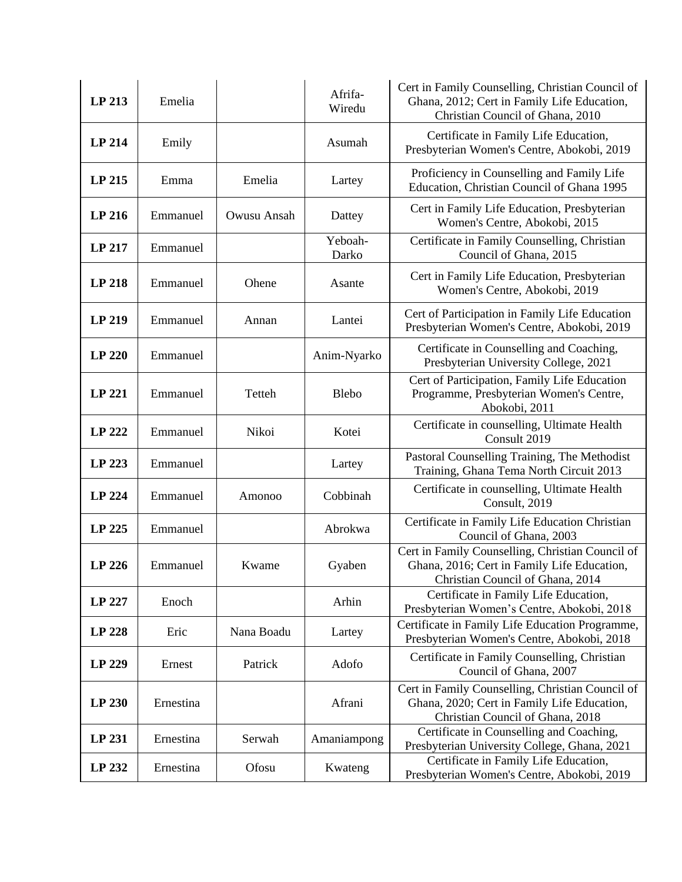| | | | | |
|---|---|---|---|---|
| **LP 213** | Emelia | | Afrifa-Wiredu | Cert in Family Counselling, Christian Council of Ghana, 2012; Cert in Family Life Education, Christian Council of Ghana, 2010 |
| **LP 214** | Emily | | Asumah | Certificate in Family Life Education, Presbyterian Women's Centre, Abokobi, 2019 |
| **LP 215** | Emma | Emelia | Lartey | Proficiency in Counselling and Family Life Education, Christian Council of Ghana 1995 |
| **LP 216** | Emmanuel | Owusu Ansah | Dattey | Cert in Family Life Education, Presbyterian Women's Centre, Abokobi, 2015 |
| **LP 217** | Emmanuel | | Yeboah-Darko | Certificate in Family Counselling, Christian Council of Ghana, 2015 |
| **LP 218** | Emmanuel | Ohene | Asante | Cert in Family Life Education, Presbyterian Women's Centre, Abokobi, 2019 |
| **LP 219** | Emmanuel | Annan | Lantei | Cert of Participation in Family Life Education Presbyterian Women's Centre, Abokobi, 2019 |
| **LP 220** | Emmanuel | | Anim-Nyarko | Certificate in Counselling and Coaching, Presbyterian University College, 2021 |
| **LP 221** | Emmanuel | Tetteh | Blebo | Cert of Participation, Family Life Education Programme, Presbyterian Women's Centre, Abokobi, 2011 |
| **LP 222** | Emmanuel | Nikoi | Kotei | Certificate in counselling, Ultimate Health Consult 2019 |
| **LP 223** | Emmanuel | | Lartey | Pastoral Counselling Training, The Methodist Training, Ghana Tema North Circuit 2013 |
| **LP 224** | Emmanuel | Amonoo | Cobbinah | Certificate in counselling, Ultimate Health Consult, 2019 |
| **LP 225** | Emmanuel | | Abrokwa | Certificate in Family Life Education Christian Council of Ghana, 2003 |
| **LP 226** | Emmanuel | Kwame | Gyaben | Cert in Family Counselling, Christian Council of Ghana, 2016; Cert in Family Life Education, Christian Council of Ghana, 2014 |
| **LP 227** | Enoch | | Arhin | Certificate in Family Life Education, Presbyterian Women's Centre, Abokobi, 2018 |
| **LP 228** | Eric | Nana Boadu | Lartey | Certificate in Family Life Education Programme, Presbyterian Women's Centre, Abokobi, 2018 |
| **LP 229** | Ernest | Patrick | Adofo | Certificate in Family Counselling, Christian Council of Ghana, 2007 |
| **LP 230** | Ernestina | | Afrani | Cert in Family Counselling, Christian Council of Ghana, 2020; Cert in Family Life Education, Christian Council of Ghana, 2018 |
| **LP 231** | Ernestina | Serwah | Amaniampong | Certificate in Counselling and Coaching, Presbyterian University College, Ghana, 2021 |
| **LP 232** | Ernestina | Ofosu | Kwateng | Certificate in Family Life Education, Presbyterian Women's Centre, Abokobi, 2019 |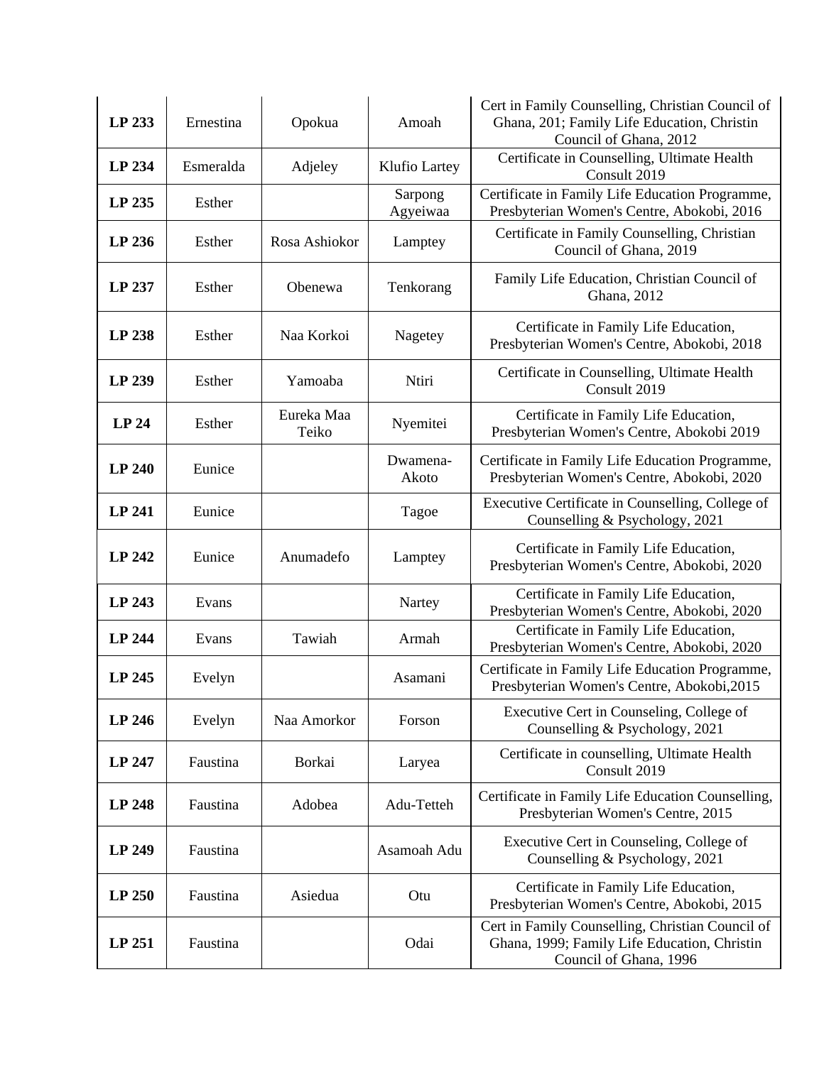| LP 233 | Ernestina | Opokua | Amoah | Cert in Family Counselling, Christian Council of Ghana, 201; Family Life Education, Christin Council of Ghana, 2012 |
|---|---|---|---|---|
| LP 234 | Esmeralda | Adjeley | Klufio Lartey | Certificate in Counselling, Ultimate Health Consult 2019 |
| LP 235 | Esther | | Sarpong Agyeiwaa | Certificate in Family Life Education Programme, Presbyterian Women's Centre, Abokobi, 2016 |
| LP 236 | Esther | Rosa Ashiokor | Lamptey | Certificate in Family Counselling, Christian Council of Ghana, 2019 |
| LP 237 | Esther | Obenewa | Tenkorang | Family Life Education, Christian Council of Ghana, 2012 |
| LP 238 | Esther | Naa Korkoi | Nagetey | Certificate in Family Life Education, Presbyterian Women's Centre, Abokobi, 2018 |
| LP 239 | Esther | Yamoaba | Ntiri | Certificate in Counselling, Ultimate Health Consult 2019 |
| LP 24 | Esther | Eureka Maa Teiko | Nyemitei | Certificate in Family Life Education, Presbyterian Women's Centre, Abokobi 2019 |
| LP 240 | Eunice | | Dwamena-Akoto | Certificate in Family Life Education Programme, Presbyterian Women's Centre, Abokobi, 2020 |
| LP 241 | Eunice | | Tagoe | Executive Certificate in Counselling, College of Counselling & Psychology, 2021 |
| LP 242 | Eunice | Anumadefo | Lamptey | Certificate in Family Life Education, Presbyterian Women's Centre, Abokobi, 2020 |
| LP 243 | Evans | | Nartey | Certificate in Family Life Education, Presbyterian Women's Centre, Abokobi, 2020 |
| LP 244 | Evans | Tawiah | Armah | Certificate in Family Life Education, Presbyterian Women's Centre, Abokobi, 2020 |
| LP 245 | Evelyn | | Asamani | Certificate in Family Life Education Programme, Presbyterian Women's Centre, Abokobi,2015 |
| LP 246 | Evelyn | Naa Amorkor | Forson | Executive Cert in Counseling, College of Counselling & Psychology, 2021 |
| LP 247 | Faustina | Borkai | Laryea | Certificate in counselling, Ultimate Health Consult 2019 |
| LP 248 | Faustina | Adobea | Adu-Tetteh | Certificate in Family Life Education Counselling, Presbyterian Women's Centre, 2015 |
| LP 249 | Faustina | | Asamoah Adu | Executive Cert in Counseling, College of Counselling & Psychology, 2021 |
| LP 250 | Faustina | Asiedua | Otu | Certificate in Family Life Education, Presbyterian Women's Centre, Abokobi, 2015 |
| LP 251 | Faustina | | Odai | Cert in Family Counselling, Christian Council of Ghana, 1999; Family Life Education, Christin Council of Ghana, 1996 |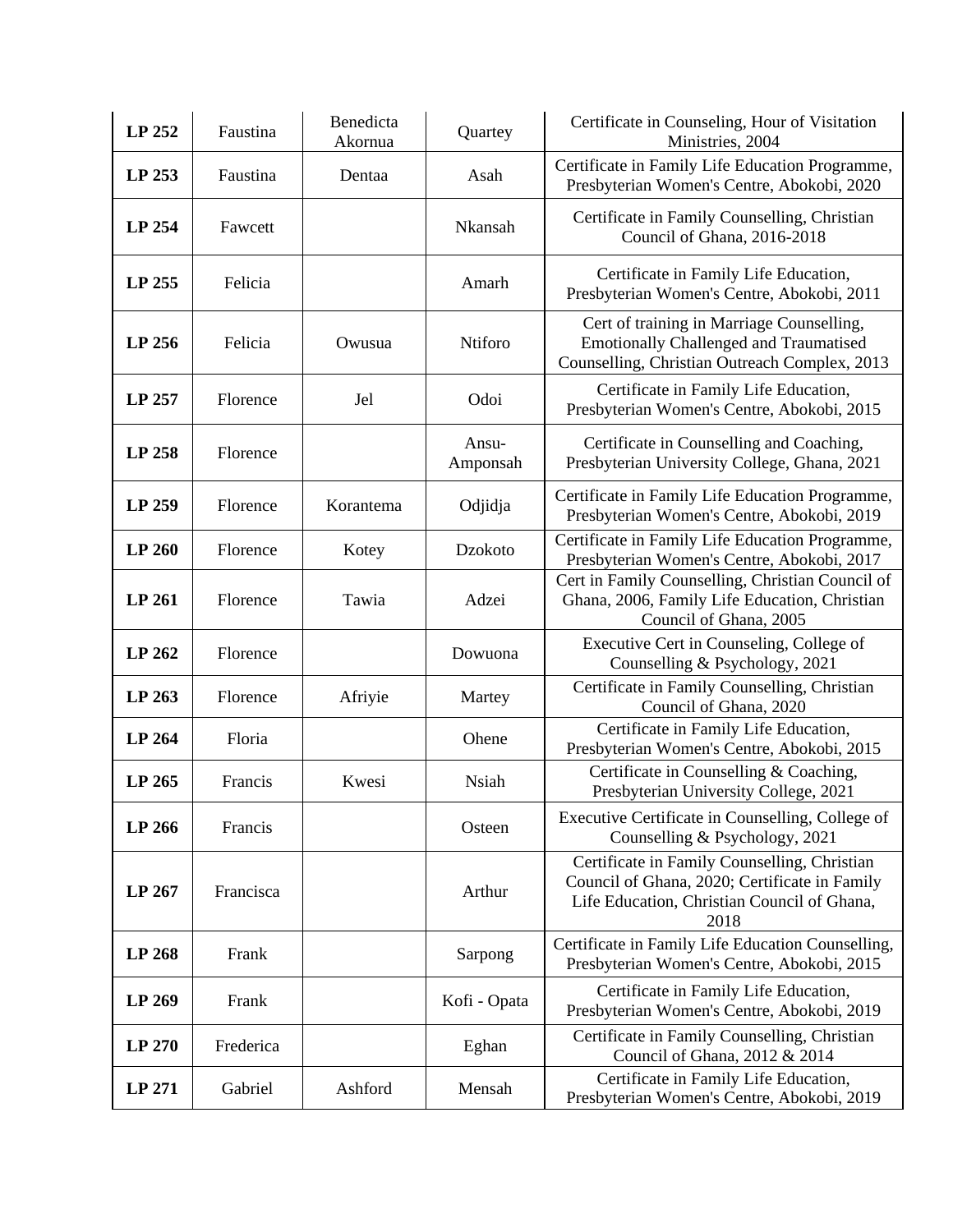| **LP 252** | Faustina | Benedicta Akornua | Quartey | Certificate in Counseling, Hour of Visitation Ministries, 2004 |
|---|---|---|---|---|
| **LP 253** | Faustina | Dentaa | Asah | Certificate in Family Life Education Programme, Presbyterian Women's Centre, Abokobi, 2020 |
| **LP 254** | Fawcett | | Nkansah | Certificate in Family Counselling, Christian Council of Ghana, 2016-2018 |
| **LP 255** | Felicia | | Amarh | Certificate in Family Life Education, Presbyterian Women's Centre, Abokobi, 2011 |
| **LP 256** | Felicia | Owusua | Ntiforo | Cert of training in Marriage Counselling, Emotionally Challenged and Traumatised Counselling, Christian Outreach Complex, 2013 |
| **LP 257** | Florence | Jel | Odoi | Certificate in Family Life Education, Presbyterian Women's Centre, Abokobi, 2015 |
| **LP 258** | Florence | | Ansu-Amponsah | Certificate in Counselling and Coaching, Presbyterian University College, Ghana, 2021 |
| **LP 259** | Florence | Korantema | Odjidja | Certificate in Family Life Education Programme, Presbyterian Women's Centre, Abokobi, 2019 |
| **LP 260** | Florence | Kotey | Dzokoto | Certificate in Family Life Education Programme, Presbyterian Women's Centre, Abokobi, 2017 |
| **LP 261** | Florence | Tawia | Adzei | Cert in Family Counselling, Christian Council of Ghana, 2006, Family Life Education, Christian Council of Ghana, 2005 |
| **LP 262** | Florence | | Dowuona | Executive Cert in Counseling, College of Counselling & Psychology, 2021 |
| **LP 263** | Florence | Afriyie | Martey | Certificate in Family Counselling, Christian Council of Ghana, 2020 |
| **LP 264** | Floria | | Ohene | Certificate in Family Life Education, Presbyterian Women's Centre, Abokobi, 2015 |
| **LP 265** | Francis | Kwesi | Nsiah | Certificate in Counselling & Coaching, Presbyterian University College, 2021 |
| **LP 266** | Francis | | Osteen | Executive Certificate in Counselling, College of Counselling & Psychology, 2021 |
| **LP 267** | Francisca | | Arthur | Certificate in Family Counselling, Christian Council of Ghana, 2020; Certificate in Family Life Education, Christian Council of Ghana, 2018 |
| **LP 268** | Frank | | Sarpong | Certificate in Family Life Education Counselling, Presbyterian Women's Centre, Abokobi, 2015 |
| **LP 269** | Frank | | Kofi - Opata | Certificate in Family Life Education, Presbyterian Women's Centre, Abokobi, 2019 |
| **LP 270** | Frederica | | Eghan | Certificate in Family Counselling, Christian Council of Ghana, 2012 & 2014 |
| **LP 271** | Gabriel | Ashford | Mensah | Certificate in Family Life Education, Presbyterian Women's Centre, Abokobi, 2019 |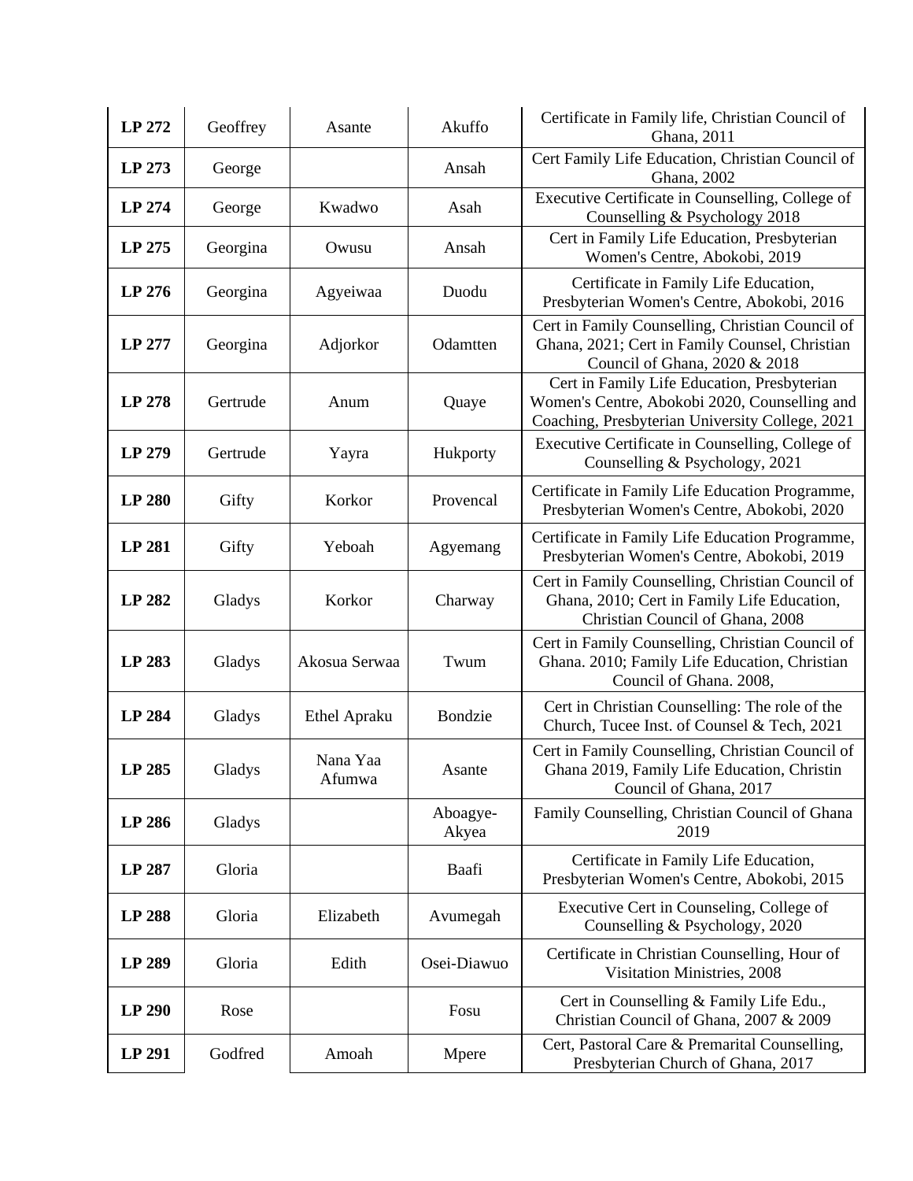| **LP 272** | Geoffrey | Asante | Akuffo | Certificate in Family life, Christian Council of Ghana, 2011 |
|---|---|---|---|---|
| **LP 273** | George | | Ansah | Cert Family Life Education, Christian Council of Ghana, 2002 |
| **LP 274** | George | Kwadwo | Asah | Executive Certificate in Counselling, College of Counselling & Psychology 2018 |
| **LP 275** | Georgina | Owusu | Ansah | Cert in Family Life Education, Presbyterian Women's Centre, Abokobi, 2019 |
| **LP 276** | Georgina | Agyeiwaa | Duodu | Certificate in Family Life Education, Presbyterian Women's Centre, Abokobi, 2016 |
| **LP 277** | Georgina | Adjorkor | Odamtten | Cert in Family Counselling, Christian Council of Ghana, 2021; Cert in Family Counsel, Christian Council of Ghana, 2020 & 2018 |
| **LP 278** | Gertrude | Anum | Quaye | Cert in Family Life Education, Presbyterian Women's Centre, Abokobi 2020, Counselling and Coaching, Presbyterian University College, 2021 |
| **LP 279** | Gertrude | Yayra | Hukporty | Executive Certificate in Counselling, College of Counselling & Psychology, 2021 |
| **LP 280** | Gifty | Korkor | Provencal | Certificate in Family Life Education Programme, Presbyterian Women's Centre, Abokobi, 2020 |
| **LP 281** | Gifty | Yeboah | Agyemang | Certificate in Family Life Education Programme, Presbyterian Women's Centre, Abokobi, 2019 |
| **LP 282** | Gladys | Korkor | Charway | Cert in Family Counselling, Christian Council of Ghana, 2010; Cert in Family Life Education, Christian Council of Ghana, 2008 |
| **LP 283** | Gladys | Akosua Serwaa | Twum | Cert in Family Counselling, Christian Council of Ghana. 2010; Family Life Education, Christian Council of Ghana. 2008, |
| **LP 284** | Gladys | Ethel Apraku | Bondzie | Cert in Christian Counselling: The role of the Church, Tucee Inst. of Counsel & Tech, 2021 |
| **LP 285** | Gladys | Nana Yaa Afumwa | Asante | Cert in Family Counselling, Christian Council of Ghana 2019, Family Life Education, Christin Council of Ghana, 2017 |
| **LP 286** | Gladys | | Aboagye-Akyea | Family Counselling, Christian Council of Ghana 2019 |
| **LP 287** | Gloria | | Baafi | Certificate in Family Life Education, Presbyterian Women's Centre, Abokobi, 2015 |
| **LP 288** | Gloria | Elizabeth | Avumegah | Executive Cert in Counseling, College of Counselling & Psychology, 2020 |
| **LP 289** | Gloria | Edith | Osei-Diawuo | Certificate in Christian Counselling, Hour of Visitation Ministries, 2008 |
| **LP 290** | Rose | | Fosu | Cert in Counselling & Family Life Edu., Christian Council of Ghana, 2007 & 2009 |
| **LP 291** | Godfred | Amoah | Mpere | Cert, Pastoral Care & Premarital Counselling, Presbyterian Church of Ghana, 2017 |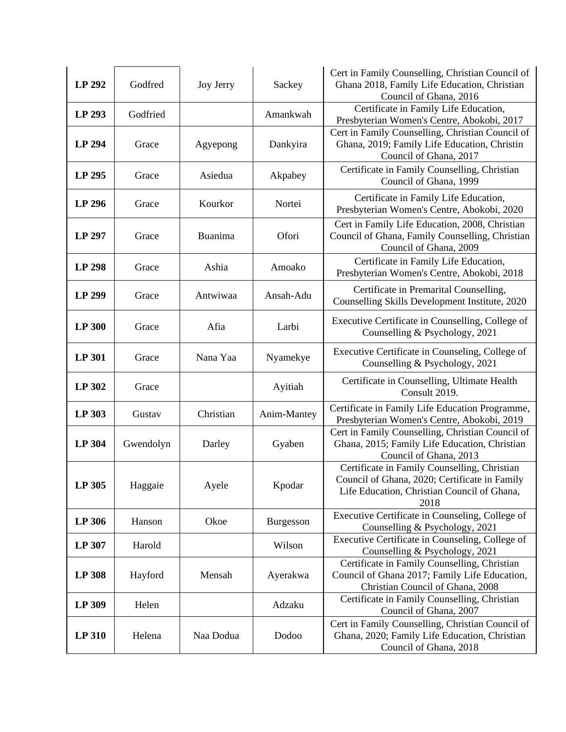| **LP 292** | Godfred | Joy Jerry | Sackey | Cert in Family Counselling, Christian Council of Ghana 2018, Family Life Education, Christian Council of Ghana, 2016 |
|---|---|---|---|---|
| **LP 293** | Godfried | | Amankwah | Certificate in Family Life Education, Presbyterian Women's Centre, Abokobi, 2017 |
| **LP 294** | Grace | Agyepong | Dankyira | Cert in Family Counselling, Christian Council of Ghana, 2019; Family Life Education, Christin Council of Ghana, 2017 |
| **LP 295** | Grace | Asiedua | Akpabey | Certificate in Family Counselling, Christian Council of Ghana, 1999 |
| **LP 296** | Grace | Kourkor | Nortei | Certificate in Family Life Education, Presbyterian Women's Centre, Abokobi, 2020 |
| **LP 297** | Grace | Buanima | Ofori | Cert in Family Life Education, 2008, Christian Council of Ghana, Family Counselling, Christian Council of Ghana, 2009 |
| **LP 298** | Grace | Ashia | Amoako | Certificate in Family Life Education, Presbyterian Women's Centre, Abokobi, 2018 |
| **LP 299** | Grace | Antwiwaa | Ansah-Adu | Certificate in Premarital Counselling, Counselling Skills Development Institute, 2020 |
| **LP 300** | Grace | Afia | Larbi | Executive Certificate in Counselling, College of Counselling & Psychology, 2021 |
| **LP 301** | Grace | Nana Yaa | Nyamekye | Executive Certificate in Counseling, College of Counselling & Psychology, 2021 |
| **LP 302** | Grace | | Ayitiah | Certificate in Counselling, Ultimate Health Consult 2019. |
| **LP 303** | Gustav | Christian | Anim-Mantey | Certificate in Family Life Education Programme, Presbyterian Women's Centre, Abokobi, 2019 |
| **LP 304** | Gwendolyn | Darley | Gyaben | Cert in Family Counselling, Christian Council of Ghana, 2015; Family Life Education, Christian Council of Ghana, 2013 |
| **LP 305** | Haggaie | Ayele | Kpodar | Certificate in Family Counselling, Christian Council of Ghana, 2020; Certificate in Family Life Education, Christian Council of Ghana, 2018 |
| **LP 306** | Hanson | Okoe | Burgesson | Executive Certificate in Counseling, College of Counselling & Psychology, 2021 |
| **LP 307** | Harold | | Wilson | Executive Certificate in Counseling, College of Counselling & Psychology, 2021 |
| **LP 308** | Hayford | Mensah | Ayerakwa | Certificate in Family Counselling, Christian Council of Ghana 2017; Family Life Education, Christian Council of Ghana, 2008 |
| **LP 309** | Helen | | Adzaku | Certificate in Family Counselling, Christian Council of Ghana, 2007 |
| **LP 310** | Helena | Naa Dodua | Dodoo | Cert in Family Counselling, Christian Council of Ghana, 2020; Family Life Education, Christian Council of Ghana, 2018 |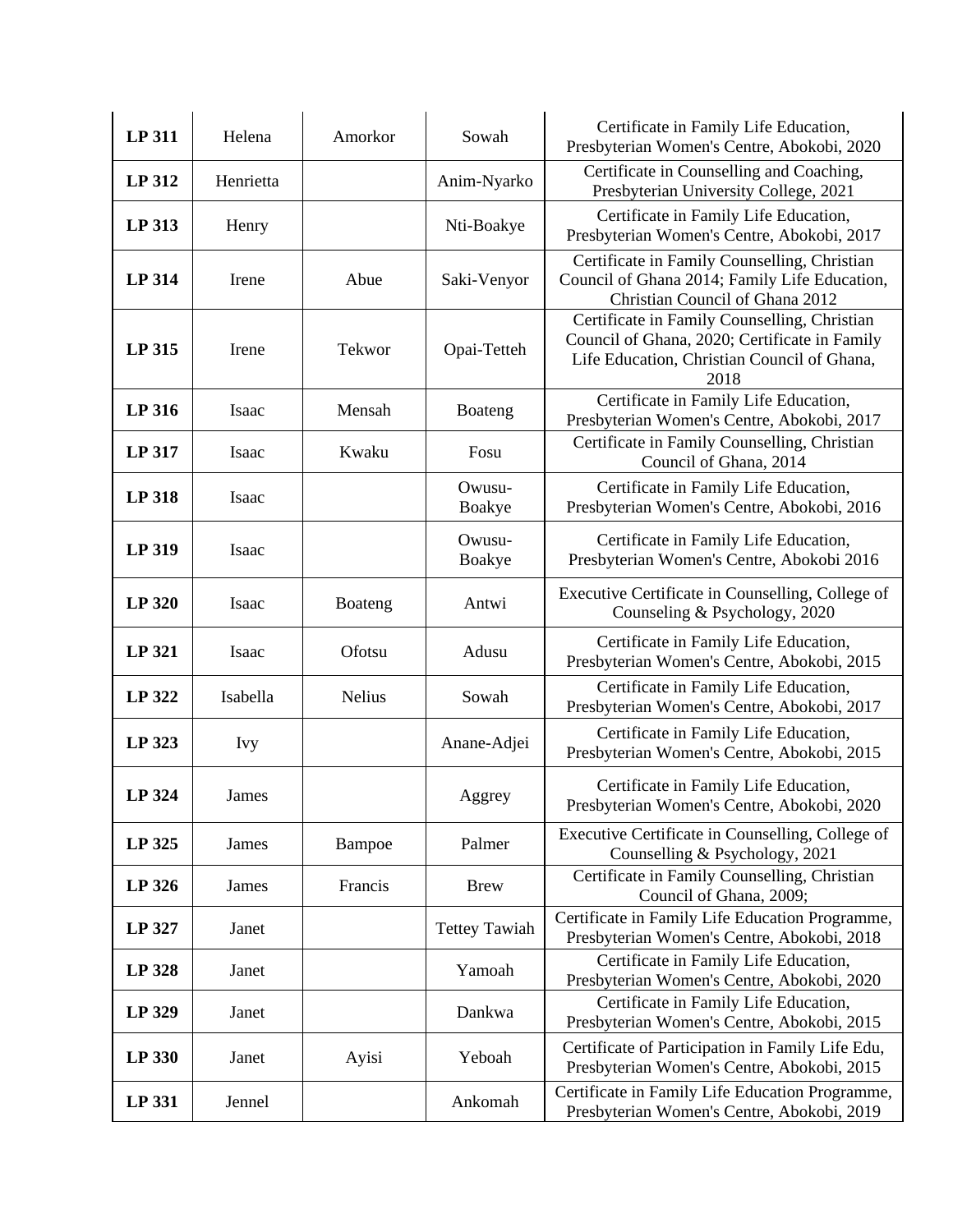| **LP 311** | Helena | Amorkor | Sowah | Certificate in Family Life Education, Presbyterian Women's Centre, Abokobi, 2020 |
|---|---|---|---|---|
| **LP 312** | Henrietta | | Anim-Nyarko | Certificate in Counselling and Coaching, Presbyterian University College, 2021 |
| **LP 313** | Henry | | Nti-Boakye | Certificate in Family Life Education, Presbyterian Women's Centre, Abokobi, 2017 |
| **LP 314** | Irene | Abue | Saki-Venyor | Certificate in Family Counselling, Christian Council of Ghana 2014; Family Life Education, Christian Council of Ghana 2012 |
| **LP 315** | Irene | Tekwor | Opai-Tetteh | Certificate in Family Counselling, Christian Council of Ghana, 2020; Certificate in Family Life Education, Christian Council of Ghana, 2018 |
| **LP 316** | Isaac | Mensah | Boateng | Certificate in Family Life Education, Presbyterian Women's Centre, Abokobi, 2017 |
| **LP 317** | Isaac | Kwaku | Fosu | Certificate in Family Counselling, Christian Council of Ghana, 2014 |
| **LP 318** | Isaac | | Owusu-Boakye | Certificate in Family Life Education, Presbyterian Women's Centre, Abokobi, 2016 |
| **LP 319** | Isaac | | Owusu-Boakye | Certificate in Family Life Education, Presbyterian Women's Centre, Abokobi 2016 |
| **LP 320** | Isaac | Boateng | Antwi | Executive Certificate in Counselling, College of Counseling & Psychology, 2020 |
| **LP 321** | Isaac | Ofotsu | Adusu | Certificate in Family Life Education, Presbyterian Women's Centre, Abokobi, 2015 |
| **LP 322** | Isabella | Nelius | Sowah | Certificate in Family Life Education, Presbyterian Women's Centre, Abokobi, 2017 |
| **LP 323** | Ivy | | Anane-Adjei | Certificate in Family Life Education, Presbyterian Women's Centre, Abokobi, 2015 |
| **LP 324** | James | | Aggrey | Certificate in Family Life Education, Presbyterian Women's Centre, Abokobi, 2020 |
| **LP 325** | James | Bampoe | Palmer | Executive Certificate in Counselling, College of Counselling & Psychology, 2021 |
| **LP 326** | James | Francis | Brew | Certificate in Family Counselling, Christian Council of Ghana, 2009; |
| **LP 327** | Janet | | Tettey Tawiah | Certificate in Family Life Education Programme, Presbyterian Women's Centre, Abokobi, 2018 |
| **LP 328** | Janet | | Yamoah | Certificate in Family Life Education, Presbyterian Women's Centre, Abokobi, 2020 |
| **LP 329** | Janet | | Dankwa | Certificate in Family Life Education, Presbyterian Women's Centre, Abokobi, 2015 |
| **LP 330** | Janet | Ayisi | Yeboah | Certificate of Participation in Family Life Edu, Presbyterian Women's Centre, Abokobi, 2015 |
| **LP 331** | Jennel | | Ankomah | Certificate in Family Life Education Programme, Presbyterian Women's Centre, Abokobi, 2019 |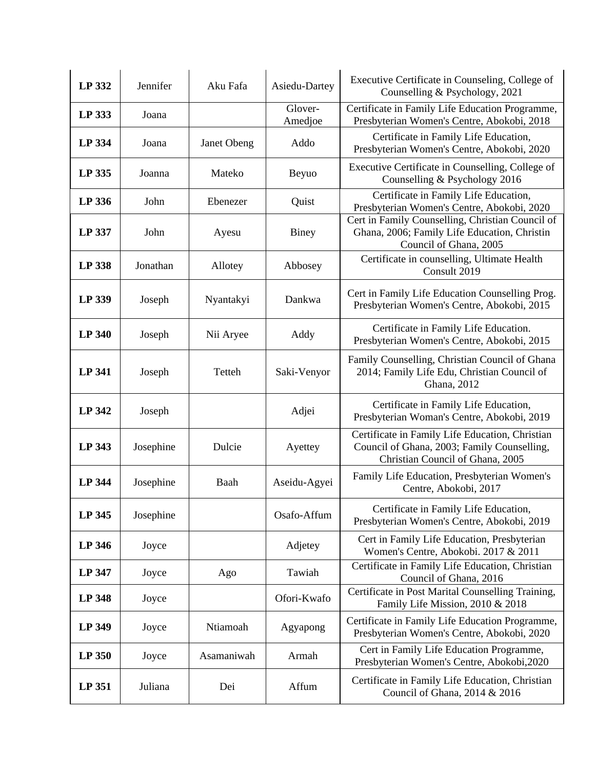| **LP 332** | Jennifer | Aku Fafa | Asiedu-Dartey | Executive Certificate in Counseling, College of Counselling & Psychology, 2021 |
|---|---|---|---|---|
| **LP 333** | Joana | | Glover-Amedjoe | Certificate in Family Life Education Programme, Presbyterian Women's Centre, Abokobi, 2018 |
| **LP 334** | Joana | Janet Obeng | Addo | Certificate in Family Life Education, Presbyterian Women's Centre, Abokobi, 2020 |
| **LP 335** | Joanna | Mateko | Beyuo | Executive Certificate in Counselling, College of Counselling & Psychology 2016 |
| **LP 336** | John | Ebenezer | Quist | Certificate in Family Life Education, Presbyterian Women's Centre, Abokobi, 2020 |
| **LP 337** | John | Ayesu | Biney | Cert in Family Counselling, Christian Council of Ghana, 2006; Family Life Education, Christin Council of Ghana, 2005 |
| **LP 338** | Jonathan | Allotey | Abbosey | Certificate in counselling, Ultimate Health Consult 2019 |
| **LP 339** | Joseph | Nyantakyi | Dankwa | Cert in Family Life Education Counselling Prog. Presbyterian Women's Centre, Abokobi, 2015 |
| **LP 340** | Joseph | Nii Aryee | Addy | Certificate in Family Life Education. Presbyterian Women's Centre, Abokobi, 2015 |
| **LP 341** | Joseph | Tetteh | Saki-Venyor | Family Counselling, Christian Council of Ghana 2014; Family Life Edu, Christian Council of Ghana, 2012 |
| **LP 342** | Joseph | | Adjei | Certificate in Family Life Education, Presbyterian Woman's Centre, Abokobi, 2019 |
| **LP 343** | Josephine | Dulcie | Ayettey | Certificate in Family Life Education, Christian Council of Ghana, 2003; Family Counselling, Christian Council of Ghana, 2005 |
| **LP 344** | Josephine | Baah | Aseidu-Agyei | Family Life Education, Presbyterian Women's Centre, Abokobi, 2017 |
| **LP 345** | Josephine | | Osafo-Affum | Certificate in Family Life Education, Presbyterian Women's Centre, Abokobi, 2019 |
| **LP 346** | Joyce | | Adjetey | Cert in Family Life Education, Presbyterian Women's Centre, Abokobi. 2017 & 2011 |
| **LP 347** | Joyce | Ago | Tawiah | Certificate in Family Life Education, Christian Council of Ghana, 2016 |
| **LP 348** | Joyce | | Ofori-Kwafo | Certificate in Post Marital Counselling Training, Family Life Mission, 2010 & 2018 |
| **LP 349** | Joyce | Ntiamoah | Agyapong | Certificate in Family Life Education Programme, Presbyterian Women's Centre, Abokobi, 2020 |
| **LP 350** | Joyce | Asamaniwah | Armah | Cert in Family Life Education Programme, Presbyterian Women's Centre, Abokobi,2020 |
| **LP 351** | Juliana | Dei | Affum | Certificate in Family Life Education, Christian Council of Ghana, 2014 & 2016 |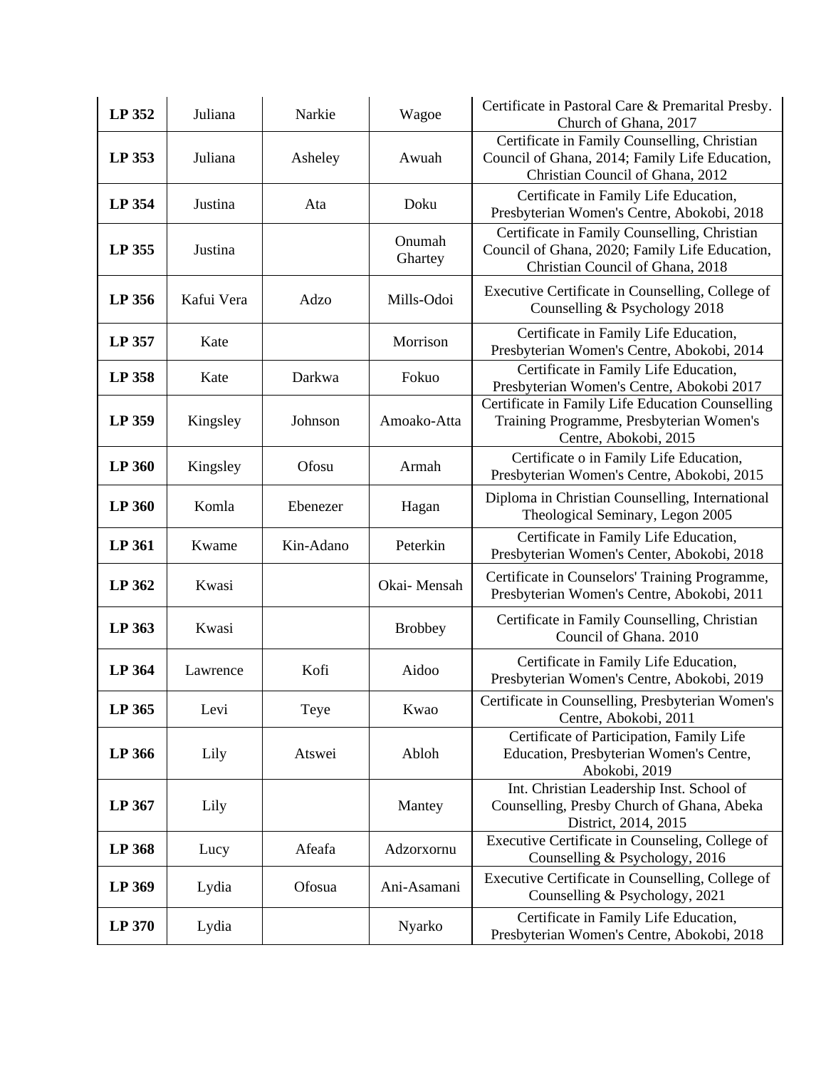| **LP 352** | Juliana | Narkie | Wagoe | Certificate in Pastoral Care & Premarital Presby. Church of Ghana, 2017 |
|---|---|---|---|---|
| **LP 353** | Juliana | Asheley | Awuah | Certificate in Family Counselling, Christian Council of Ghana, 2014; Family Life Education, Christian Council of Ghana, 2012 |
| **LP 354** | Justina | Ata | Doku | Certificate in Family Life Education, Presbyterian Women's Centre, Abokobi, 2018 |
| **LP 355** | Justina | | Onumah Ghartey | Certificate in Family Counselling, Christian Council of Ghana, 2020; Family Life Education, Christian Council of Ghana, 2018 |
| **LP 356** | Kafui Vera | Adzo | Mills-Odoi | Executive Certificate in Counselling, College of Counselling & Psychology 2018 |
| **LP 357** | Kate | | Morrison | Certificate in Family Life Education, Presbyterian Women's Centre, Abokobi, 2014 |
| **LP 358** | Kate | Darkwa | Fokuo | Certificate in Family Life Education, Presbyterian Women's Centre, Abokobi 2017 |
| **LP 359** | Kingsley | Johnson | Amoako-Atta | Certificate in Family Life Education Counselling Training Programme, Presbyterian Women's Centre, Abokobi, 2015 |
| **LP 360** | Kingsley | Ofosu | Armah | Certificate o in Family Life Education, Presbyterian Women's Centre, Abokobi, 2015 |
| **LP 360** | Komla | Ebenezer | Hagan | Diploma in Christian Counselling, International Theological Seminary, Legon 2005 |
| **LP 361** | Kwame | Kin-Adano | Peterkin | Certificate in Family Life Education, Presbyterian Women's Center, Abokobi, 2018 |
| **LP 362** | Kwasi | | Okai- Mensah | Certificate in Counselors' Training Programme, Presbyterian Women's Centre, Abokobi, 2011 |
| **LP 363** | Kwasi | | Brobbey | Certificate in Family Counselling, Christian Council of Ghana. 2010 |
| **LP 364** | Lawrence | Kofi | Aidoo | Certificate in Family Life Education, Presbyterian Women's Centre, Abokobi, 2019 |
| **LP 365** | Levi | Teye | Kwao | Certificate in Counselling, Presbyterian Women's Centre, Abokobi, 2011 |
| **LP 366** | Lily | Atswei | Abloh | Certificate of Participation, Family Life Education, Presbyterian Women's Centre, Abokobi, 2019 |
| **LP 367** | Lily | | Mantey | Int. Christian Leadership Inst. School of Counselling, Presby Church of Ghana, Abeka District, 2014, 2015 |
| **LP 368** | Lucy | Afeafa | Adzorxornu | Executive Certificate in Counseling, College of Counselling & Psychology, 2016 |
| **LP 369** | Lydia | Ofosua | Ani-Asamani | Executive Certificate in Counselling, College of Counselling & Psychology, 2021 |
| **LP 370** | Lydia | | Nyarko | Certificate in Family Life Education, Presbyterian Women's Centre, Abokobi, 2018 |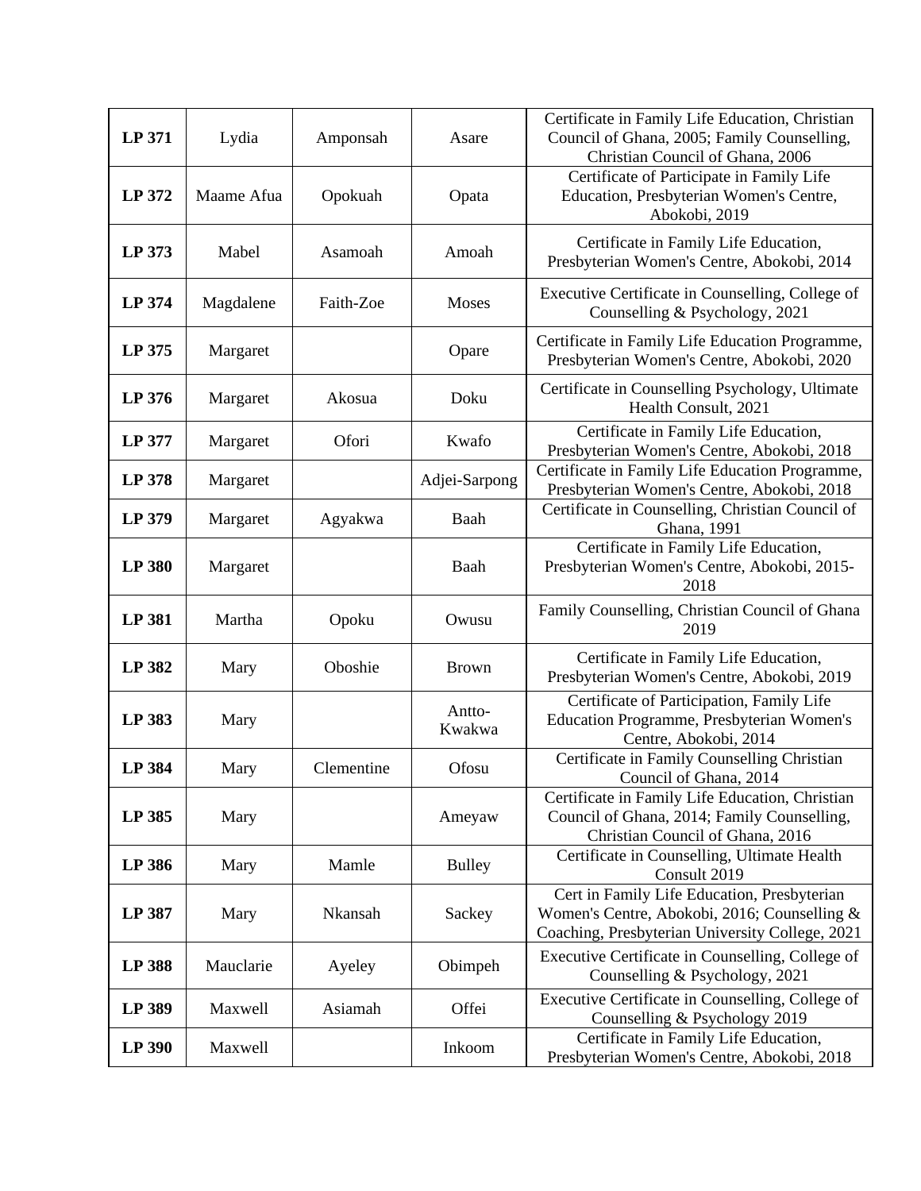| | | | | |
|---|---|---|---|---|
| **LP 371** | Lydia | Amponsah | Asare | Certificate in Family Life Education, Christian Council of Ghana, 2005; Family Counselling, Christian Council of Ghana, 2006 |
| **LP 372** | Maame Afua | Opokuah | Opata | Certificate of Participate in Family Life Education, Presbyterian Women's Centre, Abokobi, 2019 |
| **LP 373** | Mabel | Asamoah | Amoah | Certificate in Family Life Education, Presbyterian Women's Centre, Abokobi, 2014 |
| **LP 374** | Magdalene | Faith-Zoe | Moses | Executive Certificate in Counselling, College of Counselling & Psychology, 2021 |
| **LP 375** | Margaret | | Opare | Certificate in Family Life Education Programme, Presbyterian Women's Centre, Abokobi, 2020 |
| **LP 376** | Margaret | Akosua | Doku | Certificate in Counselling Psychology, Ultimate Health Consult, 2021 |
| **LP 377** | Margaret | Ofori | Kwafo | Certificate in Family Life Education, Presbyterian Women's Centre, Abokobi, 2018 |
| **LP 378** | Margaret | | Adjei-Sarpong | Certificate in Family Life Education Programme, Presbyterian Women's Centre, Abokobi, 2018 |
| **LP 379** | Margaret | Agyakwa | Baah | Certificate in Counselling, Christian Council of Ghana, 1991 |
| **LP 380** | Margaret | | Baah | Certificate in Family Life Education, Presbyterian Women's Centre, Abokobi, 2015-2018 |
| **LP 381** | Martha | Opoku | Owusu | Family Counselling, Christian Council of Ghana 2019 |
| **LP 382** | Mary | Oboshie | Brown | Certificate in Family Life Education, Presbyterian Women's Centre, Abokobi, 2019 |
| **LP 383** | Mary | | Antto-Kwakwa | Certificate of Participation, Family Life Education Programme, Presbyterian Women's Centre, Abokobi, 2014 |
| **LP 384** | Mary | Clementine | Ofosu | Certificate in Family Counselling Christian Council of Ghana, 2014 |
| **LP 385** | Mary | | Ameyaw | Certificate in Family Life Education, Christian Council of Ghana, 2014; Family Counselling, Christian Council of Ghana, 2016 |
| **LP 386** | Mary | Mamle | Bulley | Certificate in Counselling, Ultimate Health Consult 2019 |
| **LP 387** | Mary | Nkansah | Sackey | Cert in Family Life Education, Presbyterian Women's Centre, Abokobi, 2016; Counselling & Coaching, Presbyterian University College, 2021 |
| **LP 388** | Mauclarie | Ayeley | Obimpeh | Executive Certificate in Counselling, College of Counselling & Psychology, 2021 |
| **LP 389** | Maxwell | Asiamah | Offei | Executive Certificate in Counselling, College of Counselling & Psychology 2019 |
| **LP 390** | Maxwell | | Inkoom | Certificate in Family Life Education, Presbyterian Women's Centre, Abokobi, 2018 |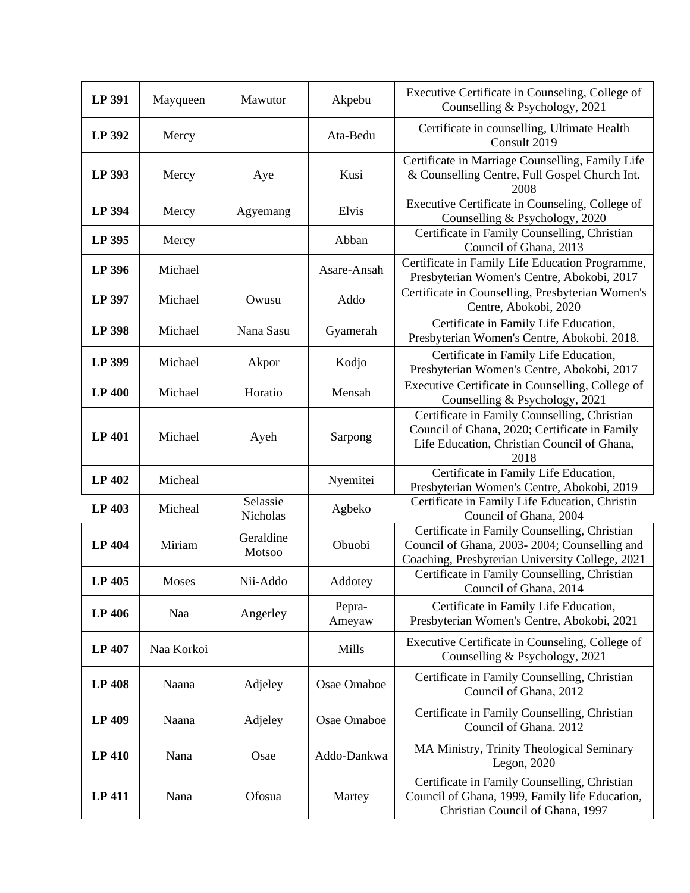| **LP 391** | Mayqueen | Mawutor | Akpebu | Executive Certificate in Counseling, College of Counselling & Psychology, 2021 |
|---|---|---|---|---|
| **LP 392** | Mercy | | Ata-Bedu | Certificate in counselling, Ultimate Health Consult 2019 |
| **LP 393** | Mercy | Aye | Kusi | Certificate in Marriage Counselling, Family Life & Counselling Centre, Full Gospel Church Int. 2008 |
| **LP 394** | Mercy | Agyemang | Elvis | Executive Certificate in Counseling, College of Counselling & Psychology, 2020 |
| **LP 395** | Mercy | | Abban | Certificate in Family Counselling, Christian Council of Ghana, 2013 |
| **LP 396** | Michael | | Asare-Ansah | Certificate in Family Life Education Programme, Presbyterian Women's Centre, Abokobi, 2017 |
| **LP 397** | Michael | Owusu | Addo | Certificate in Counselling, Presbyterian Women's Centre, Abokobi, 2020 |
| **LP 398** | Michael | Nana Sasu | Gyamerah | Certificate in Family Life Education, Presbyterian Women's Centre, Abokobi. 2018. |
| **LP 399** | Michael | Akpor | Kodjo | Certificate in Family Life Education, Presbyterian Women's Centre, Abokobi, 2017 |
| **LP 400** | Michael | Horatio | Mensah | Executive Certificate in Counselling, College of Counselling & Psychology, 2021 |
| **LP 401** | Michael | Ayeh | Sarpong | Certificate in Family Counselling, Christian Council of Ghana, 2020; Certificate in Family Life Education, Christian Council of Ghana, 2018 |
| **LP 402** | Micheal | | Nyemitei | Certificate in Family Life Education, Presbyterian Women's Centre, Abokobi, 2019 |
| **LP 403** | Micheal | Selassie Nicholas | Agbeko | Certificate in Family Life Education, Christin Council of Ghana, 2004 |
| **LP 404** | Miriam | Geraldine Motsoo | Obuobi | Certificate in Family Counselling, Christian Council of Ghana, 2003- 2004; Counselling and Coaching, Presbyterian University College, 2021 |
| **LP 405** | Moses | Nii-Addo | Addotey | Certificate in Family Counselling, Christian Council of Ghana, 2014 |
| **LP 406** | Naa | Angerley | Pepra-Ameyaw | Certificate in Family Life Education, Presbyterian Women's Centre, Abokobi, 2021 |
| **LP 407** | Naa Korkoi | | Mills | Executive Certificate in Counseling, College of Counselling & Psychology, 2021 |
| **LP 408** | Naana | Adjeley | Osae Omaboe | Certificate in Family Counselling, Christian Council of Ghana, 2012 |
| **LP 409** | Naana | Adjeley | Osae Omaboe | Certificate in Family Counselling, Christian Council of Ghana. 2012 |
| **LP 410** | Nana | Osae | Addo-Dankwa | MA Ministry, Trinity Theological Seminary Legon, 2020 |
| **LP 411** | Nana | Ofosua | Martey | Certificate in Family Counselling, Christian Council of Ghana, 1999, Family life Education, Christian Council of Ghana, 1997 |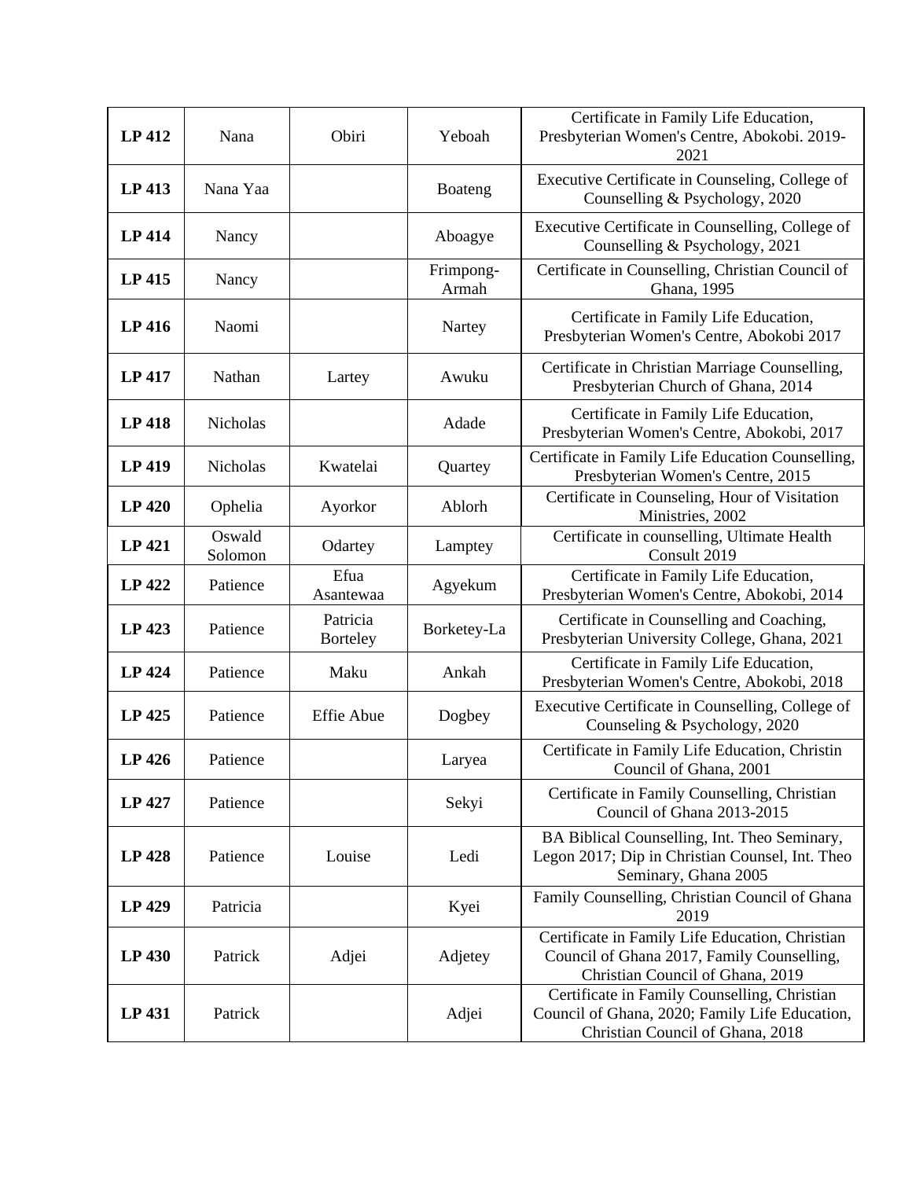| **LP 412** | Nana | Obiri | Yeboah | Certificate in Family Life Education, Presbyterian Women's Centre, Abokobi. 2019-2021 |
|---|---|---|---|---|
| **LP 413** | Nana Yaa | | Boateng | Executive Certificate in Counseling, College of Counselling & Psychology, 2020 |
| **LP 414** | Nancy | | Aboagye | Executive Certificate in Counselling, College of Counselling & Psychology, 2021 |
| **LP 415** | Nancy | | Frimpong-Armah | Certificate in Counselling, Christian Council of Ghana, 1995 |
| **LP 416** | Naomi | | Nartey | Certificate in Family Life Education, Presbyterian Women's Centre, Abokobi 2017 |
| **LP 417** | Nathan | Lartey | Awuku | Certificate in Christian Marriage Counselling, Presbyterian Church of Ghana, 2014 |
| **LP 418** | Nicholas | | Adade | Certificate in Family Life Education, Presbyterian Women's Centre, Abokobi, 2017 |
| **LP 419** | Nicholas | Kwatelai | Quartey | Certificate in Family Life Education Counselling, Presbyterian Women's Centre, 2015 |
| **LP 420** | Ophelia | Ayorkor | Ablorh | Certificate in Counseling, Hour of Visitation Ministries, 2002 |
| **LP 421** | Oswald Solomon | Odartey | Lamptey | Certificate in counselling, Ultimate Health Consult 2019 |
| **LP 422** | Patience | Efua Asantewaa | Agyekum | Certificate in Family Life Education, Presbyterian Women's Centre, Abokobi, 2014 |
| **LP 423** | Patience | Patricia Borteley | Borketey-La | Certificate in Counselling and Coaching, Presbyterian University College, Ghana, 2021 |
| **LP 424** | Patience | Maku | Ankah | Certificate in Family Life Education, Presbyterian Women's Centre, Abokobi, 2018 |
| **LP 425** | Patience | Effie Abue | Dogbey | Executive Certificate in Counselling, College of Counseling & Psychology, 2020 |
| **LP 426** | Patience | | Laryea | Certificate in Family Life Education, Christin Council of Ghana, 2001 |
| **LP 427** | Patience | | Sekyi | Certificate in Family Counselling, Christian Council of Ghana 2013-2015 |
| **LP 428** | Patience | Louise | Ledi | BA Biblical Counselling, Int. Theo Seminary, Legon 2017; Dip in Christian Counsel, Int. Theo Seminary, Ghana 2005 |
| **LP 429** | Patricia | | Kyei | Family Counselling, Christian Council of Ghana 2019 |
| **LP 430** | Patrick | Adjei | Adjetey | Certificate in Family Life Education, Christian Council of Ghana 2017, Family Counselling, Christian Council of Ghana, 2019 |
| **LP 431** | Patrick | | Adjei | Certificate in Family Counselling, Christian Council of Ghana, 2020; Family Life Education, Christian Council of Ghana, 2018 |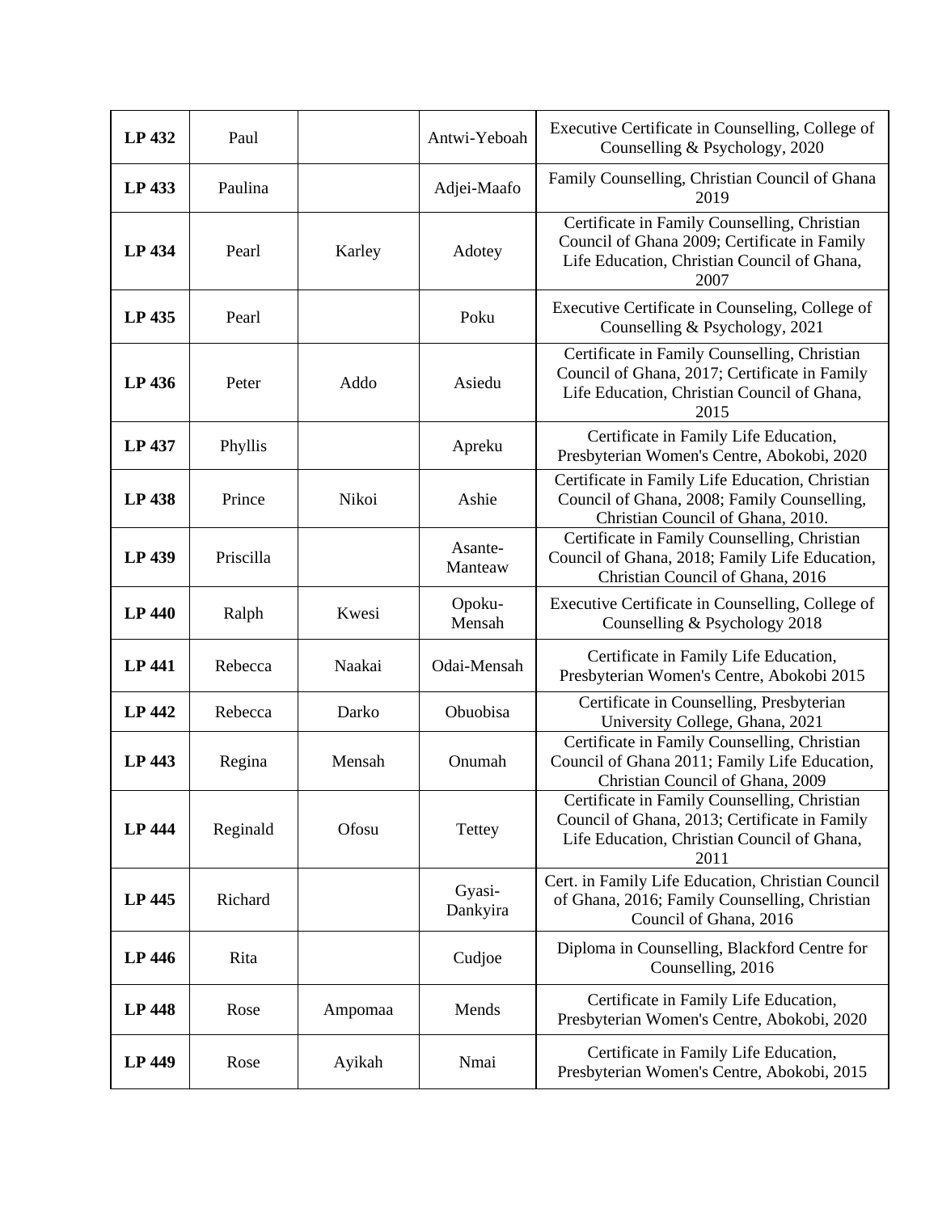| **LP 432** | Paul | | Antwi-Yeboah | Executive Certificate in Counselling, College of Counselling & Psychology, 2020 |
|---|---|---|---|---|
| **LP 433** | Paulina | | Adjei-Maafo | Family Counselling, Christian Council of Ghana 2019 |
| **LP 434** | Pearl | Karley | Adotey | Certificate in Family Counselling, Christian Council of Ghana 2009; Certificate in Family Life Education, Christian Council of Ghana, 2007 |
| **LP 435** | Pearl | | Poku | Executive Certificate in Counseling, College of Counselling & Psychology, 2021 |
| **LP 436** | Peter | Addo | Asiedu | Certificate in Family Counselling, Christian Council of Ghana, 2017; Certificate in Family Life Education, Christian Council of Ghana, 2015 |
| **LP 437** | Phyllis | | Apreku | Certificate in Family Life Education, Presbyterian Women's Centre, Abokobi, 2020 |
| **LP 438** | Prince | Nikoi | Ashie | Certificate in Family Life Education, Christian Council of Ghana, 2008; Family Counselling, Christian Council of Ghana, 2010. |
| **LP 439** | Priscilla | | Asante-Manteaw | Certificate in Family Counselling, Christian Council of Ghana, 2018; Family Life Education, Christian Council of Ghana, 2016 |
| **LP 440** | Ralph | Kwesi | Opoku-Mensah | Executive Certificate in Counselling, College of Counselling & Psychology 2018 |
| **LP 441** | Rebecca | Naakai | Odai-Mensah | Certificate in Family Life Education, Presbyterian Women's Centre, Abokobi 2015 |
| **LP 442** | Rebecca | Darko | Obuobisa | Certificate in Counselling, Presbyterian University College, Ghana, 2021 |
| **LP 443** | Regina | Mensah | Onumah | Certificate in Family Counselling, Christian Council of Ghana 2011; Family Life Education, Christian Council of Ghana, 2009 |
| **LP 444** | Reginald | Ofosu | Tettey | Certificate in Family Counselling, Christian Council of Ghana, 2013; Certificate in Family Life Education, Christian Council of Ghana, 2011 |
| **LP 445** | Richard | | Gyasi-Dankyira | Cert. in Family Life Education, Christian Council of Ghana, 2016; Family Counselling, Christian Council of Ghana, 2016 |
| **LP 446** | Rita | | Cudjoe | Diploma in Counselling, Blackford Centre for Counselling, 2016 |
| **LP 448** | Rose | Ampomaa | Mends | Certificate in Family Life Education, Presbyterian Women's Centre, Abokobi, 2020 |
| **LP 449** | Rose | Ayikah | Nmai | Certificate in Family Life Education, Presbyterian Women's Centre, Abokobi, 2015 |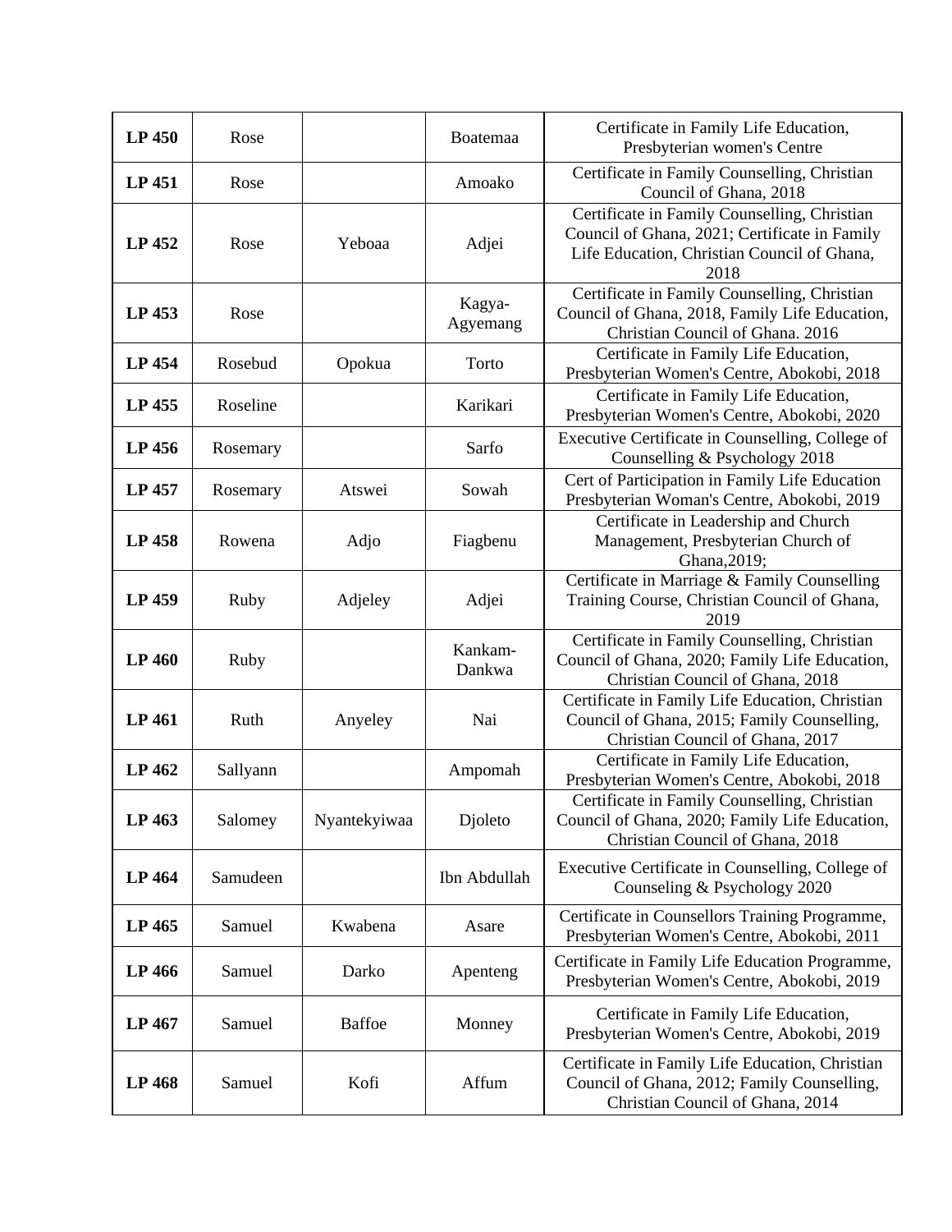| LP 450 | Rose | | Boatemaa | Certificate in Family Life Education, Presbyterian women's Centre |
|---|---|---|---|---|
| **LP 451** | Rose | | Amoako | Certificate in Family Counselling, Christian Council of Ghana, 2018 |
| **LP 452** | Rose | Yeboaa | Adjei | Certificate in Family Counselling, Christian Council of Ghana, 2021; Certificate in Family Life Education, Christian Council of Ghana, 2018 |
| **LP 453** | Rose | | Kagya-Agyemang | Certificate in Family Counselling, Christian Council of Ghana, 2018, Family Life Education, Christian Council of Ghana. 2016 |
| **LP 454** | Rosebud | Opokua | Torto | Certificate in Family Life Education, Presbyterian Women's Centre, Abokobi, 2018 |
| **LP 455** | Roseline | | Karikari | Certificate in Family Life Education, Presbyterian Women's Centre, Abokobi, 2020 |
| **LP 456** | Rosemary | | Sarfo | Executive Certificate in Counselling, College of Counselling & Psychology 2018 |
| **LP 457** | Rosemary | Atswei | Sowah | Cert of Participation in Family Life Education Presbyterian Woman's Centre, Abokobi, 2019 |
| **LP 458** | Rowena | Adjo | Fiagbenu | Certificate in Leadership and Church Management, Presbyterian Church of Ghana,2019; |
| **LP 459** | Ruby | Adjeley | Adjei | Certificate in Marriage & Family Counselling Training Course, Christian Council of Ghana, 2019 |
| **LP 460** | Ruby | | Kankam-Dankwa | Certificate in Family Counselling, Christian Council of Ghana, 2020; Family Life Education, Christian Council of Ghana, 2018 |
| **LP 461** | Ruth | Anyeley | Nai | Certificate in Family Life Education, Christian Council of Ghana, 2015; Family Counselling, Christian Council of Ghana, 2017 |
| **LP 462** | Sallyann | | Ampomah | Certificate in Family Life Education, Presbyterian Women's Centre, Abokobi, 2018 |
| **LP 463** | Salomey | Nyantekyiwaa | Djoleto | Certificate in Family Counselling, Christian Council of Ghana, 2020; Family Life Education, Christian Council of Ghana, 2018 |
| **LP 464** | Samudeen | | Ibn Abdullah | Executive Certificate in Counselling, College of Counseling & Psychology 2020 |
| **LP 465** | Samuel | Kwabena | Asare | Certificate in Counsellors Training Programme, Presbyterian Women's Centre, Abokobi, 2011 |
| **LP 466** | Samuel | Darko | Apenteng | Certificate in Family Life Education Programme, Presbyterian Women's Centre, Abokobi, 2019 |
| **LP 467** | Samuel | Baffoe | Monney | Certificate in Family Life Education, Presbyterian Women's Centre, Abokobi, 2019 |
| **LP 468** | Samuel | Kofi | Affum | Certificate in Family Life Education, Christian Council of Ghana, 2012; Family Counselling, Christian Council of Ghana, 2014 |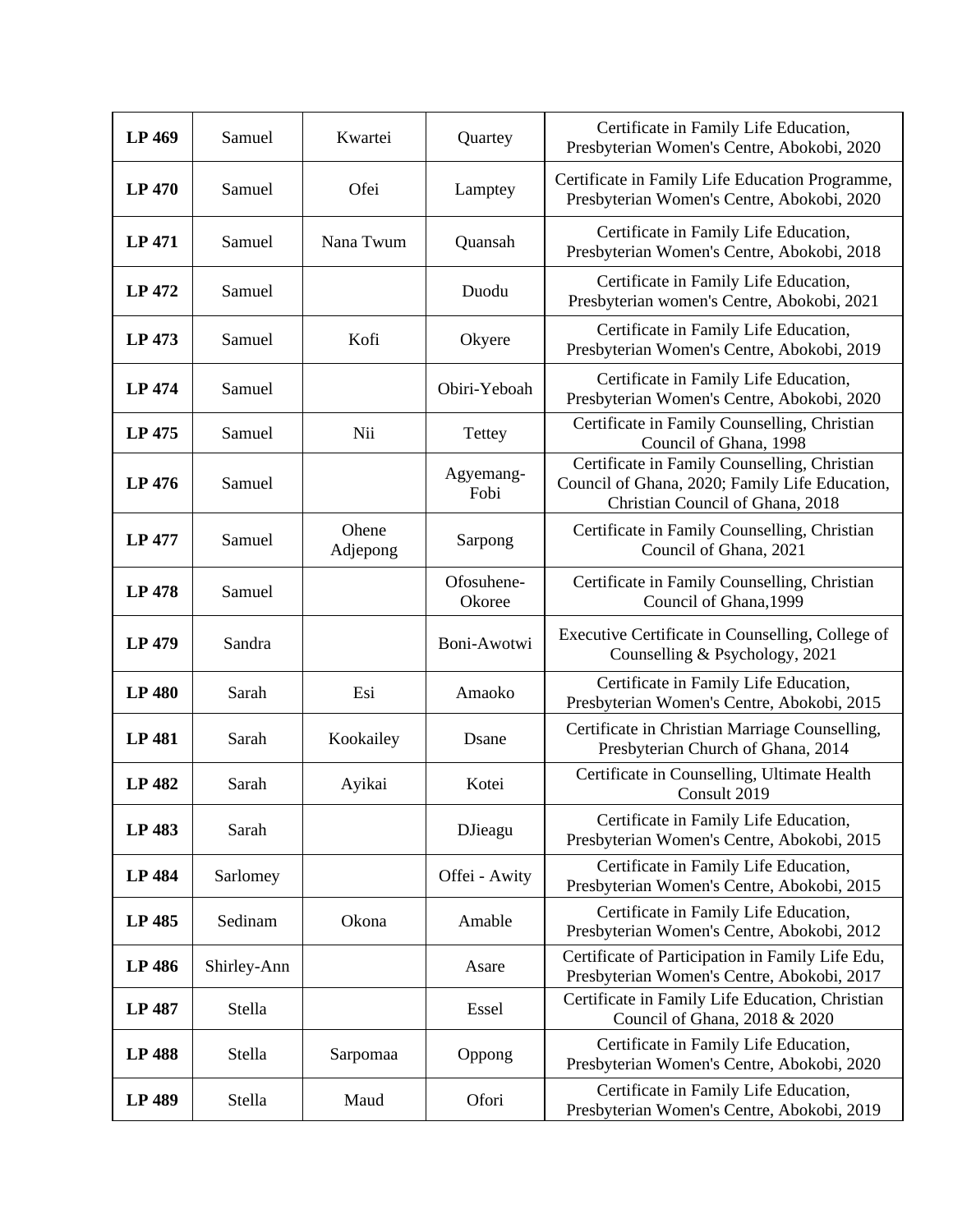| **LP 469** | Samuel | Kwartei | Quartey | Certificate in Family Life Education, Presbyterian Women's Centre, Abokobi, 2020 |
|---|---|---|---|---|
| **LP 470** | Samuel | Ofei | Lamptey | Certificate in Family Life Education Programme, Presbyterian Women's Centre, Abokobi, 2020 |
| **LP 471** | Samuel | Nana Twum | Quansah | Certificate in Family Life Education, Presbyterian Women's Centre, Abokobi, 2018 |
| **LP 472** | Samuel | | Duodu | Certificate in Family Life Education, Presbyterian women's Centre, Abokobi, 2021 |
| **LP 473** | Samuel | Kofi | Okyere | Certificate in Family Life Education, Presbyterian Women's Centre, Abokobi, 2019 |
| **LP 474** | Samuel | | Obiri-Yeboah | Certificate in Family Life Education, Presbyterian Women's Centre, Abokobi, 2020 |
| **LP 475** | Samuel | Nii | Tettey | Certificate in Family Counselling, Christian Council of Ghana, 1998 |
| **LP 476** | Samuel | | Agyemang-Fobi | Certificate in Family Counselling, Christian Council of Ghana, 2020; Family Life Education, Christian Council of Ghana, 2018 |
| **LP 477** | Samuel | Ohene Adjepong | Sarpong | Certificate in Family Counselling, Christian Council of Ghana, 2021 |
| **LP 478** | Samuel | | Ofosuhene-Okoree | Certificate in Family Counselling, Christian Council of Ghana,1999 |
| **LP 479** | Sandra | | Boni-Awotwi | Executive Certificate in Counselling, College of Counselling & Psychology, 2021 |
| **LP 480** | Sarah | Esi | Amaoko | Certificate in Family Life Education, Presbyterian Women's Centre, Abokobi, 2015 |
| **LP 481** | Sarah | Kookailey | Dsane | Certificate in Christian Marriage Counselling, Presbyterian Church of Ghana, 2014 |
| **LP 482** | Sarah | Ayikai | Kotei | Certificate in Counselling, Ultimate Health Consult 2019 |
| **LP 483** | Sarah | | DJieagu | Certificate in Family Life Education, Presbyterian Women's Centre, Abokobi, 2015 |
| **LP 484** | Sarlomey | | Offei - Awity | Certificate in Family Life Education, Presbyterian Women's Centre, Abokobi, 2015 |
| **LP 485** | Sedinam | Okona | Amable | Certificate in Family Life Education, Presbyterian Women's Centre, Abokobi, 2012 |
| **LP 486** | Shirley-Ann | | Asare | Certificate of Participation in Family Life Edu, Presbyterian Women's Centre, Abokobi, 2017 |
| **LP 487** | Stella | | Essel | Certificate in Family Life Education, Christian Council of Ghana, 2018 & 2020 |
| **LP 488** | Stella | Sarpomaa | Oppong | Certificate in Family Life Education, Presbyterian Women's Centre, Abokobi, 2020 |
| **LP 489** | Stella | Maud | Ofori | Certificate in Family Life Education, Presbyterian Women's Centre, Abokobi, 2019 |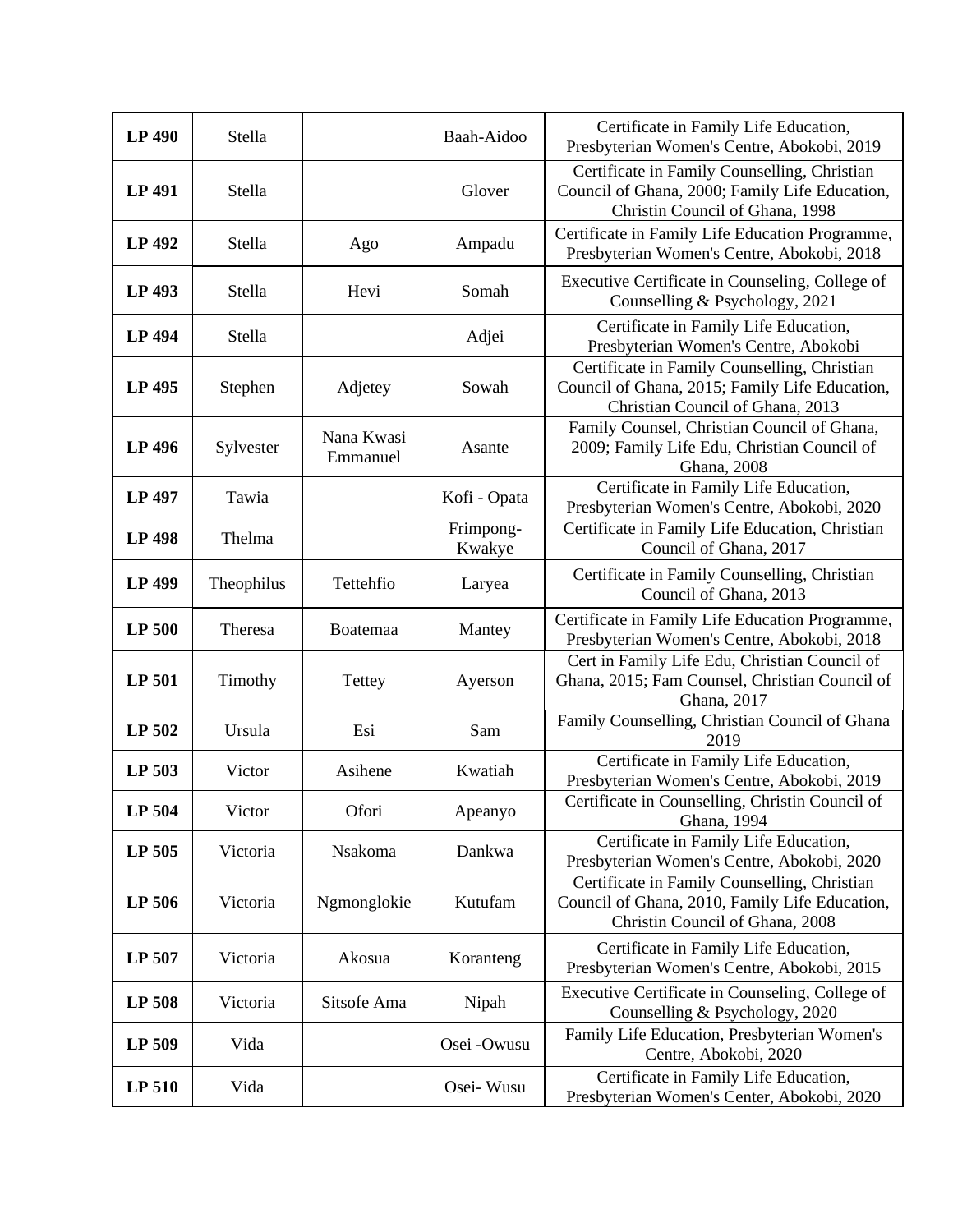| **LP 490** | Stella | | Baah-Aidoo | Certificate in Family Life Education, Presbyterian Women's Centre, Abokobi, 2019 |
|---|---|---|---|---|
| **LP 491** | Stella | | Glover | Certificate in Family Counselling, Christian Council of Ghana, 2000; Family Life Education, Christin Council of Ghana, 1998 |
| **LP 492** | Stella | Ago | Ampadu | Certificate in Family Life Education Programme, Presbyterian Women's Centre, Abokobi, 2018 |
| **LP 493** | Stella | Hevi | Somah | Executive Certificate in Counseling, College of Counselling & Psychology, 2021 |
| **LP 494** | Stella | | Adjei | Certificate in Family Life Education, Presbyterian Women's Centre, Abokobi |
| **LP 495** | Stephen | Adjetey | Sowah | Certificate in Family Counselling, Christian Council of Ghana, 2015; Family Life Education, Christian Council of Ghana, 2013 |
| **LP 496** | Sylvester | Nana Kwasi Emmanuel | Asante | Family Counsel, Christian Council of Ghana, 2009; Family Life Edu, Christian Council of Ghana, 2008 |
| **LP 497** | Tawia | | Kofi - Opata | Certificate in Family Life Education, Presbyterian Women's Centre, Abokobi, 2020 |
| **LP 498** | Thelma | | Frimpong-Kwakye | Certificate in Family Life Education, Christian Council of Ghana, 2017 |
| **LP 499** | Theophilus | Tettehfio | Laryea | Certificate in Family Counselling, Christian Council of Ghana, 2013 |
| **LP 500** | Theresa | Boatemaa | Mantey | Certificate in Family Life Education Programme, Presbyterian Women's Centre, Abokobi, 2018 |
| **LP 501** | Timothy | Tettey | Ayerson | Cert in Family Life Edu, Christian Council of Ghana, 2015; Fam Counsel, Christian Council of Ghana, 2017 |
| **LP 502** | Ursula | Esi | Sam | Family Counselling, Christian Council of Ghana 2019 |
| **LP 503** | Victor | Asihene | Kwatiah | Certificate in Family Life Education, Presbyterian Women's Centre, Abokobi, 2019 |
| **LP 504** | Victor | Ofori | Apeanyo | Certificate in Counselling, Christin Council of Ghana, 1994 |
| **LP 505** | Victoria | Nsakoma | Dankwa | Certificate in Family Life Education, Presbyterian Women's Centre, Abokobi, 2020 |
| **LP 506** | Victoria | Ngmonglokie | Kutufam | Certificate in Family Counselling, Christian Council of Ghana, 2010, Family Life Education, Christin Council of Ghana, 2008 |
| **LP 507** | Victoria | Akosua | Koranteng | Certificate in Family Life Education, Presbyterian Women's Centre, Abokobi, 2015 |
| **LP 508** | Victoria | Sitsofe Ama | Nipah | Executive Certificate in Counseling, College of Counselling & Psychology, 2020 |
| **LP 509** | Vida | | Osei -Owusu | Family Life Education, Presbyterian Women's Centre, Abokobi, 2020 |
| **LP 510** | Vida | | Osei- Wusu | Certificate in Family Life Education, Presbyterian Women's Center, Abokobi, 2020 |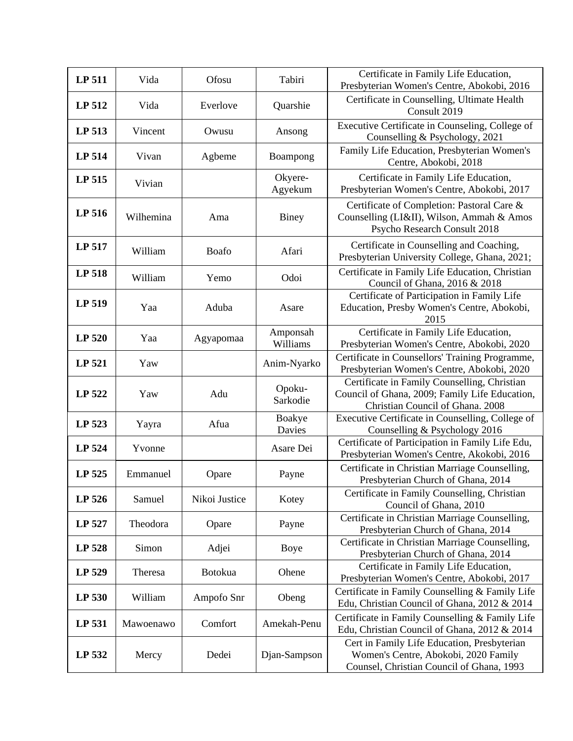| **LP 511** | Vida | Ofosu | Tabiri | Certificate in Family Life Education, Presbyterian Women's Centre, Abokobi, 2016 |
|---|---|---|---|---|
| **LP 512** | Vida | Everlove | Quarshie | Certificate in Counselling, Ultimate Health Consult 2019 |
| **LP 513** | Vincent | Owusu | Ansong | Executive Certificate in Counseling, College of Counselling & Psychology, 2021 |
| **LP 514** | Vivan | Agbeme | Boampong | Family Life Education, Presbyterian Women's Centre, Abokobi, 2018 |
| **LP 515** | Vivian | | Okyere-Agyekum | Certificate in Family Life Education, Presbyterian Women's Centre, Abokobi, 2017 |
| **LP 516** | Wilhemina | Ama | Biney | Certificate of Completion: Pastoral Care & Counselling (LI&II), Wilson, Ammah & Amos Psycho Research Consult 2018 |
| **LP 517** | William | Boafo | Afari | Certificate in Counselling and Coaching, Presbyterian University College, Ghana, 2021; |
| **LP 518** | William | Yemo | Odoi | Certificate in Family Life Education, Christian Council of Ghana, 2016 & 2018 |
| **LP 519** | Yaa | Aduba | Asare | Certificate of Participation in Family Life Education, Presby Women's Centre, Abokobi, 2015 |
| **LP 520** | Yaa | Agyapomaa | Amponsah Williams | Certificate in Family Life Education, Presbyterian Women's Centre, Abokobi, 2020 |
| **LP 521** | Yaw | | Anim-Nyarko | Certificate in Counsellors' Training Programme, Presbyterian Women's Centre, Abokobi, 2020 |
| **LP 522** | Yaw | Adu | Opoku-Sarkodie | Certificate in Family Counselling, Christian Council of Ghana, 2009; Family Life Education, Christian Council of Ghana. 2008 |
| **LP 523** | Yayra | Afua | Boakye Davies | Executive Certificate in Counselling, College of Counselling & Psychology 2016 |
| **LP 524** | Yvonne | | Asare Dei | Certificate of Participation in Family Life Edu, Presbyterian Women's Centre, Akokobi, 2016 |
| **LP 525** | Emmanuel | Opare | Payne | Certificate in Christian Marriage Counselling, Presbyterian Church of Ghana, 2014 |
| **LP 526** | Samuel | Nikoi Justice | Kotey | Certificate in Family Counselling, Christian Council of Ghana, 2010 |
| **LP 527** | Theodora | Opare | Payne | Certificate in Christian Marriage Counselling, Presbyterian Church of Ghana, 2014 |
| **LP 528** | Simon | Adjei | Boye | Certificate in Christian Marriage Counselling, Presbyterian Church of Ghana, 2014 |
| **LP 529** | Theresa | Botokua | Ohene | Certificate in Family Life Education, Presbyterian Women's Centre, Abokobi, 2017 |
| **LP 530** | William | Ampofo Snr | Obeng | Certificate in Family Counselling & Family Life Edu, Christian Council of Ghana, 2012 & 2014 |
| **LP 531** | Mawoenawo | Comfort | Amekah-Penu | Certificate in Family Counselling & Family Life Edu, Christian Council of Ghana, 2012 & 2014 |
| **LP 532** | Mercy | Dedei | Djan-Sampson | Cert in Family Life Education, Presbyterian Women's Centre, Abokobi, 2020 Family Counsel, Christian Council of Ghana, 1993 |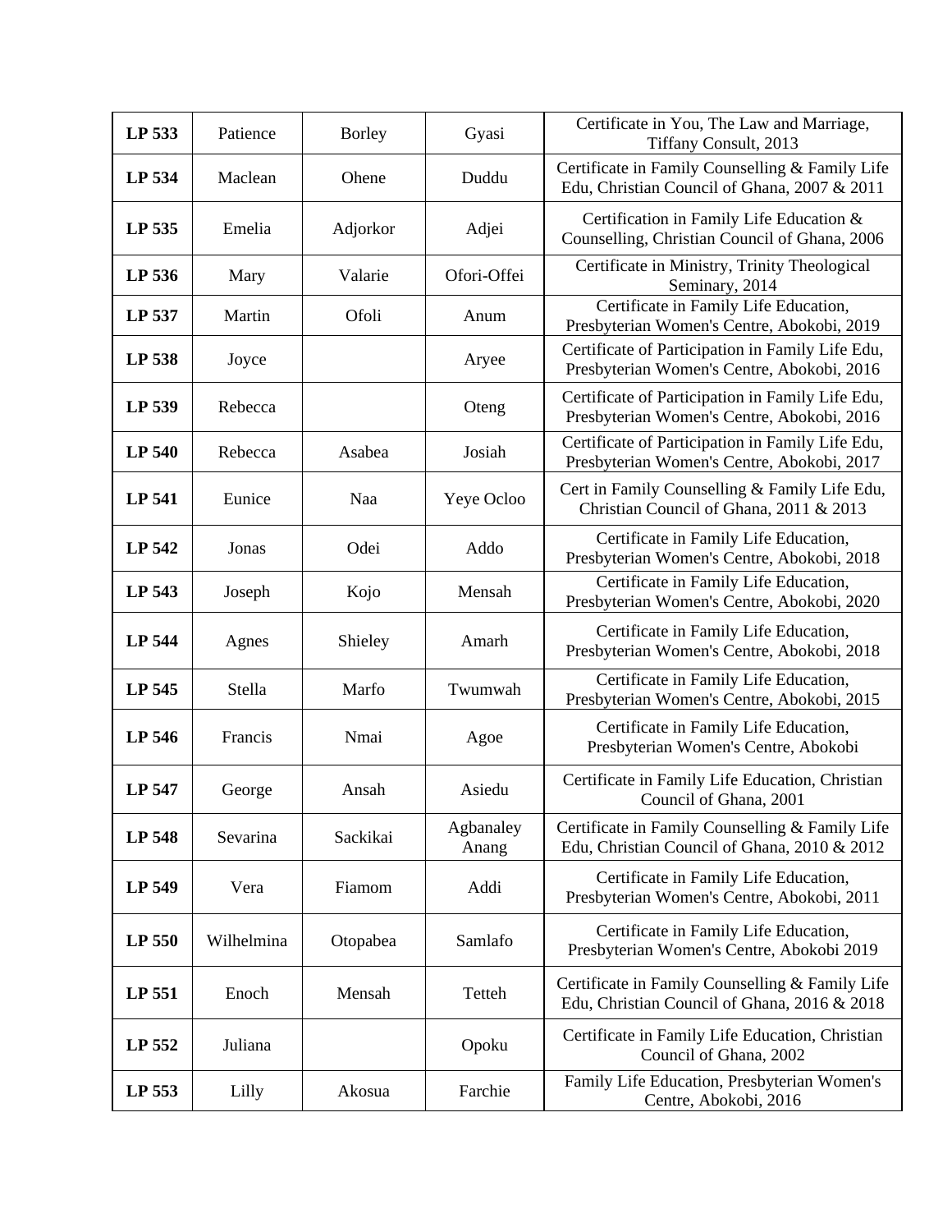| **LP 533** | Patience | Borley | Gyasi | Certificate in You, The Law and Marriage, Tiffany Consult, 2013 |
|---|---|---|---|---|
| **LP 534** | Maclean | Ohene | Duddu | Certificate in Family Counselling & Family Life Edu, Christian Council of Ghana, 2007 & 2011 |
| **LP 535** | Emelia | Adjorkor | Adjei | Certification in Family Life Education & Counselling, Christian Council of Ghana, 2006 |
| **LP 536** | Mary | Valarie | Ofori-Offei | Certificate in Ministry, Trinity Theological Seminary, 2014 |
| **LP 537** | Martin | Ofoli | Anum | Certificate in Family Life Education, Presbyterian Women's Centre, Abokobi, 2019 |
| **LP 538** | Joyce | | Aryee | Certificate of Participation in Family Life Edu, Presbyterian Women's Centre, Abokobi, 2016 |
| **LP 539** | Rebecca | | Oteng | Certificate of Participation in Family Life Edu, Presbyterian Women's Centre, Abokobi, 2016 |
| **LP 540** | Rebecca | Asabea | Josiah | Certificate of Participation in Family Life Edu, Presbyterian Women's Centre, Abokobi, 2017 |
| **LP 541** | Eunice | Naa | Yeye Ocloo | Cert in Family Counselling & Family Life Edu, Christian Council of Ghana, 2011 & 2013 |
| **LP 542** | Jonas | Odei | Addo | Certificate in Family Life Education, Presbyterian Women's Centre, Abokobi, 2018 |
| **LP 543** | Joseph | Kojo | Mensah | Certificate in Family Life Education, Presbyterian Women's Centre, Abokobi, 2020 |
| **LP 544** | Agnes | Shieley | Amarh | Certificate in Family Life Education, Presbyterian Women's Centre, Abokobi, 2018 |
| **LP 545** | Stella | Marfo | Twumwah | Certificate in Family Life Education, Presbyterian Women's Centre, Abokobi, 2015 |
| **LP 546** | Francis | Nmai | Agoe | Certificate in Family Life Education, Presbyterian Women's Centre, Abokobi |
| **LP 547** | George | Ansah | Asiedu | Certificate in Family Life Education, Christian Council of Ghana, 2001 |
| **LP 548** | Sevarina | Sackikai | Agbanaley Anang | Certificate in Family Counselling & Family Life Edu, Christian Council of Ghana, 2010 & 2012 |
| **LP 549** | Vera | Fiamom | Addi | Certificate in Family Life Education, Presbyterian Women's Centre, Abokobi, 2011 |
| **LP 550** | Wilhelmina | Otopabea | Samlafo | Certificate in Family Life Education, Presbyterian Women's Centre, Abokobi 2019 |
| **LP 551** | Enoch | Mensah | Tetteh | Certificate in Family Counselling & Family Life Edu, Christian Council of Ghana, 2016 & 2018 |
| **LP 552** | Juliana | | Opoku | Certificate in Family Life Education, Christian Council of Ghana, 2002 |
| **LP 553** | Lilly | Akosua | Farchie | Family Life Education, Presbyterian Women's Centre, Abokobi, 2016 |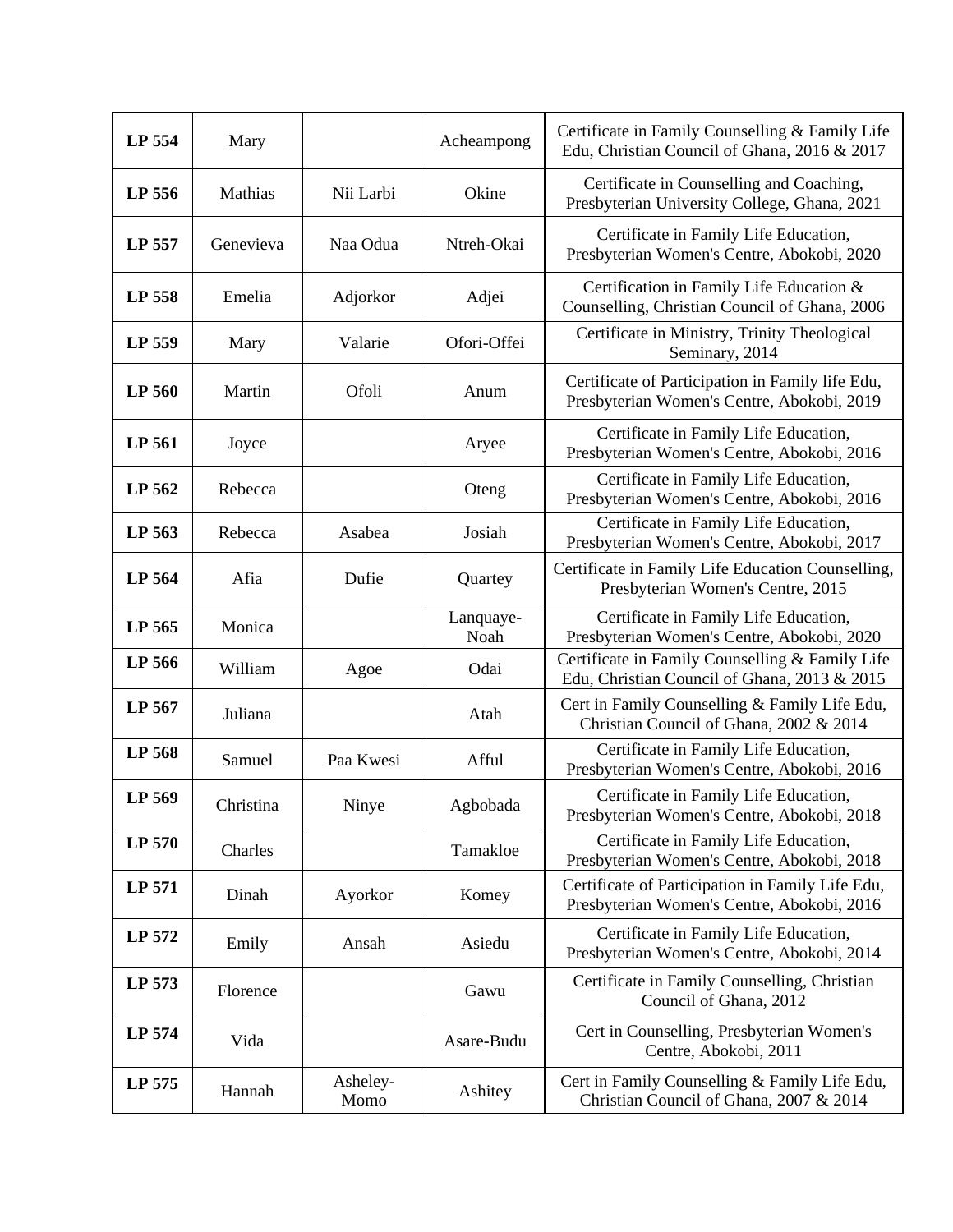| | | | | |
|---|---|---|---|---|
| **LP 554** | Mary | | Acheampong | Certificate in Family Counselling & Family Life Edu, Christian Council of Ghana, 2016 & 2017 |
| **LP 556** | Mathias | Nii Larbi | Okine | Certificate in Counselling and Coaching, Presbyterian University College, Ghana, 2021 |
| **LP 557** | Genevieva | Naa Odua | Ntreh-Okai | Certificate in Family Life Education, Presbyterian Women's Centre, Abokobi, 2020 |
| **LP 558** | Emelia | Adjorkor | Adjei | Certification in Family Life Education & Counselling, Christian Council of Ghana, 2006 |
| **LP 559** | Mary | Valarie | Ofori-Offei | Certificate in Ministry, Trinity Theological Seminary, 2014 |
| **LP 560** | Martin | Ofoli | Anum | Certificate of Participation in Family life Edu, Presbyterian Women's Centre, Abokobi, 2019 |
| **LP 561** | Joyce | | Aryee | Certificate in Family Life Education, Presbyterian Women's Centre, Abokobi, 2016 |
| **LP 562** | Rebecca | | Oteng | Certificate in Family Life Education, Presbyterian Women's Centre, Abokobi, 2016 |
| **LP 563** | Rebecca | Asabea | Josiah | Certificate in Family Life Education, Presbyterian Women's Centre, Abokobi, 2017 |
| **LP 564** | Afia | Dufie | Quartey | Certificate in Family Life Education Counselling, Presbyterian Women's Centre, 2015 |
| **LP 565** | Monica | | Lanquaye-Noah | Certificate in Family Life Education, Presbyterian Women's Centre, Abokobi, 2020 |
| **LP 566** | William | Agoe | Odai | Certificate in Family Counselling & Family Life Edu, Christian Council of Ghana, 2013 & 2015 |
| **LP 567** | Juliana | | Atah | Cert in Family Counselling & Family Life Edu, Christian Council of Ghana, 2002 & 2014 |
| **LP 568** | Samuel | Paa Kwesi | Afful | Certificate in Family Life Education, Presbyterian Women's Centre, Abokobi, 2016 |
| **LP 569** | Christina | Ninye | Agbobada | Certificate in Family Life Education, Presbyterian Women's Centre, Abokobi, 2018 |
| **LP 570** | Charles | | Tamakloe | Certificate in Family Life Education, Presbyterian Women's Centre, Abokobi, 2018 |
| **LP 571** | Dinah | Ayorkor | Komey | Certificate of Participation in Family Life Edu, Presbyterian Women's Centre, Abokobi, 2016 |
| **LP 572** | Emily | Ansah | Asiedu | Certificate in Family Life Education, Presbyterian Women's Centre, Abokobi, 2014 |
| **LP 573** | Florence | | Gawu | Certificate in Family Counselling, Christian Council of Ghana, 2012 |
| **LP 574** | Vida | | Asare-Budu | Cert in Counselling, Presbyterian Women's Centre, Abokobi, 2011 |
| **LP 575** | Hannah | Asheley-Momo | Ashitey | Cert in Family Counselling & Family Life Edu, Christian Council of Ghana, 2007 & 2014 |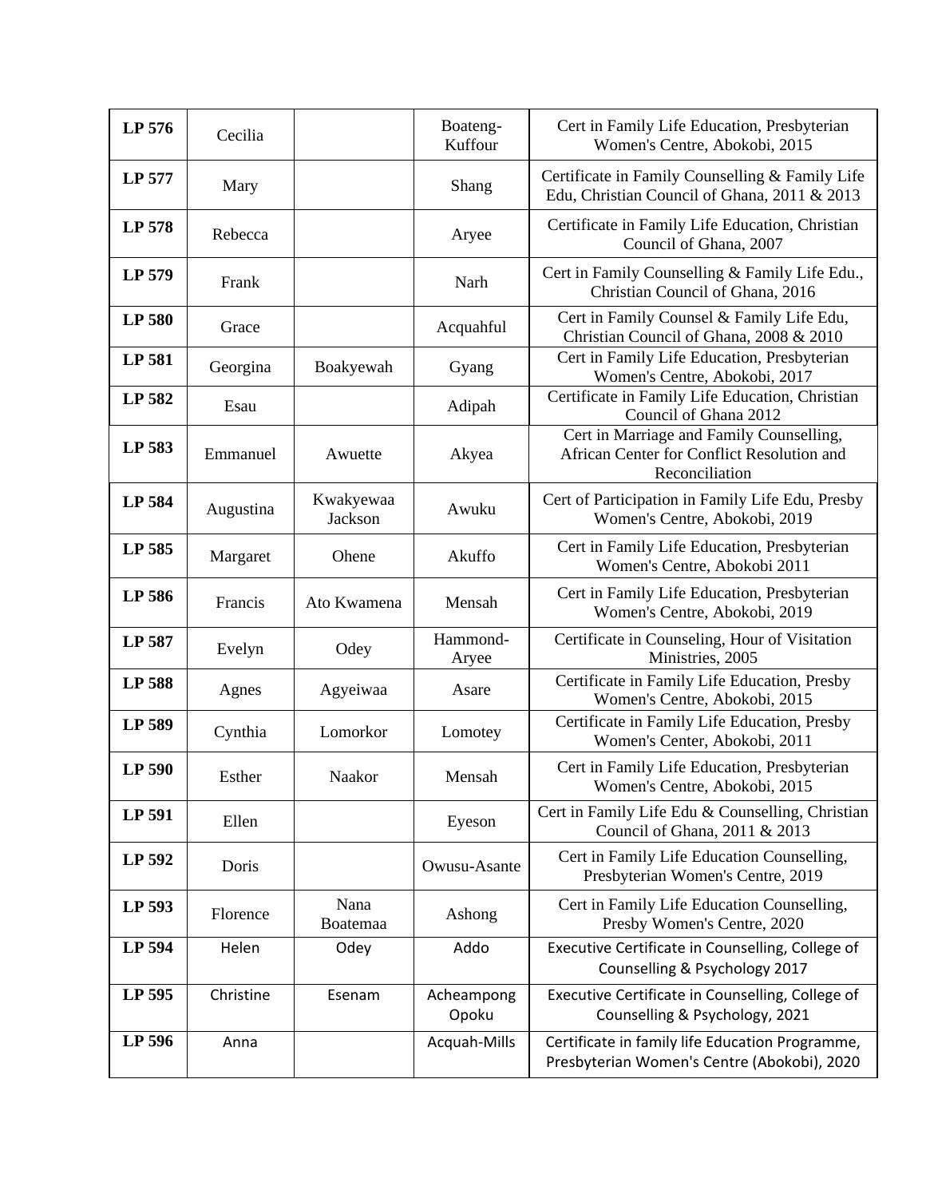| LP 576 | Cecilia | | Boateng-Kuffour | Cert in Family Life Education, Presbyterian Women's Centre, Abokobi, 2015 |
|---|---|---|---|---|
| LP 577 | Mary | | Shang | Certificate in Family Counselling & Family Life Edu, Christian Council of Ghana, 2011 & 2013 |
| LP 578 | Rebecca | | Aryee | Certificate in Family Life Education, Christian Council of Ghana, 2007 |
| LP 579 | Frank | | Narh | Cert in Family Counselling & Family Life Edu., Christian Council of Ghana, 2016 |
| LP 580 | Grace | | Acquahful | Cert in Family Counsel & Family Life Edu, Christian Council of Ghana, 2008 & 2010 |
| LP 581 | Georgina | Boakyewah | Gyang | Cert in Family Life Education, Presbyterian Women's Centre, Abokobi, 2017 |
| LP 582 | Esau | | Adipah | Certificate in Family Life Education, Christian Council of Ghana 2012 |
| LP 583 | Emmanuel | Awuette | Akyea | Cert in Marriage and Family Counselling, African Center for Conflict Resolution and Reconciliation |
| LP 584 | Augustina | Kwakyewaa Jackson | Awuku | Cert of Participation in Family Life Edu, Presby Women's Centre, Abokobi, 2019 |
| LP 585 | Margaret | Ohene | Akuffo | Cert in Family Life Education, Presbyterian Women's Centre, Abokobi 2011 |
| LP 586 | Francis | Ato Kwamena | Mensah | Cert in Family Life Education, Presbyterian Women's Centre, Abokobi, 2019 |
| LP 587 | Evelyn | Odey | Hammond-Aryee | Certificate in Counseling, Hour of Visitation Ministries, 2005 |
| LP 588 | Agnes | Agyeiwaa | Asare | Certificate in Family Life Education, Presby Women's Centre, Abokobi, 2015 |
| LP 589 | Cynthia | Lomorkor | Lomotey | Certificate in Family Life Education, Presby Women's Center, Abokobi, 2011 |
| LP 590 | Esther | Naakor | Mensah | Cert in Family Life Education, Presbyterian Women's Centre, Abokobi, 2015 |
| LP 591 | Ellen | | Eyeson | Cert in Family Life Edu & Counselling, Christian Council of Ghana, 2011 & 2013 |
| LP 592 | Doris | | Owusu-Asante | Cert in Family Life Education Counselling, Presbyterian Women's Centre, 2019 |
| LP 593 | Florence | Nana Boatemaa | Ashong | Cert in Family Life Education Counselling, Presby Women's Centre, 2020 |
| LP 594 | Helen | Odey | Addo | Executive Certificate in Counselling, College of Counselling & Psychology 2017 |
| LP 595 | Christine | Esenam | Acheampong Opoku | Executive Certificate in Counselling, College of Counselling & Psychology, 2021 |
| LP 596 | Anna | | Acquah-Mills | Certificate in family life Education Programme, Presbyterian Women's Centre (Abokobi), 2020 |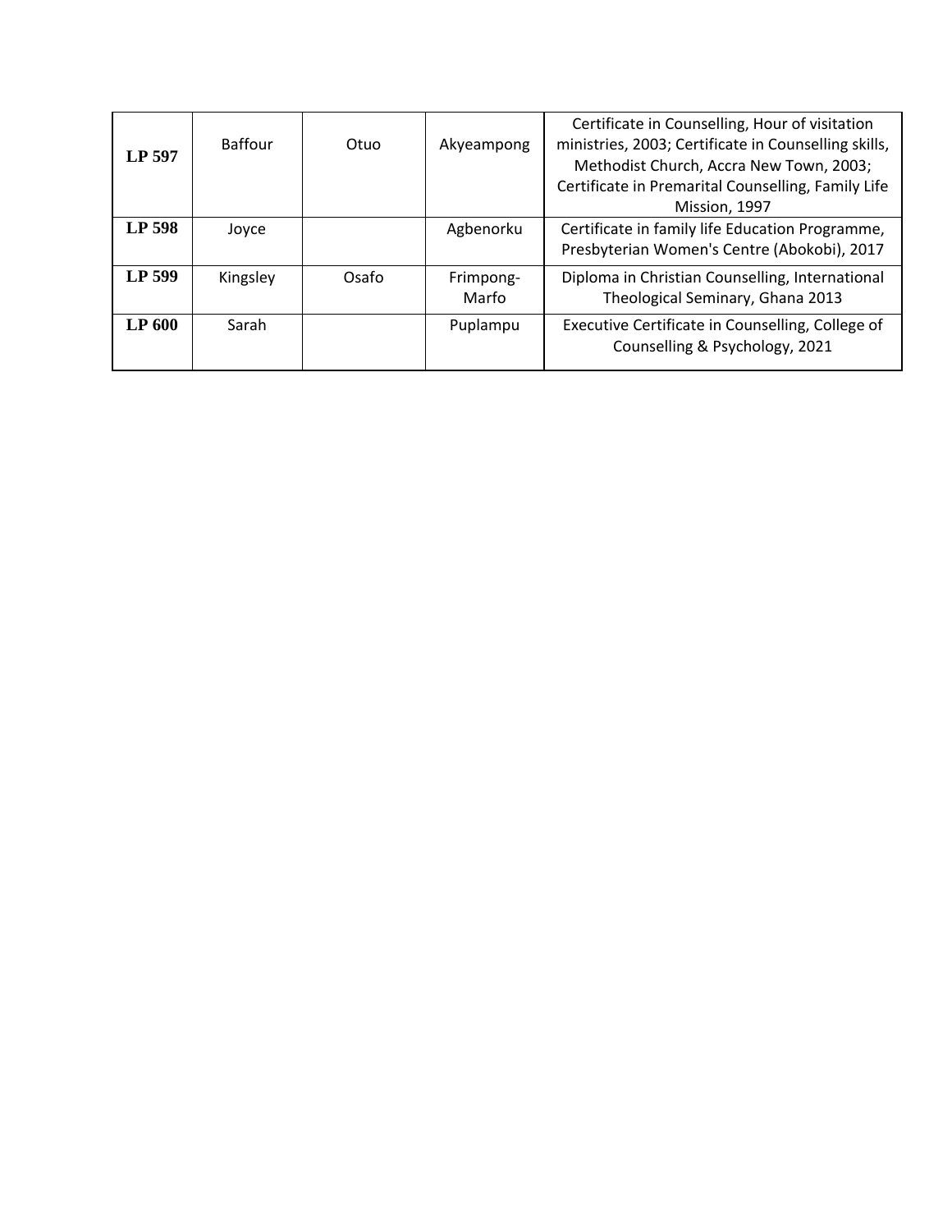| | | | | |
|---|---|---|---|---|
| **LP 597** | Baffour | Otuo | Akyeampong | Certificate in Counselling, Hour of visitation ministries, 2003; Certificate in Counselling skills, Methodist Church, Accra New Town, 2003; Certificate in Premarital Counselling, Family Life Mission, 1997 |
| **LP 598** | Joyce | | Agbenorku | Certificate in family life Education Programme, Presbyterian Women's Centre (Abokobi), 2017 |
| **LP 599** | Kingsley | Osafo | Frimpong-Marfo | Diploma in Christian Counselling, International Theological Seminary, Ghana 2013 |
| **LP 600** | Sarah | | Puplampu | Executive Certificate in Counselling, College of Counselling & Psychology, 2021 |